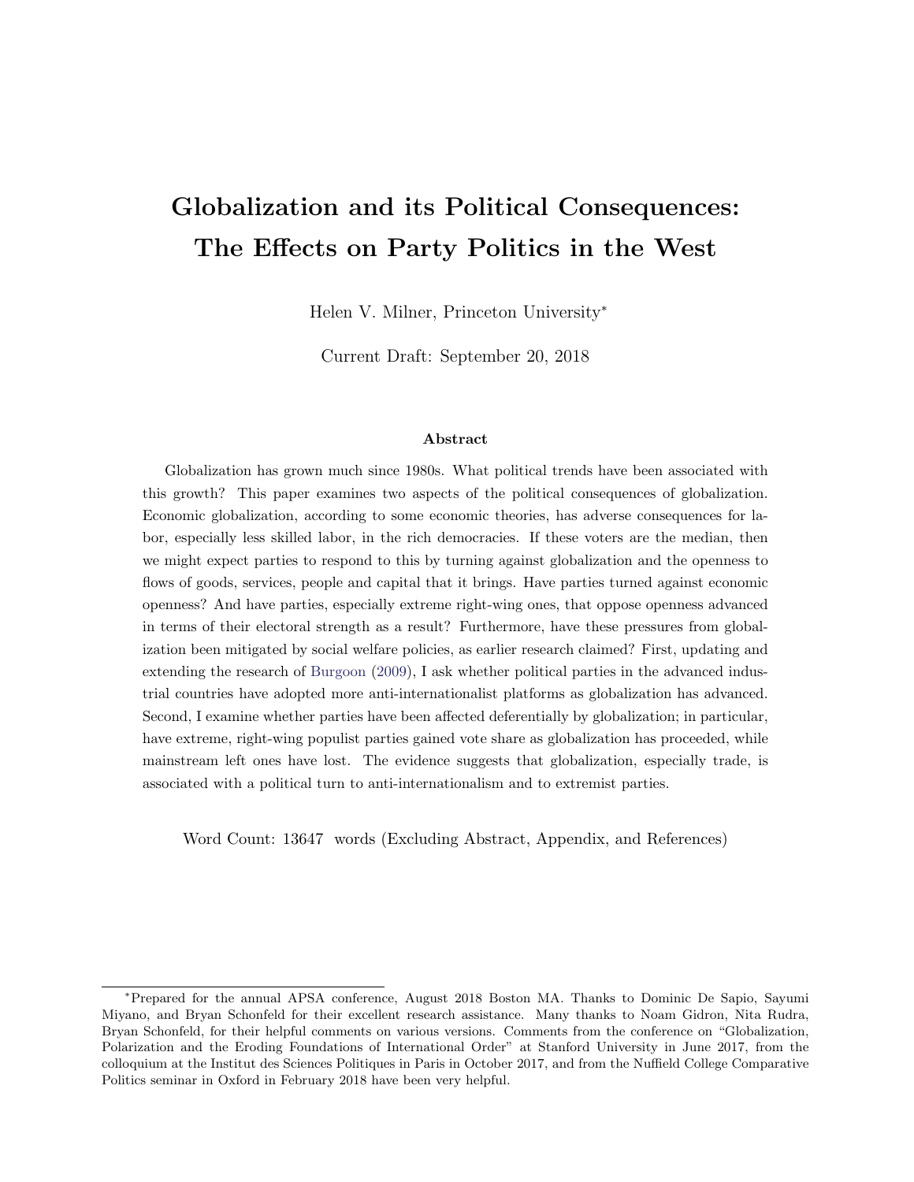# Globalization and its Political Consequences: The Effects on Party Politics in the West

Helen V. Milner, Princeton University*

Current Draft: September 20, 2018

### Abstract

Globalization has grown much since 1980s. What political trends have been associated with this growth? This paper examines two aspects of the political consequences of globalization. Economic globalization, according to some economic theories, has adverse consequences for labor, especially less skilled labor, in the rich democracies. If these voters are the median, then we might expect parties to respond to this by turning against globalization and the openness to flows of goods, services, people and capital that it brings. Have parties turned against economic openness? And have parties, especially extreme right-wing ones, that oppose openness advanced in terms of their electoral strength as a result? Furthermore, have these pressures from globalization been mitigated by social welfare policies, as earlier research claimed? First, updating and extending the research of Burgoon (2009), I ask whether political parties in the advanced industrial countries have adopted more anti-internationalist platforms as globalization has advanced. Second, I examine whether parties have been affected deferentially by globalization; in particular, have extreme, right-wing populist parties gained vote share as globalization has proceeded, while mainstream left ones have lost. The evidence suggests that globalization, especially trade, is associated with a political turn to anti-internationalism and to extremist parties.

Word Count: 13647 words (Excluding Abstract, Appendix, and References)

---

*Prepared for the annual APSA conference, August 2018 Boston MA. Thanks to Dominic De Sapio, Sayumi Miyano, and Bryan Schonfeld for their excellent research assistance. Many thanks to Noam Gidron, Nita Rudra, Bryan Schonfeld, for their helpful comments on various versions. Comments from the conference on "Globalization, Polarization and the Eroding Foundations of International Order" at Stanford University in June 2017, from the colloquium at the Institut des Sciences Politiques in Paris in October 2017, and from the Nuffield College Comparative Politics seminar in Oxford in February 2018 have been very helpful.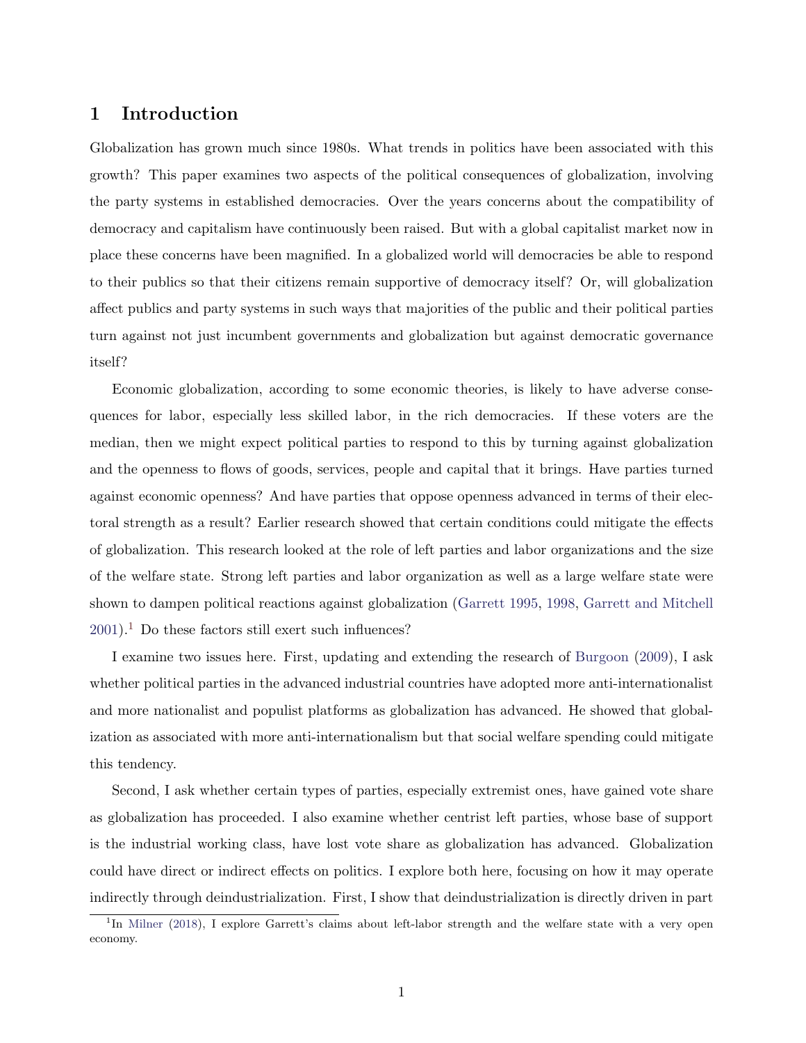# 1 Introduction

Globalization has grown much since 1980s. What trends in politics have been associated with this growth? This paper examines two aspects of the political consequences of globalization, involving the party systems in established democracies. Over the years concerns about the compatibility of democracy and capitalism have continuously been raised. But with a global capitalist market now in place these concerns have been magnified. In a globalized world will democracies be able to respond to their publics so that their citizens remain supportive of democracy itself? Or, will globalization affect publics and party systems in such ways that majorities of the public and their political parties turn against not just incumbent governments and globalization but against democratic governance itself?

Economic globalization, according to some economic theories, is likely to have adverse consequences for labor, especially less skilled labor, in the rich democracies. If these voters are the median, then we might expect political parties to respond to this by turning against globalization and the openness to flows of goods, services, people and capital that it brings. Have parties turned against economic openness? And have parties that oppose openness advanced in terms of their electoral strength as a result? Earlier research showed that certain conditions could mitigate the effects of globalization. This research looked at the role of left parties and labor organizations and the size of the welfare state. Strong left parties and labor organization as well as a large welfare state were shown to dampen political reactions against globalization (Garrett 1995, 1998, Garrett and Mitchell 2001).[1] Do these factors still exert such influences?

I examine two issues here. First, updating and extending the research of Burgoon (2009), I ask whether political parties in the advanced industrial countries have adopted more anti-internationalist and more nationalist and populist platforms as globalization has advanced. He showed that globalization as associated with more anti-internationalism but that social welfare spending could mitigate this tendency.

Second, I ask whether certain types of parties, especially extremist ones, have gained vote share as globalization has proceeded. I also examine whether centrist left parties, whose base of support is the industrial working class, have lost vote share as globalization has advanced. Globalization could have direct or indirect effects on politics. I explore both here, focusing on how it may operate indirectly through deindustrialization. First, I show that deindustrialization is directly driven in part

[1] In Milner (2018), I explore Garrett's claims about left-labor strength and the welfare state with a very open economy.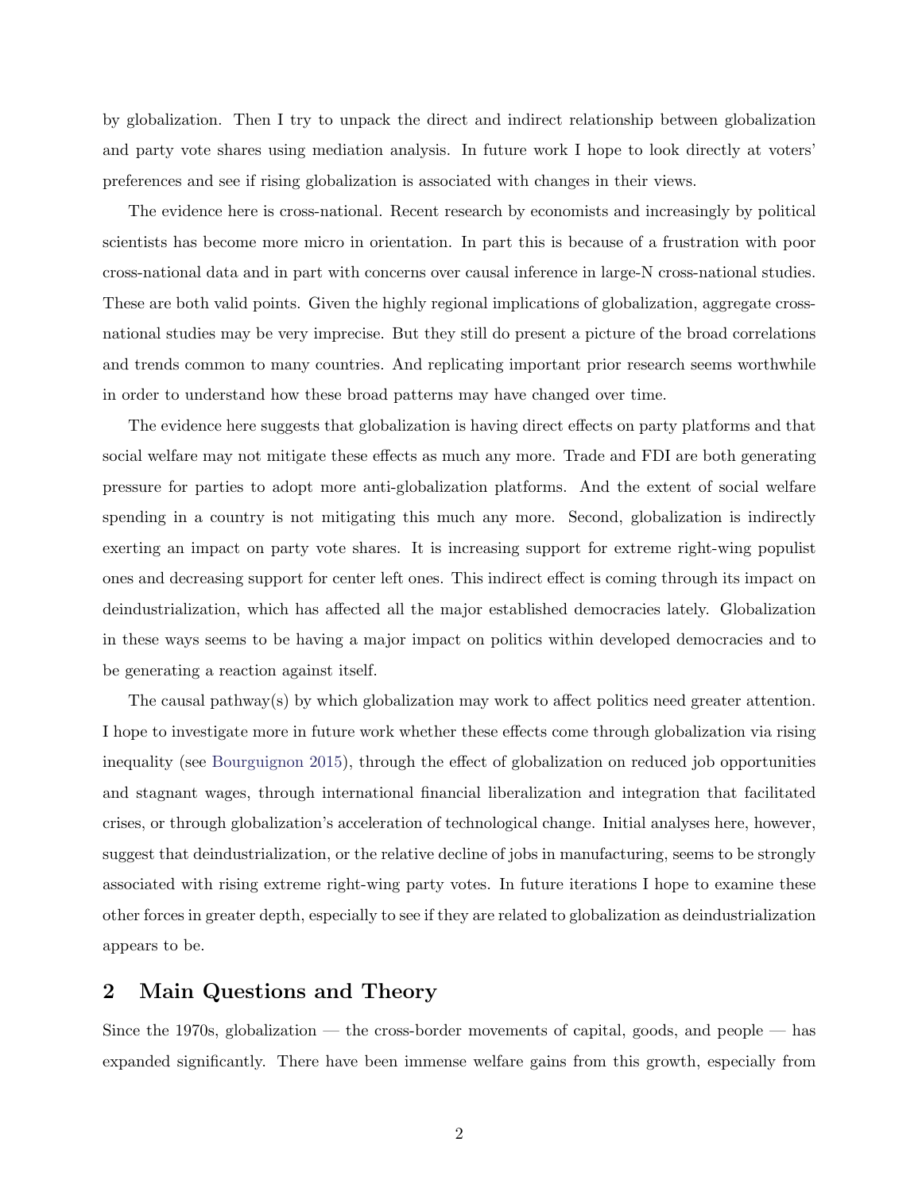by globalization. Then I try to unpack the direct and indirect relationship between globalization and party vote shares using mediation analysis. In future work I hope to look directly at voters' preferences and see if rising globalization is associated with changes in their views.

The evidence here is cross-national. Recent research by economists and increasingly by political scientists has become more micro in orientation. In part this is because of a frustration with poor cross-national data and in part with concerns over causal inference in large-N cross-national studies. These are both valid points. Given the highly regional implications of globalization, aggregate cross-national studies may be very imprecise. But they still do present a picture of the broad correlations and trends common to many countries. And replicating important prior research seems worthwhile in order to understand how these broad patterns may have changed over time.

The evidence here suggests that globalization is having direct effects on party platforms and that social welfare may not mitigate these effects as much any more. Trade and FDI are both generating pressure for parties to adopt more anti-globalization platforms. And the extent of social welfare spending in a country is not mitigating this much any more. Second, globalization is indirectly exerting an impact on party vote shares. It is increasing support for extreme right-wing populist ones and decreasing support for center left ones. This indirect effect is coming through its impact on deindustrialization, which has affected all the major established democracies lately. Globalization in these ways seems to be having a major impact on politics within developed democracies and to be generating a reaction against itself.

The causal pathway(s) by which globalization may work to affect politics need greater attention. I hope to investigate more in future work whether these effects come through globalization via rising inequality (see Bourguignon 2015), through the effect of globalization on reduced job opportunities and stagnant wages, through international financial liberalization and integration that facilitated crises, or through globalization's acceleration of technological change. Initial analyses here, however, suggest that deindustrialization, or the relative decline of jobs in manufacturing, seems to be strongly associated with rising extreme right-wing party votes. In future iterations I hope to examine these other forces in greater depth, especially to see if they are related to globalization as deindustrialization appears to be.

## 2 Main Questions and Theory

Since the 1970s, globalization — the cross-border movements of capital, goods, and people — has expanded significantly. There have been immense welfare gains from this growth, especially from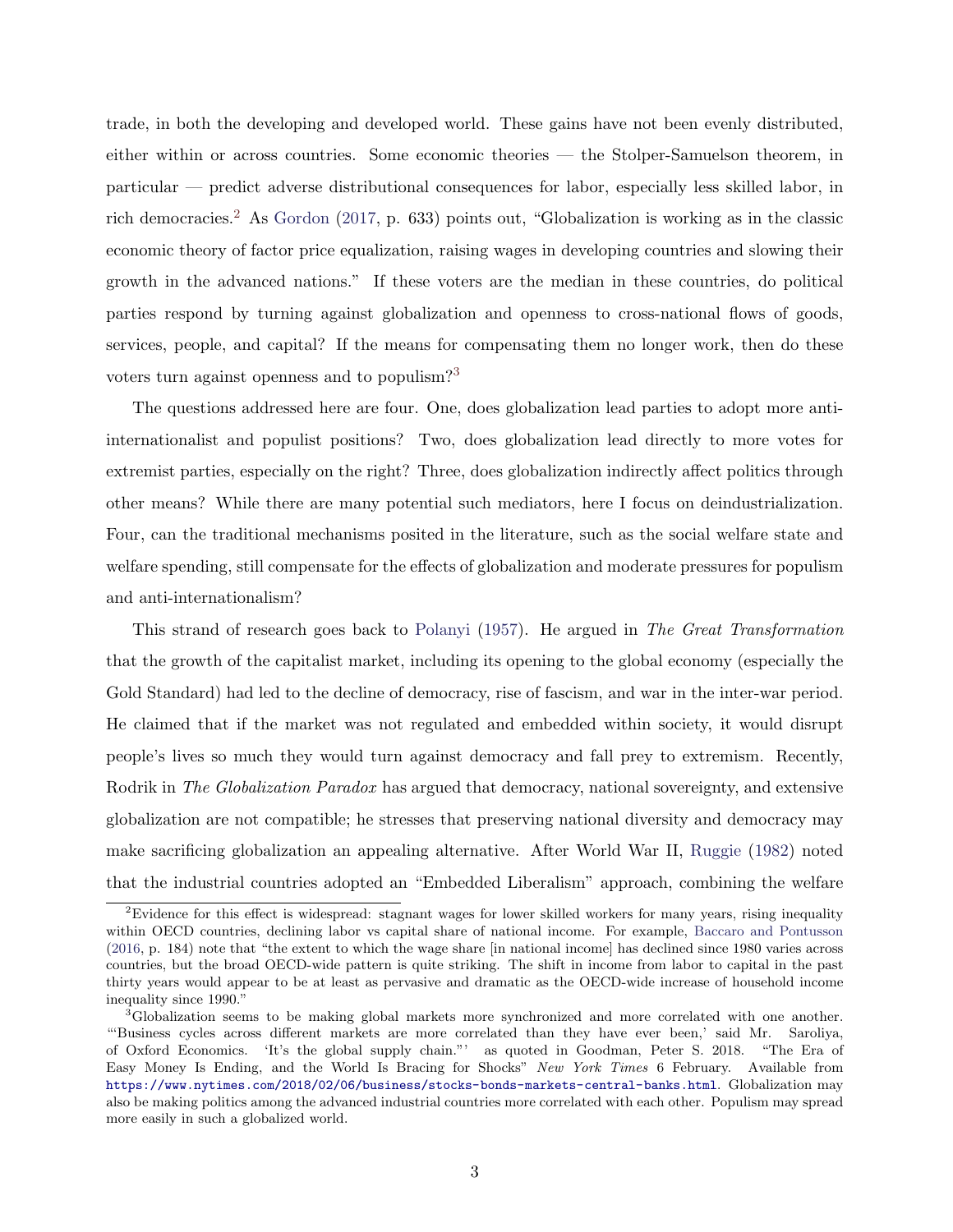trade, in both the developing and developed world. These gains have not been evenly distributed, either within or across countries. Some economic theories — the Stolper-Samuelson theorem, in particular — predict adverse distributional consequences for labor, especially less skilled labor, in rich democracies.[2] As Gordon (2017, p. 633) points out, "Globalization is working as in the classic economic theory of factor price equalization, raising wages in developing countries and slowing their growth in the advanced nations." If these voters are the median in these countries, do political parties respond by turning against globalization and openness to cross-national flows of goods, services, people, and capital? If the means for compensating them no longer work, then do these voters turn against openness and to populism?[3]

The questions addressed here are four. One, does globalization lead parties to adopt more anti-internationalist and populist positions? Two, does globalization lead directly to more votes for extremist parties, especially on the right? Three, does globalization indirectly affect politics through other means? While there are many potential such mediators, here I focus on deindustrialization. Four, can the traditional mechanisms posited in the literature, such as the social welfare state and welfare spending, still compensate for the effects of globalization and moderate pressures for populism and anti-internationalism?

This strand of research goes back to Polanyi (1957). He argued in *The Great Transformation* that the growth of the capitalist market, including its opening to the global economy (especially the Gold Standard) had led to the decline of democracy, rise of fascism, and war in the inter-war period. He claimed that if the market was not regulated and embedded within society, it would disrupt people's lives so much they would turn against democracy and fall prey to extremism. Recently, Rodrik in *The Globalization Paradox* has argued that democracy, national sovereignty, and extensive globalization are not compatible; he stresses that preserving national diversity and democracy may make sacrificing globalization an appealing alternative. After World War II, Ruggie (1982) noted that the industrial countries adopted an "Embedded Liberalism" approach, combining the welfare

---

[2] Evidence for this effect is widespread: stagnant wages for lower skilled workers for many years, rising inequality within OECD countries, declining labor vs capital share of national income. For example, Baccaro and Pontusson (2016, p. 184) note that "the extent to which the wage share [in national income] has declined since 1980 varies across countries, but the broad OECD-wide pattern is quite striking. The shift in income from labor to capital in the past thirty years would appear to be at least as pervasive and dramatic as the OECD-wide increase of household income inequality since 1990."

[3] Globalization seems to be making global markets more synchronized and more correlated with one another. "'Business cycles across different markets are more correlated than they have ever been,' said Mr. Saroliya, of Oxford Economics. 'It's the global supply chain."' as quoted in Goodman, Peter S. 2018. "The Era of Easy Money Is Ending, and the World Is Bracing for Shocks" *New York Times* 6 February. Available from https://www.nytimes.com/2018/02/06/business/stocks-bonds-markets-central-banks.html. Globalization may also be making politics among the advanced industrial countries more correlated with each other. Populism may spread more easily in such a globalized world.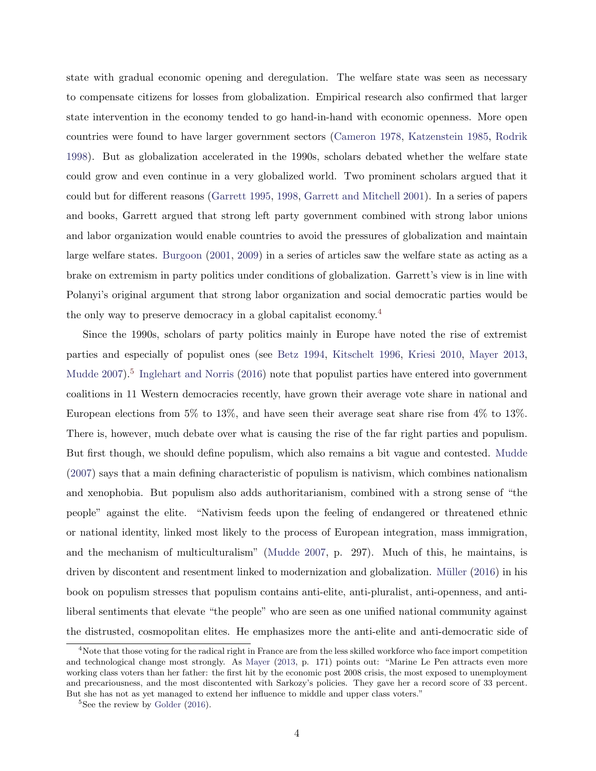state with gradual economic opening and deregulation. The welfare state was seen as necessary to compensate citizens for losses from globalization. Empirical research also confirmed that larger state intervention in the economy tended to go hand-in-hand with economic openness. More open countries were found to have larger government sectors (Cameron 1978, Katzenstein 1985, Rodrik 1998). But as globalization accelerated in the 1990s, scholars debated whether the welfare state could grow and even continue in a very globalized world. Two prominent scholars argued that it could but for different reasons (Garrett 1995, 1998, Garrett and Mitchell 2001). In a series of papers and books, Garrett argued that strong left party government combined with strong labor unions and labor organization would enable countries to avoid the pressures of globalization and maintain large welfare states. Burgoon (2001, 2009) in a series of articles saw the welfare state as acting as a brake on extremism in party politics under conditions of globalization. Garrett's view is in line with Polanyi's original argument that strong labor organization and social democratic parties would be the only way to preserve democracy in a global capitalist economy.[4]

Since the 1990s, scholars of party politics mainly in Europe have noted the rise of extremist parties and especially of populist ones (see Betz 1994, Kitschelt 1996, Kriesi 2010, Mayer 2013, Mudde 2007).[5] Inglehart and Norris (2016) note that populist parties have entered into government coalitions in 11 Western democracies recently, have grown their average vote share in national and European elections from 5% to 13%, and have seen their average seat share rise from 4% to 13%. There is, however, much debate over what is causing the rise of the far right parties and populism. But first though, we should define populism, which also remains a bit vague and contested. Mudde (2007) says that a main defining characteristic of populism is nativism, which combines nationalism and xenophobia. But populism also adds authoritarianism, combined with a strong sense of "the people" against the elite. "Nativism feeds upon the feeling of endangered or threatened ethnic or national identity, linked most likely to the process of European integration, mass immigration, and the mechanism of multiculturalism" (Mudde 2007, p. 297). Much of this, he maintains, is driven by discontent and resentment linked to modernization and globalization. Müller (2016) in his book on populism stresses that populism contains anti-elite, anti-pluralist, anti-openness, and anti-liberal sentiments that elevate "the people" who are seen as one unified national community against the distrusted, cosmopolitan elites. He emphasizes more the anti-elite and anti-democratic side of

[4] Note that those voting for the radical right in France are from the less skilled workforce who face import competition and technological change most strongly. As Mayer (2013, p. 171) points out: "Marine Le Pen attracts even more working class voters than her father: the first hit by the economic post 2008 crisis, the most exposed to unemployment and precariousness, and the most discontented with Sarkozy's policies. They gave her a record score of 33 percent. But she has not as yet managed to extend her influence to middle and upper class voters."

[5] See the review by Golder (2016).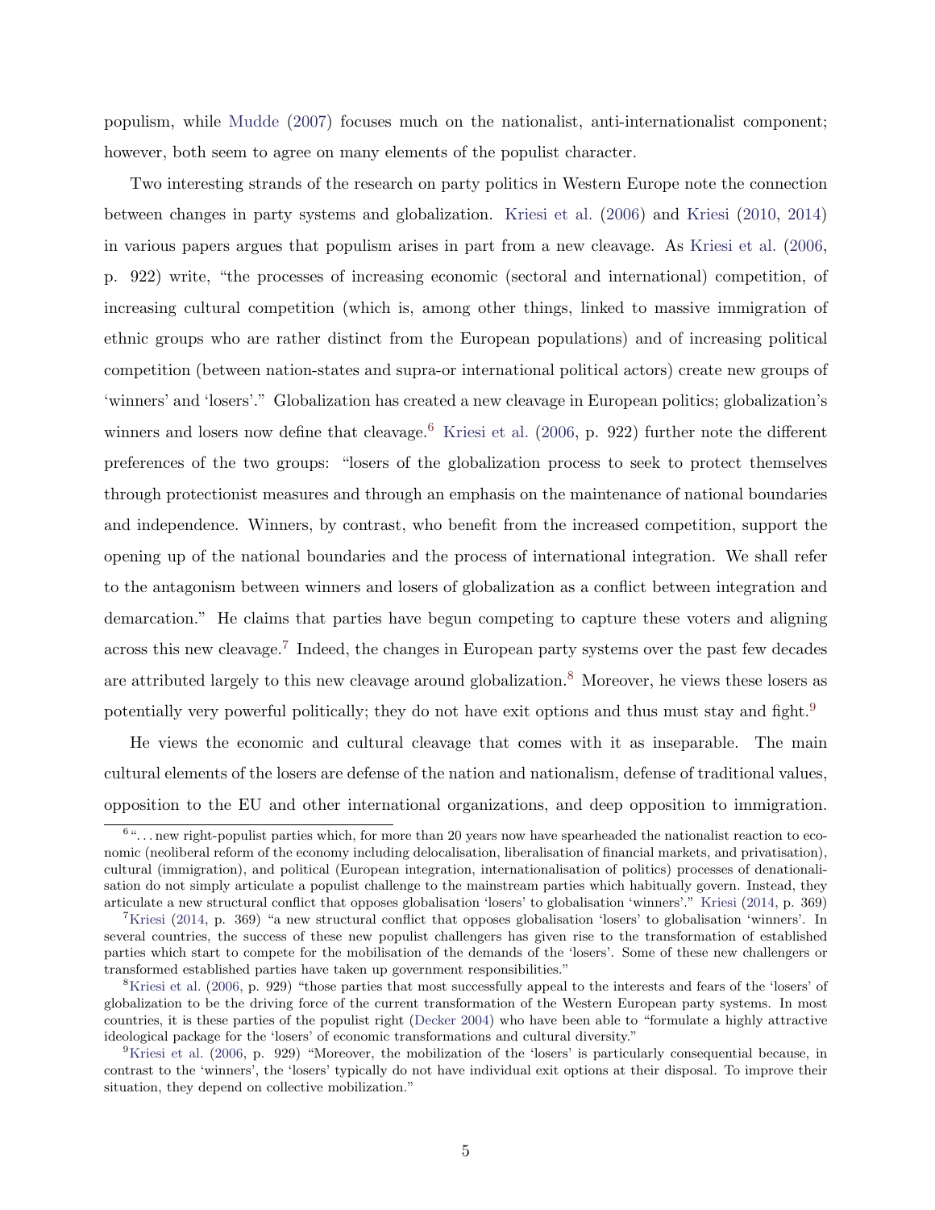populism, while Mudde (2007) focuses much on the nationalist, anti-internationalist component; however, both seem to agree on many elements of the populist character.

Two interesting strands of the research on party politics in Western Europe note the connection between changes in party systems and globalization. Kriesi et al. (2006) and Kriesi (2010, 2014) in various papers argues that populism arises in part from a new cleavage. As Kriesi et al. (2006, p. 922) write, "the processes of increasing economic (sectoral and international) competition, of increasing cultural competition (which is, among other things, linked to massive immigration of ethnic groups who are rather distinct from the European populations) and of increasing political competition (between nation-states and supra-or international political actors) create new groups of 'winners' and 'losers'." Globalization has created a new cleavage in European politics; globalization's winners and losers now define that cleavage.[6] Kriesi et al. (2006, p. 922) further note the different preferences of the two groups: "losers of the globalization process to seek to protect themselves through protectionist measures and through an emphasis on the maintenance of national boundaries and independence. Winners, by contrast, who benefit from the increased competition, support the opening up of the national boundaries and the process of international integration. We shall refer to the antagonism between winners and losers of globalization as a conflict between integration and demarcation." He claims that parties have begun competing to capture these voters and aligning across this new cleavage.[7] Indeed, the changes in European party systems over the past few decades are attributed largely to this new cleavage around globalization.[8] Moreover, he views these losers as potentially very powerful politically; they do not have exit options and thus must stay and fight.[9]

He views the economic and cultural cleavage that comes with it as inseparable. The main cultural elements of the losers are defense of the nation and nationalism, defense of traditional values, opposition to the EU and other international organizations, and deep opposition to immigration.

[6] "...new right-populist parties which, for more than 20 years now have spearheaded the nationalist reaction to economic (neoliberal reform of the economy including delocalisation, liberalisation of financial markets, and privatisation), cultural (immigration), and political (European integration, internationalisation of politics) processes of denationalisation do not simply articulate a populist challenge to the mainstream parties which habitually govern. Instead, they articulate a new structural conflict that opposes globalisation 'losers' to globalisation 'winners'." Kriesi (2014, p. 369)

[7] Kriesi (2014, p. 369) "a new structural conflict that opposes globalisation 'losers' to globalisation 'winners'. In several countries, the success of these new populist challengers has given rise to the transformation of established parties which start to compete for the mobilisation of the demands of the 'losers'. Some of these new challengers or transformed established parties have taken up government responsibilities."

[8] Kriesi et al. (2006, p. 929) "those parties that most successfully appeal to the interests and fears of the 'losers' of globalization to be the driving force of the current transformation of the Western European party systems. In most countries, it is these parties of the populist right (Decker 2004) who have been able to "formulate a highly attractive ideological package for the 'losers' of economic transformations and cultural diversity."

[9] Kriesi et al. (2006, p. 929) "Moreover, the mobilization of the 'losers' is particularly consequential because, in contrast to the 'winners', the 'losers' typically do not have individual exit options at their disposal. To improve their situation, they depend on collective mobilization."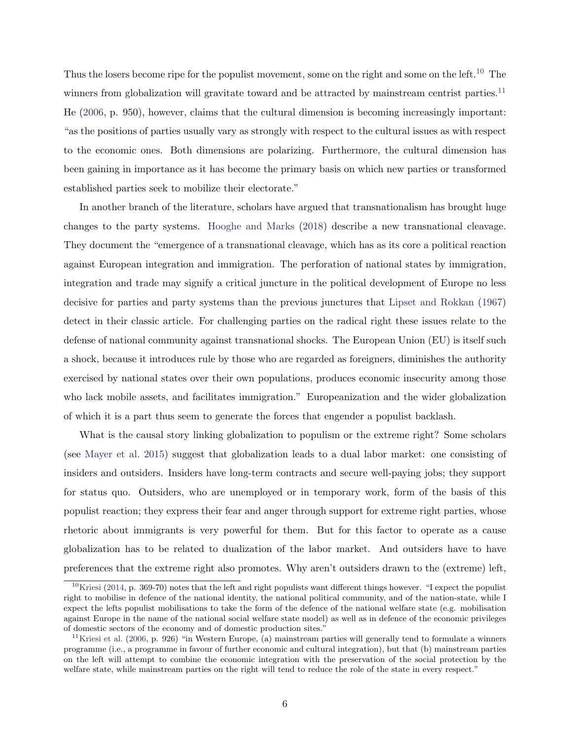Thus the losers become ripe for the populist movement, some on the right and some on the left.[10] The winners from globalization will gravitate toward and be attracted by mainstream centrist parties.[11] He (2006, p. 950), however, claims that the cultural dimension is becoming increasingly important: "as the positions of parties usually vary as strongly with respect to the cultural issues as with respect to the economic ones. Both dimensions are polarizing. Furthermore, the cultural dimension has been gaining in importance as it has become the primary basis on which new parties or transformed established parties seek to mobilize their electorate."

In another branch of the literature, scholars have argued that transnationalism has brought huge changes to the party systems. Hooghe and Marks (2018) describe a new transnational cleavage. They document the "emergence of a transnational cleavage, which has as its core a political reaction against European integration and immigration. The perforation of national states by immigration, integration and trade may signify a critical juncture in the political development of Europe no less decisive for parties and party systems than the previous junctures that Lipset and Rokkan (1967) detect in their classic article. For challenging parties on the radical right these issues relate to the defense of national community against transnational shocks. The European Union (EU) is itself such a shock, because it introduces rule by those who are regarded as foreigners, diminishes the authority exercised by national states over their own populations, produces economic insecurity among those who lack mobile assets, and facilitates immigration." Europeanization and the wider globalization of which it is a part thus seem to generate the forces that engender a populist backlash.

What is the causal story linking globalization to populism or the extreme right? Some scholars (see Mayer et al. 2015) suggest that globalization leads to a dual labor market: one consisting of insiders and outsiders. Insiders have long-term contracts and secure well-paying jobs; they support for status quo. Outsiders, who are unemployed or in temporary work, form of the basis of this populist reaction; they express their fear and anger through support for extreme right parties, whose rhetoric about immigrants is very powerful for them. But for this factor to operate as a cause globalization has to be related to dualization of the labor market. And outsiders have to have preferences that the extreme right also promotes. Why aren't outsiders drawn to the (extreme) left,

[10] Kriesi (2014, p. 369-70) notes that the left and right populists want different things however. "I expect the populist right to mobilise in defence of the national identity, the national political community, and of the nation-state, while I expect the lefts populist mobilisations to take the form of the defence of the national welfare state (e.g. mobilisation against Europe in the name of the national social welfare state model) as well as in defence of the economic privileges of domestic sectors of the economy and of domestic production sites."

[11] Kriesi et al. (2006, p. 926) "in Western Europe, (a) mainstream parties will generally tend to formulate a winners programme (i.e., a programme in favour of further economic and cultural integration), but that (b) mainstream parties on the left will attempt to combine the economic integration with the preservation of the social protection by the welfare state, while mainstream parties on the right will tend to reduce the role of the state in every respect."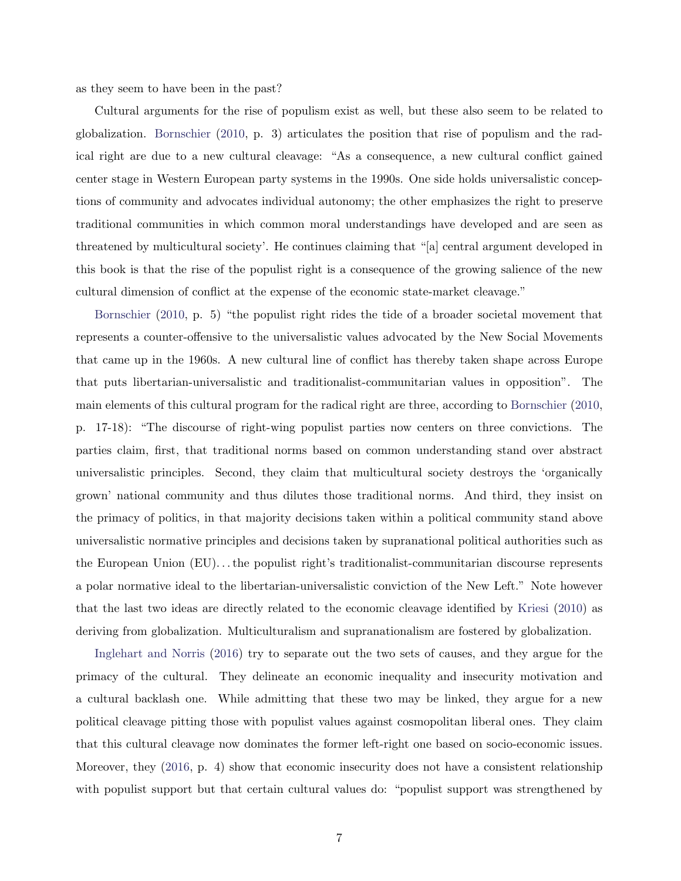as they seem to have been in the past?

Cultural arguments for the rise of populism exist as well, but these also seem to be related to globalization. Bornschier (2010, p. 3) articulates the position that rise of populism and the radical right are due to a new cultural cleavage: "As a consequence, a new cultural conflict gained center stage in Western European party systems in the 1990s. One side holds universalistic conceptions of community and advocates individual autonomy; the other emphasizes the right to preserve traditional communities in which common moral understandings have developed and are seen as threatened by multicultural society'. He continues claiming that "[a] central argument developed in this book is that the rise of the populist right is a consequence of the growing salience of the new cultural dimension of conflict at the expense of the economic state-market cleavage."

Bornschier (2010, p. 5) "the populist right rides the tide of a broader societal movement that represents a counter-offensive to the universalistic values advocated by the New Social Movements that came up in the 1960s. A new cultural line of conflict has thereby taken shape across Europe that puts libertarian-universalistic and traditionalist-communitarian values in opposition". The main elements of this cultural program for the radical right are three, according to Bornschier (2010, p. 17-18): "The discourse of right-wing populist parties now centers on three convictions. The parties claim, first, that traditional norms based on common understanding stand over abstract universalistic principles. Second, they claim that multicultural society destroys the 'organically grown' national community and thus dilutes those traditional norms. And third, they insist on the primacy of politics, in that majority decisions taken within a political community stand above universalistic normative principles and decisions taken by supranational political authorities such as the European Union (EU)...the populist right's traditionalist-communitarian discourse represents a polar normative ideal to the libertarian-universalistic conviction of the New Left." Note however that the last two ideas are directly related to the economic cleavage identified by Kriesi (2010) as deriving from globalization. Multiculturalism and supranationalism are fostered by globalization.

Inglehart and Norris (2016) try to separate out the two sets of causes, and they argue for the primacy of the cultural. They delineate an economic inequality and insecurity motivation and a cultural backlash one. While admitting that these two may be linked, they argue for a new political cleavage pitting those with populist values against cosmopolitan liberal ones. They claim that this cultural cleavage now dominates the former left-right one based on socio-economic issues. Moreover, they (2016, p. 4) show that economic insecurity does not have a consistent relationship with populist support but that certain cultural values do: "populist support was strengthened by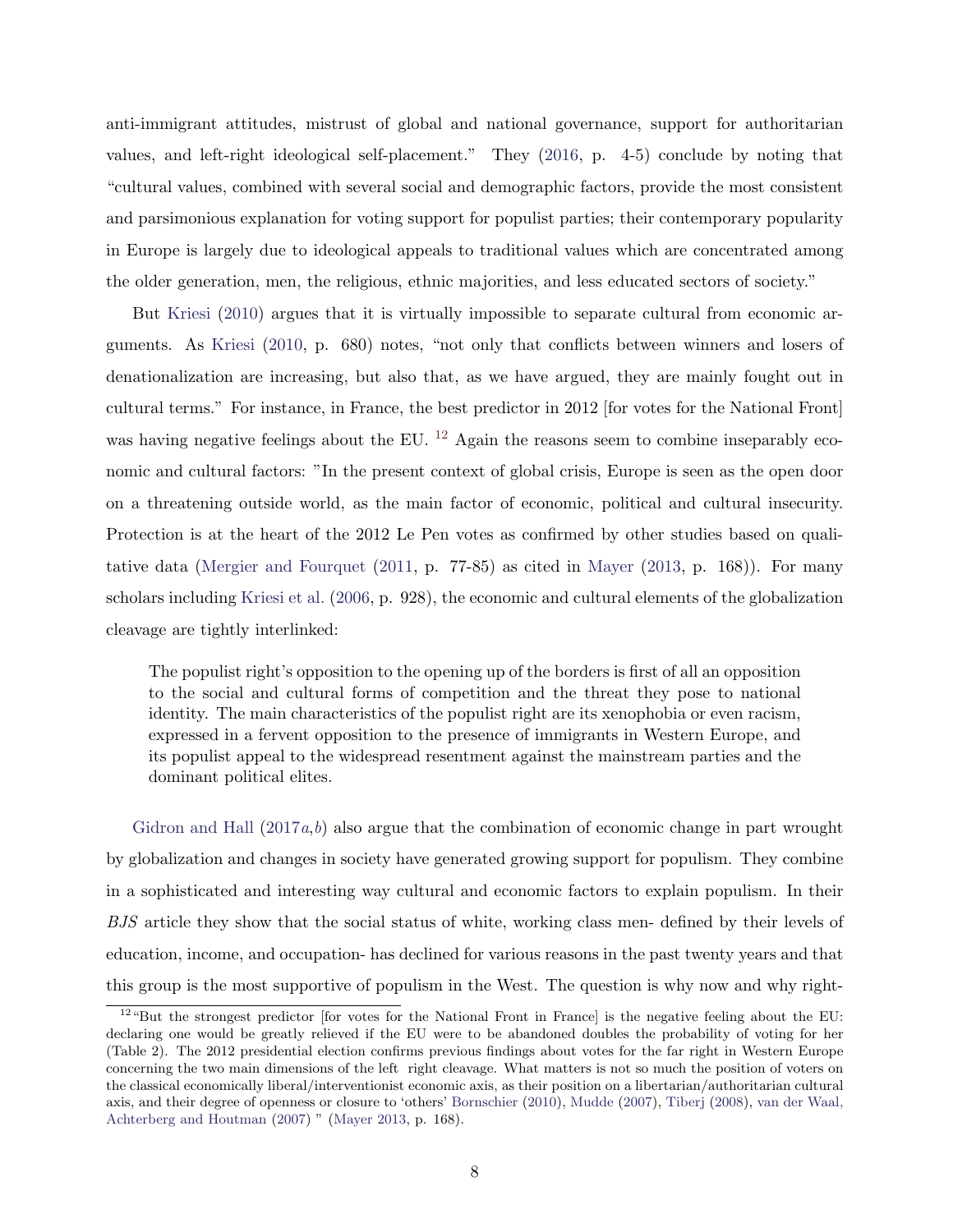anti-immigrant attitudes, mistrust of global and national governance, support for authoritarian values, and left-right ideological self-placement." They (2016, p. 4-5) conclude by noting that "cultural values, combined with several social and demographic factors, provide the most consistent and parsimonious explanation for voting support for populist parties; their contemporary popularity in Europe is largely due to ideological appeals to traditional values which are concentrated among the older generation, men, the religious, ethnic majorities, and less educated sectors of society."

But Kriesi (2010) argues that it is virtually impossible to separate cultural from economic arguments. As Kriesi (2010, p. 680) notes, "not only that conflicts between winners and losers of denationalization are increasing, but also that, as we have argued, they are mainly fought out in cultural terms." For instance, in France, the best predictor in 2012 [for votes for the National Front] was having negative feelings about the EU. [12] Again the reasons seem to combine inseparably economic and cultural factors: "In the present context of global crisis, Europe is seen as the open door on a threatening outside world, as the main factor of economic, political and cultural insecurity. Protection is at the heart of the 2012 Le Pen votes as confirmed by other studies based on qualitative data (Mergier and Fourquet (2011, p. 77-85) as cited in Mayer (2013, p. 168)). For many scholars including Kriesi et al. (2006, p. 928), the economic and cultural elements of the globalization cleavage are tightly interlinked:

> The populist right's opposition to the opening up of the borders is first of all an opposition to the social and cultural forms of competition and the threat they pose to national identity. The main characteristics of the populist right are its xenophobia or even racism, expressed in a fervent opposition to the presence of immigrants in Western Europe, and its populist appeal to the widespread resentment against the mainstream parties and the dominant political elites.

Gidron and Hall (2017*a*,*b*) also argue that the combination of economic change in part wrought by globalization and changes in society have generated growing support for populism. They combine in a sophisticated and interesting way cultural and economic factors to explain populism. In their *BJS* article they show that the social status of white, working class men- defined by their levels of education, income, and occupation- has declined for various reasons in the past twenty years and that this group is the most supportive of populism in the West. The question is why now and why right-

[12] "But the strongest predictor [for votes for the National Front in France] is the negative feeling about the EU: declaring one would be greatly relieved if the EU were to be abandoned doubles the probability of voting for her (Table 2). The 2012 presidential election confirms previous findings about votes for the far right in Western Europe concerning the two main dimensions of the left right cleavage. What matters is not so much the position of voters on the classical economically liberal/interventionist economic axis, as their position on a libertarian/authoritarian cultural axis, and their degree of openness or closure to 'others' Bornschier (2010), Mudde (2007), Tiberj (2008), van der Waal, Achterberg and Houtman (2007) " (Mayer 2013, p. 168).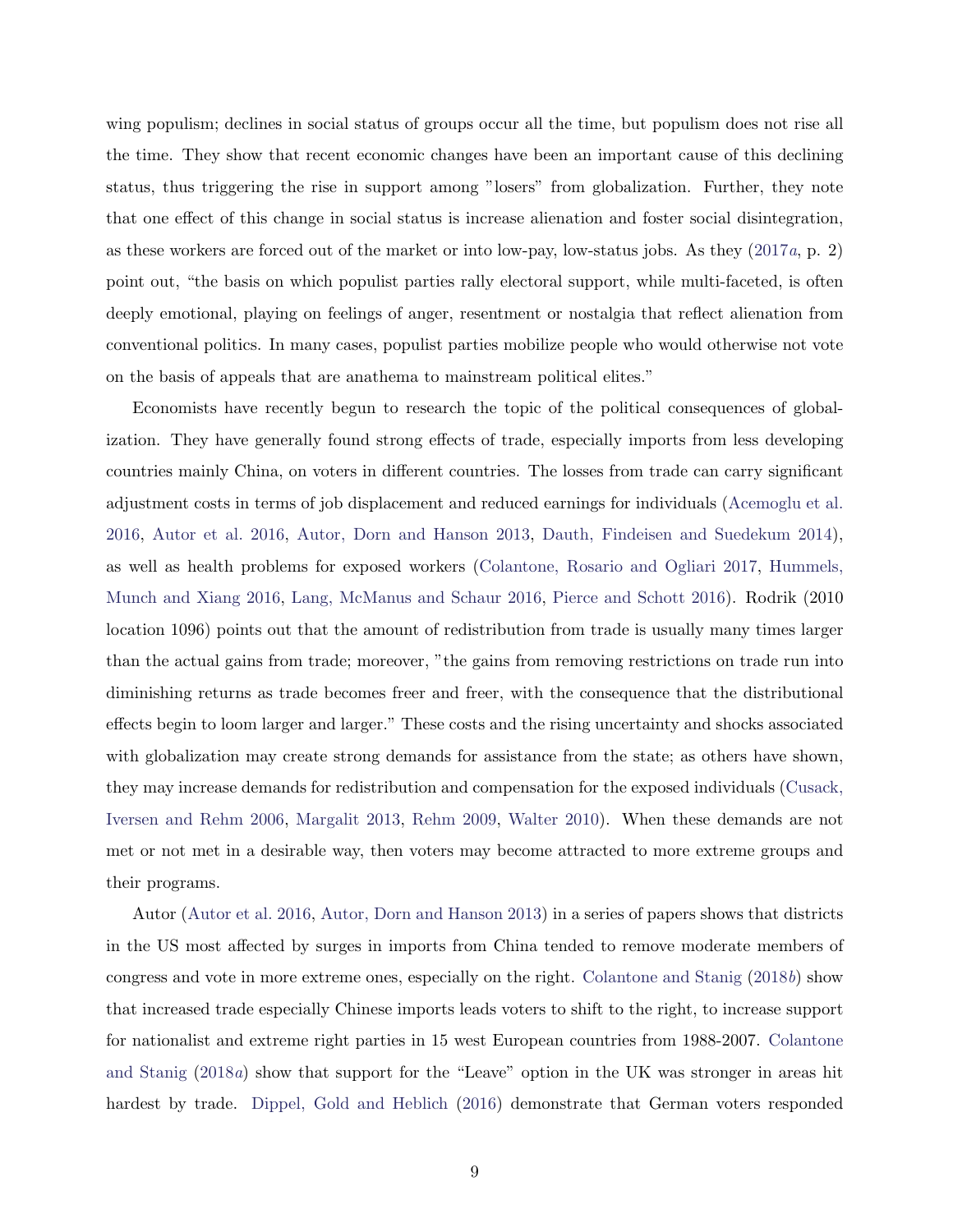wing populism; declines in social status of groups occur all the time, but populism does not rise all the time. They show that recent economic changes have been an important cause of this declining status, thus triggering the rise in support among "losers" from globalization. Further, they note that one effect of this change in social status is increase alienation and foster social disintegration, as these workers are forced out of the market or into low-pay, low-status jobs. As they (2017*a*, p. 2) point out, "the basis on which populist parties rally electoral support, while multi-faceted, is often deeply emotional, playing on feelings of anger, resentment or nostalgia that reflect alienation from conventional politics. In many cases, populist parties mobilize people who would otherwise not vote on the basis of appeals that are anathema to mainstream political elites."

Economists have recently begun to research the topic of the political consequences of globalization. They have generally found strong effects of trade, especially imports from less developing countries mainly China, on voters in different countries. The losses from trade can carry significant adjustment costs in terms of job displacement and reduced earnings for individuals (Acemoglu et al. 2016, Autor et al. 2016, Autor, Dorn and Hanson 2013, Dauth, Findeisen and Suedekum 2014), as well as health problems for exposed workers (Colantone, Rosario and Ogliari 2017, Hummels, Munch and Xiang 2016, Lang, McManus and Schaur 2016, Pierce and Schott 2016). Rodrik (2010 location 1096) points out that the amount of redistribution from trade is usually many times larger than the actual gains from trade; moreover, "the gains from removing restrictions on trade run into diminishing returns as trade becomes freer and freer, with the consequence that the distributional effects begin to loom larger and larger." These costs and the rising uncertainty and shocks associated with globalization may create strong demands for assistance from the state; as others have shown, they may increase demands for redistribution and compensation for the exposed individuals (Cusack, Iversen and Rehm 2006, Margalit 2013, Rehm 2009, Walter 2010). When these demands are not met or not met in a desirable way, then voters may become attracted to more extreme groups and their programs.

Autor (Autor et al. 2016, Autor, Dorn and Hanson 2013) in a series of papers shows that districts in the US most affected by surges in imports from China tended to remove moderate members of congress and vote in more extreme ones, especially on the right. Colantone and Stanig (2018*b*) show that increased trade especially Chinese imports leads voters to shift to the right, to increase support for nationalist and extreme right parties in 15 west European countries from 1988-2007. Colantone and Stanig (2018*a*) show that support for the "Leave" option in the UK was stronger in areas hit hardest by trade. Dippel, Gold and Heblich (2016) demonstrate that German voters responded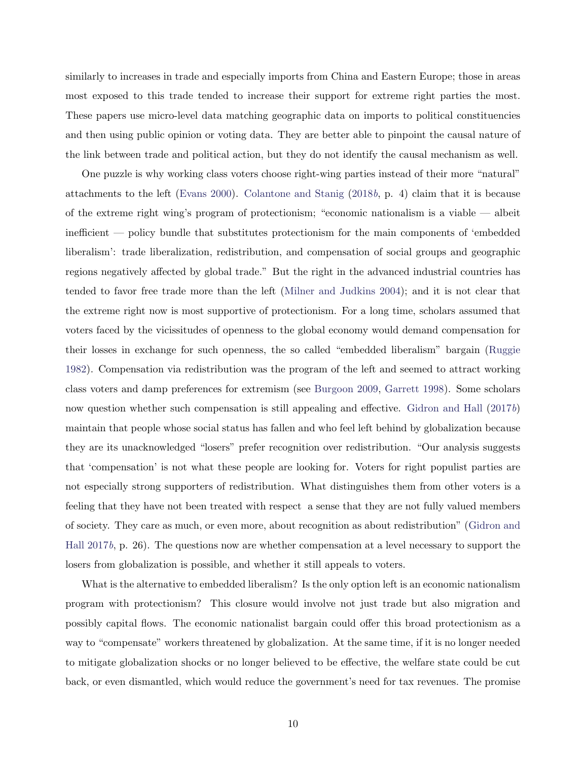similarly to increases in trade and especially imports from China and Eastern Europe; those in areas most exposed to this trade tended to increase their support for extreme right parties the most. These papers use micro-level data matching geographic data on imports to political constituencies and then using public opinion or voting data. They are better able to pinpoint the causal nature of the link between trade and political action, but they do not identify the causal mechanism as well.

One puzzle is why working class voters choose right-wing parties instead of their more "natural" attachments to the left (Evans 2000). Colantone and Stanig (2018*b*, p. 4) claim that it is because of the extreme right wing's program of protectionism; "economic nationalism is a viable — albeit inefficient — policy bundle that substitutes protectionism for the main components of 'embedded liberalism': trade liberalization, redistribution, and compensation of social groups and geographic regions negatively affected by global trade." But the right in the advanced industrial countries has tended to favor free trade more than the left (Milner and Judkins 2004); and it is not clear that the extreme right now is most supportive of protectionism. For a long time, scholars assumed that voters faced by the vicissitudes of openness to the global economy would demand compensation for their losses in exchange for such openness, the so called "embedded liberalism" bargain (Ruggie 1982). Compensation via redistribution was the program of the left and seemed to attract working class voters and damp preferences for extremism (see Burgoon 2009, Garrett 1998). Some scholars now question whether such compensation is still appealing and effective. Gidron and Hall (2017*b*) maintain that people whose social status has fallen and who feel left behind by globalization because they are its unacknowledged "losers" prefer recognition over redistribution. "Our analysis suggests that 'compensation' is not what these people are looking for. Voters for right populist parties are not especially strong supporters of redistribution. What distinguishes them from other voters is a feeling that they have not been treated with respect a sense that they are not fully valued members of society. They care as much, or even more, about recognition as about redistribution" (Gidron and Hall 2017*b*, p. 26). The questions now are whether compensation at a level necessary to support the losers from globalization is possible, and whether it still appeals to voters.

What is the alternative to embedded liberalism? Is the only option left is an economic nationalism program with protectionism? This closure would involve not just trade but also migration and possibly capital flows. The economic nationalist bargain could offer this broad protectionism as a way to "compensate" workers threatened by globalization. At the same time, if it is no longer needed to mitigate globalization shocks or no longer believed to be effective, the welfare state could be cut back, or even dismantled, which would reduce the government's need for tax revenues. The promise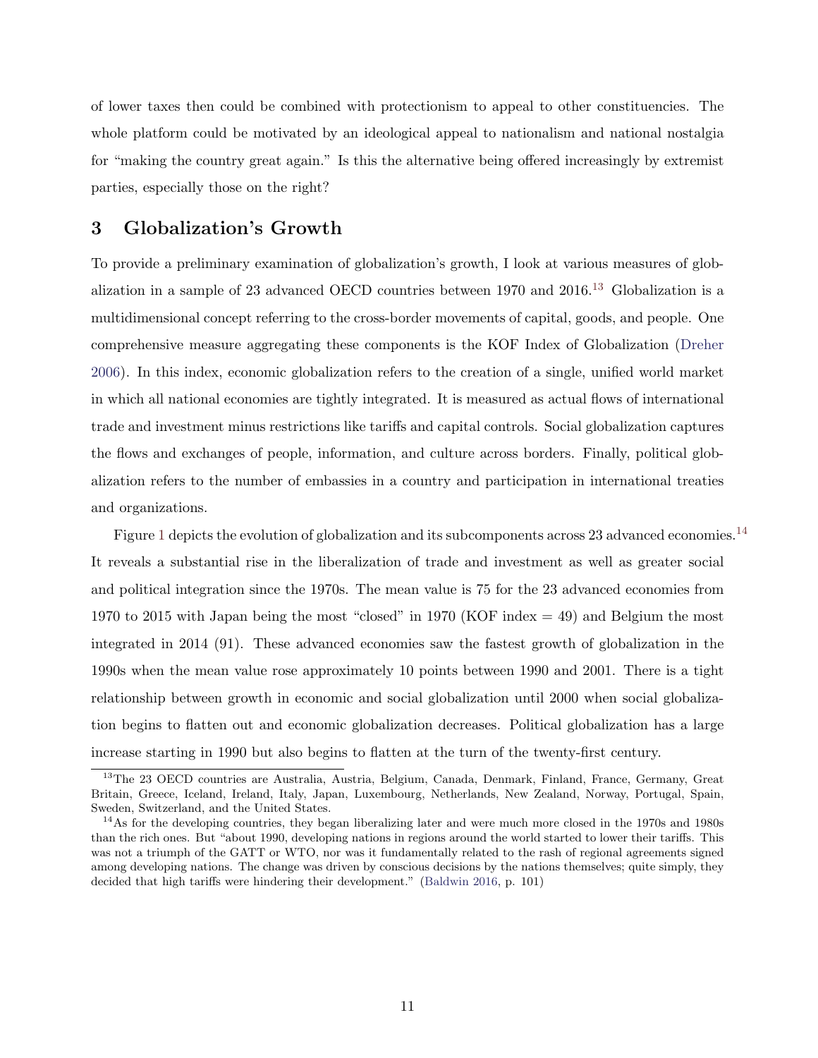of lower taxes then could be combined with protectionism to appeal to other constituencies. The whole platform could be motivated by an ideological appeal to nationalism and national nostalgia for "making the country great again." Is this the alternative being offered increasingly by extremist parties, especially those on the right?

## 3 Globalization's Growth

To provide a preliminary examination of globalization's growth, I look at various measures of globalization in a sample of 23 advanced OECD countries between 1970 and 2016.[13] Globalization is a multidimensional concept referring to the cross-border movements of capital, goods, and people. One comprehensive measure aggregating these components is the KOF Index of Globalization (Dreher 2006). In this index, economic globalization refers to the creation of a single, unified world market in which all national economies are tightly integrated. It is measured as actual flows of international trade and investment minus restrictions like tariffs and capital controls. Social globalization captures the flows and exchanges of people, information, and culture across borders. Finally, political globalization refers to the number of embassies in a country and participation in international treaties and organizations.

Figure 1 depicts the evolution of globalization and its subcomponents across 23 advanced economies.[14] It reveals a substantial rise in the liberalization of trade and investment as well as greater social and political integration since the 1970s. The mean value is 75 for the 23 advanced economies from 1970 to 2015 with Japan being the most "closed" in 1970 (KOF index = 49) and Belgium the most integrated in 2014 (91). These advanced economies saw the fastest growth of globalization in the 1990s when the mean value rose approximately 10 points between 1990 and 2001. There is a tight relationship between growth in economic and social globalization until 2000 when social globalization begins to flatten out and economic globalization decreases. Political globalization has a large increase starting in 1990 but also begins to flatten at the turn of the twenty-first century.

[13] The 23 OECD countries are Australia, Austria, Belgium, Canada, Denmark, Finland, France, Germany, Great Britain, Greece, Iceland, Ireland, Italy, Japan, Luxembourg, Netherlands, New Zealand, Norway, Portugal, Spain, Sweden, Switzerland, and the United States.

[14] As for the developing countries, they began liberalizing later and were much more closed in the 1970s and 1980s than the rich ones. But "about 1990, developing nations in regions around the world started to lower their tariffs. This was not a triumph of the GATT or WTO, nor was it fundamentally related to the rash of regional agreements signed among developing nations. The change was driven by conscious decisions by the nations themselves; quite simply, they decided that high tariffs were hindering their development." (Baldwin 2016, p. 101)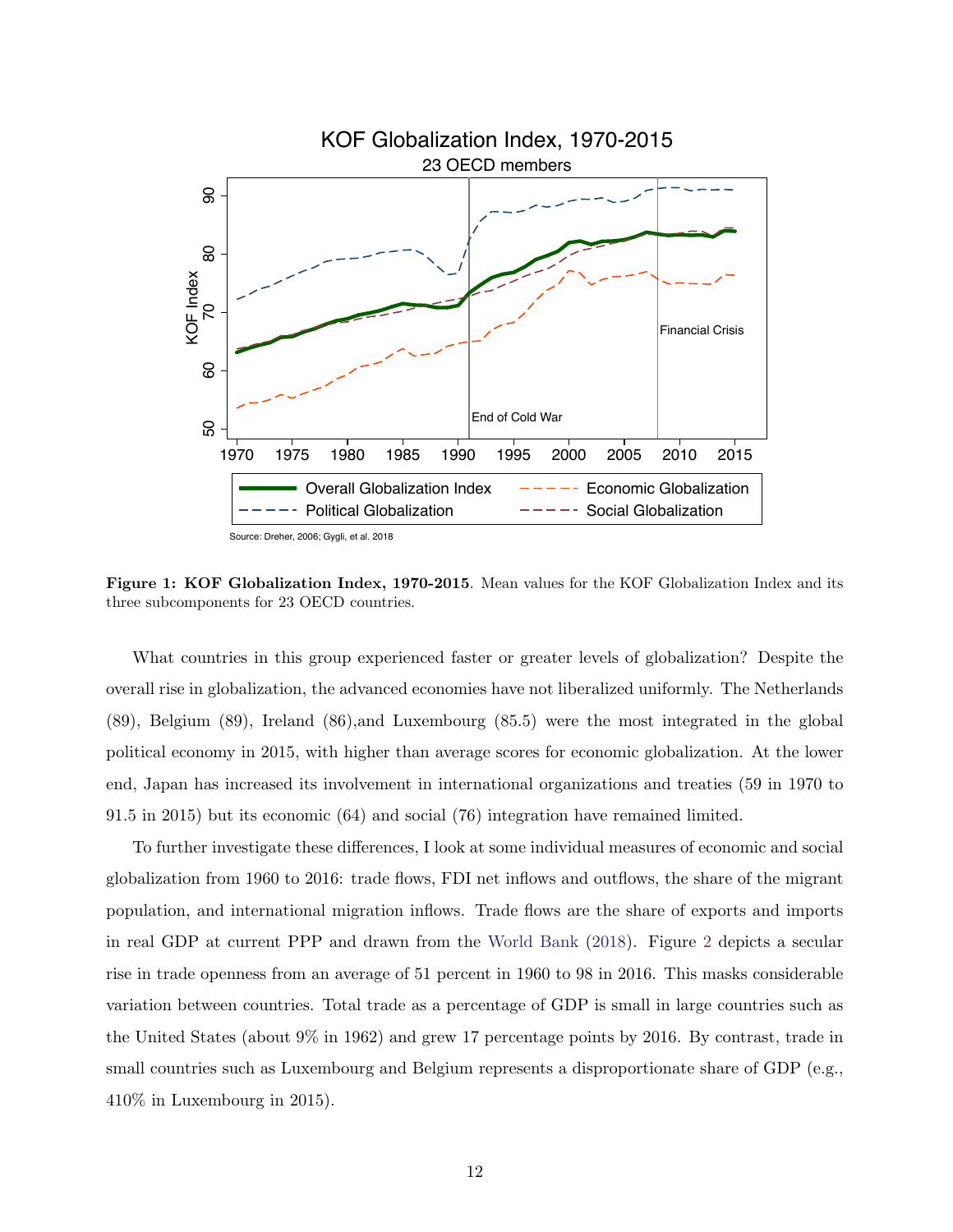**Figure 1: KOF Globalization Index, 1970-2015**. Mean values for the KOF Globalization Index and its three subcomponents for 23 OECD countries.

What countries in this group experienced faster or greater levels of globalization? Despite the overall rise in globalization, the advanced economies have not liberalized uniformly. The Netherlands (89), Belgium (89), Ireland (86),and Luxembourg (85.5) were the most integrated in the global political economy in 2015, with higher than average scores for economic globalization. At the lower end, Japan has increased its involvement in international organizations and treaties (59 in 1970 to 91.5 in 2015) but its economic (64) and social (76) integration have remained limited.

To further investigate these differences, I look at some individual measures of economic and social globalization from 1960 to 2016: trade flows, FDI net inflows and outflows, the share of the migrant population, and international migration inflows. Trade flows are the share of exports and imports in real GDP at current PPP and drawn from the World Bank (2018). Figure 2 depicts a secular rise in trade openness from an average of 51 percent in 1960 to 98 in 2016. This masks considerable variation between countries. Total trade as a percentage of GDP is small in large countries such as the United States (about 9% in 1962) and grew 17 percentage points by 2016. By contrast, trade in small countries such as Luxembourg and Belgium represents a disproportionate share of GDP (e.g., 410% in Luxembourg in 2015).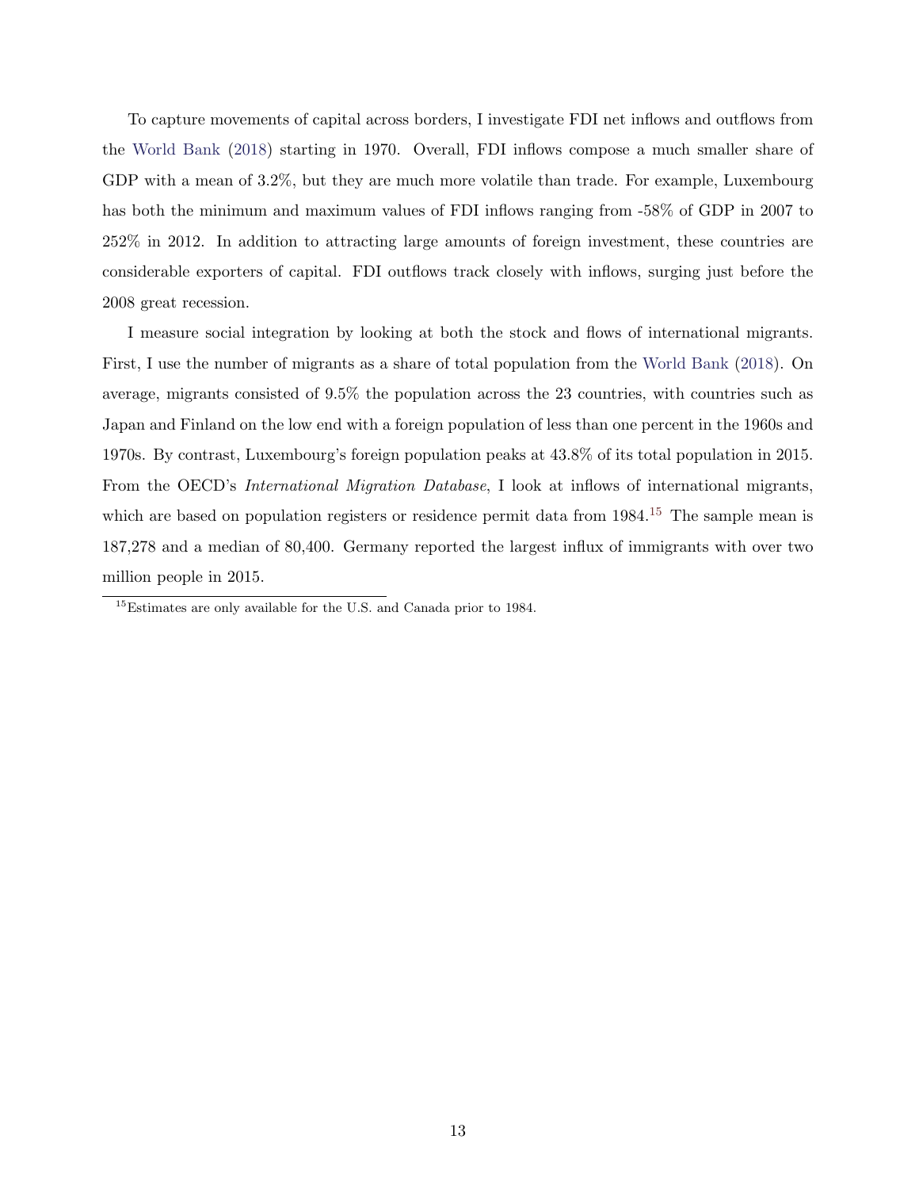To capture movements of capital across borders, I investigate FDI net inflows and outflows from the World Bank (2018) starting in 1970. Overall, FDI inflows compose a much smaller share of GDP with a mean of 3.2%, but they are much more volatile than trade. For example, Luxembourg has both the minimum and maximum values of FDI inflows ranging from -58% of GDP in 2007 to 252% in 2012. In addition to attracting large amounts of foreign investment, these countries are considerable exporters of capital. FDI outflows track closely with inflows, surging just before the 2008 great recession.

I measure social integration by looking at both the stock and flows of international migrants. First, I use the number of migrants as a share of total population from the World Bank (2018). On average, migrants consisted of 9.5% the population across the 23 countries, with countries such as Japan and Finland on the low end with a foreign population of less than one percent in the 1960s and 1970s. By contrast, Luxembourg's foreign population peaks at 43.8% of its total population in 2015. From the OECD's *International Migration Database*, I look at inflows of international migrants, which are based on population registers or residence permit data from 1984.[15] The sample mean is 187,278 and a median of 80,400. Germany reported the largest influx of immigrants with over two million people in 2015.

[15] Estimates are only available for the U.S. and Canada prior to 1984.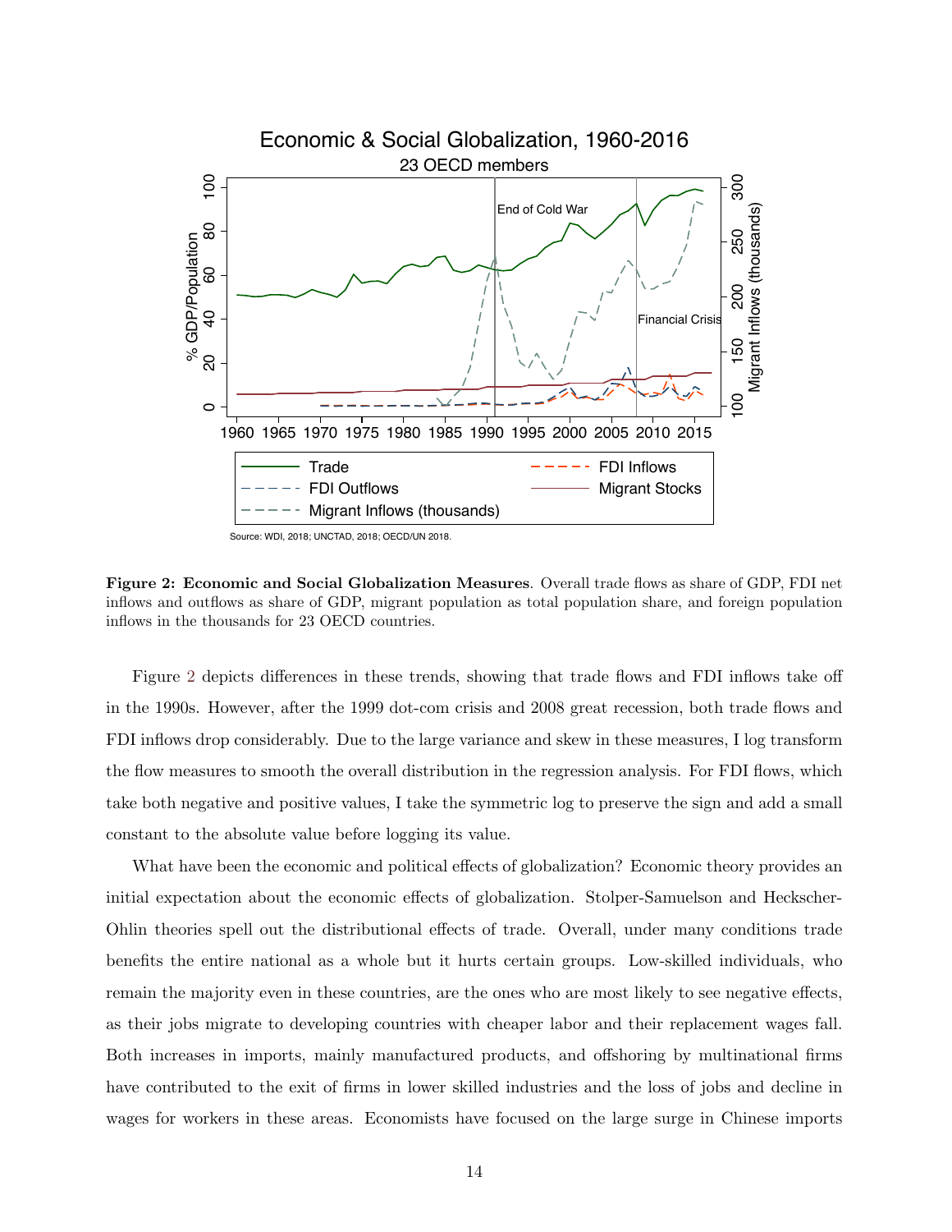**Figure 2: Economic and Social Globalization Measures**. Overall trade flows as share of GDP, FDI net inflows and outflows as share of GDP, migrant population as total population share, and foreign population inflows in the thousands for 23 OECD countries.

Figure 2 depicts differences in these trends, showing that trade flows and FDI inflows take off in the 1990s. However, after the 1999 dot-com crisis and 2008 great recession, both trade flows and FDI inflows drop considerably. Due to the large variance and skew in these measures, I log transform the flow measures to smooth the overall distribution in the regression analysis. For FDI flows, which take both negative and positive values, I take the symmetric log to preserve the sign and add a small constant to the absolute value before logging its value.

What have been the economic and political effects of globalization? Economic theory provides an initial expectation about the economic effects of globalization. Stolper-Samuelson and Heckscher-Ohlin theories spell out the distributional effects of trade. Overall, under many conditions trade benefits the entire national as a whole but it hurts certain groups. Low-skilled individuals, who remain the majority even in these countries, are the ones who are most likely to see negative effects, as their jobs migrate to developing countries with cheaper labor and their replacement wages fall. Both increases in imports, mainly manufactured products, and offshoring by multinational firms have contributed to the exit of firms in lower skilled industries and the loss of jobs and decline in wages for workers in these areas. Economists have focused on the large surge in Chinese imports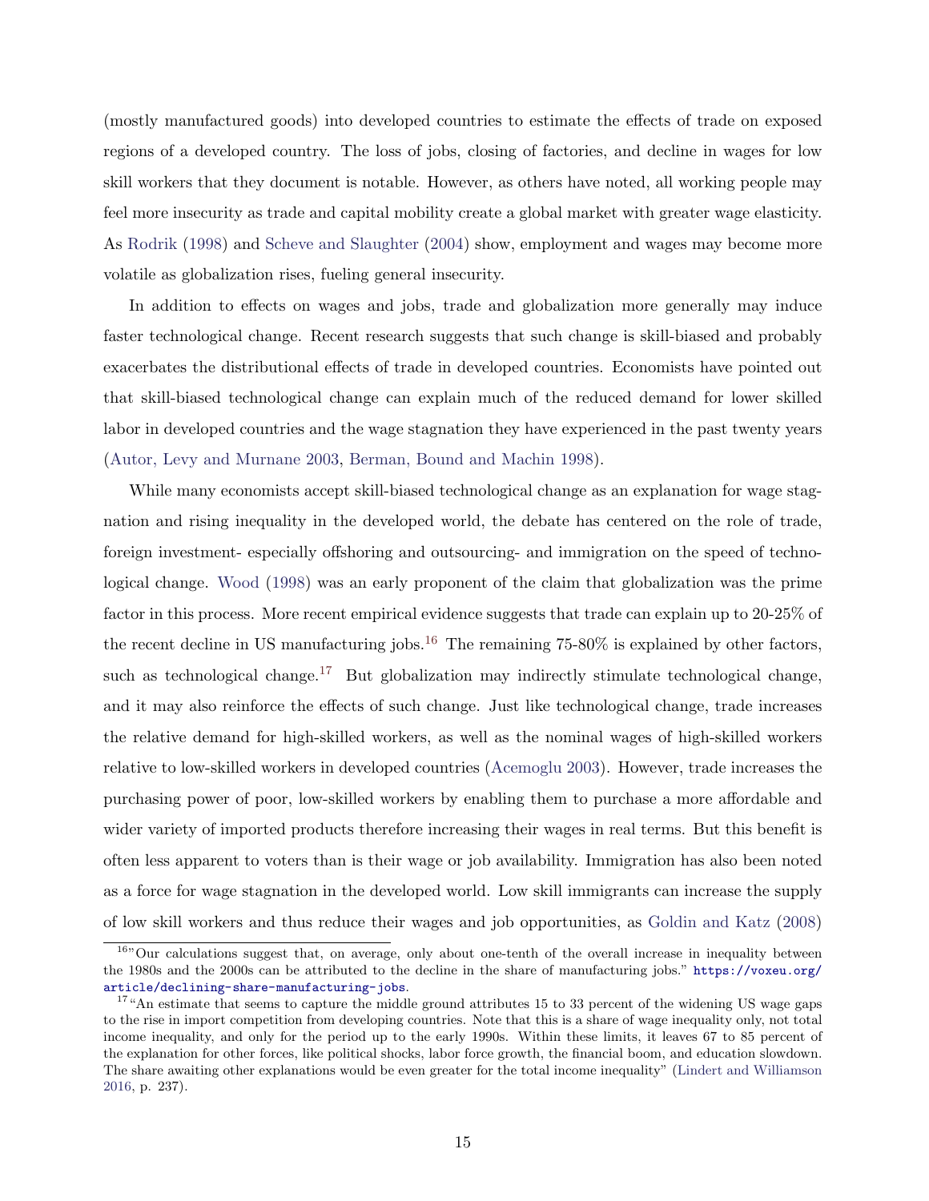(mostly manufactured goods) into developed countries to estimate the effects of trade on exposed regions of a developed country. The loss of jobs, closing of factories, and decline in wages for low skill workers that they document is notable. However, as others have noted, all working people may feel more insecurity as trade and capital mobility create a global market with greater wage elasticity. As Rodrik (1998) and Scheve and Slaughter (2004) show, employment and wages may become more volatile as globalization rises, fueling general insecurity.

In addition to effects on wages and jobs, trade and globalization more generally may induce faster technological change. Recent research suggests that such change is skill-biased and probably exacerbates the distributional effects of trade in developed countries. Economists have pointed out that skill-biased technological change can explain much of the reduced demand for lower skilled labor in developed countries and the wage stagnation they have experienced in the past twenty years (Autor, Levy and Murnane 2003, Berman, Bound and Machin 1998).

While many economists accept skill-biased technological change as an explanation for wage stagnation and rising inequality in the developed world, the debate has centered on the role of trade, foreign investment- especially offshoring and outsourcing- and immigration on the speed of technological change. Wood (1998) was an early proponent of the claim that globalization was the prime factor in this process. More recent empirical evidence suggests that trade can explain up to 20-25% of the recent decline in US manufacturing jobs.[16] The remaining 75-80% is explained by other factors, such as technological change.[17] But globalization may indirectly stimulate technological change, and it may also reinforce the effects of such change. Just like technological change, trade increases the relative demand for high-skilled workers, as well as the nominal wages of high-skilled workers relative to low-skilled workers in developed countries (Acemoglu 2003). However, trade increases the purchasing power of poor, low-skilled workers by enabling them to purchase a more affordable and wider variety of imported products therefore increasing their wages in real terms. But this benefit is often less apparent to voters than is their wage or job availability. Immigration has also been noted as a force for wage stagnation in the developed world. Low skill immigrants can increase the supply of low skill workers and thus reduce their wages and job opportunities, as Goldin and Katz (2008)

[16] "Our calculations suggest that, on average, only about one-tenth of the overall increase in inequality between the 1980s and the 2000s can be attributed to the decline in the share of manufacturing jobs." https://voxeu.org/article/declining-share-manufacturing-jobs.

[17] "An estimate that seems to capture the middle ground attributes 15 to 33 percent of the widening US wage gaps to the rise in import competition from developing countries. Note that this is a share of wage inequality only, not total income inequality, and only for the period up to the early 1990s. Within these limits, it leaves 67 to 85 percent of the explanation for other forces, like political shocks, labor force growth, the financial boom, and education slowdown. The share awaiting other explanations would be even greater for the total income inequality" (Lindert and Williamson 2016, p. 237).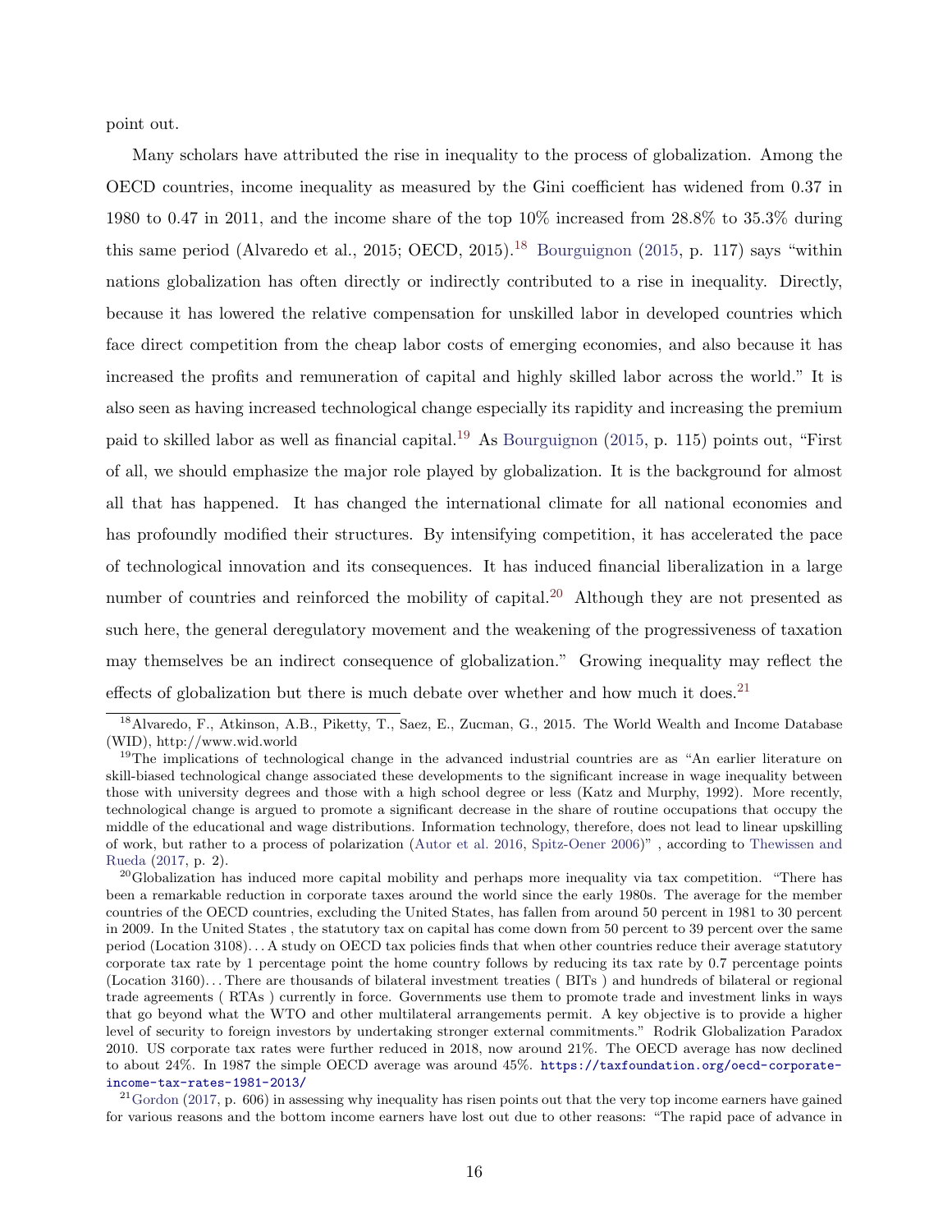point out.

Many scholars have attributed the rise in inequality to the process of globalization. Among the OECD countries, income inequality as measured by the Gini coefficient has widened from 0.37 in 1980 to 0.47 in 2011, and the income share of the top 10% increased from 28.8% to 35.3% during this same period (Alvaredo et al., 2015; OECD, 2015).[18] Bourguignon (2015, p. 117) says "within nations globalization has often directly or indirectly contributed to a rise in inequality. Directly, because it has lowered the relative compensation for unskilled labor in developed countries which face direct competition from the cheap labor costs of emerging economies, and also because it has increased the profits and remuneration of capital and highly skilled labor across the world." It is also seen as having increased technological change especially its rapidity and increasing the premium paid to skilled labor as well as financial capital.[19] As Bourguignon (2015, p. 115) points out, "First of all, we should emphasize the major role played by globalization. It is the background for almost all that has happened. It has changed the international climate for all national economies and has profoundly modified their structures. By intensifying competition, it has accelerated the pace of technological innovation and its consequences. It has induced financial liberalization in a large number of countries and reinforced the mobility of capital.[20] Although they are not presented as such here, the general deregulatory movement and the weakening of the progressiveness of taxation may themselves be an indirect consequence of globalization." Growing inequality may reflect the effects of globalization but there is much debate over whether and how much it does.[21]

[18] Alvaredo, F., Atkinson, A.B., Piketty, T., Saez, E., Zucman, G., 2015. The World Wealth and Income Database (WID), http://www.wid.world

[19] The implications of technological change in the advanced industrial countries are as "An earlier literature on skill-biased technological change associated these developments to the significant increase in wage inequality between those with university degrees and those with a high school degree or less (Katz and Murphy, 1992). More recently, technological change is argued to promote a significant decrease in the share of routine occupations that occupy the middle of the educational and wage distributions. Information technology, therefore, does not lead to linear upskilling of work, but rather to a process of polarization (Autor et al. 2016, Spitz-Oener 2006)" , according to Thewissen and Rueda (2017, p. 2).

[20] Globalization has induced more capital mobility and perhaps more inequality via tax competition. "There has been a remarkable reduction in corporate taxes around the world since the early 1980s. The average for the member countries of the OECD countries, excluding the United States, has fallen from around 50 percent in 1981 to 30 percent in 2009. In the United States , the statutory tax on capital has come down from 50 percent to 39 percent over the same period (Location 3108)... A study on OECD tax policies finds that when other countries reduce their average statutory corporate tax rate by 1 percentage point the home country follows by reducing its tax rate by 0.7 percentage points (Location 3160)... There are thousands of bilateral investment treaties ( BITs ) and hundreds of bilateral or regional trade agreements ( RTAs ) currently in force. Governments use them to promote trade and investment links in ways that go beyond what the WTO and other multilateral arrangements permit. A key objective is to provide a higher level of security to foreign investors by undertaking stronger external commitments." Rodrik Globalization Paradox 2010. US corporate tax rates were further reduced in 2018, now around 21%. The OECD average has now declined to about 24%. In 1987 the simple OECD average was around 45%. https://taxfoundation.org/oecd-corporate-income-tax-rates-1981-2013/

[21] Gordon (2017, p. 606) in assessing why inequality has risen points out that the very top income earners have gained for various reasons and the bottom income earners have lost out due to other reasons: "The rapid pace of advance in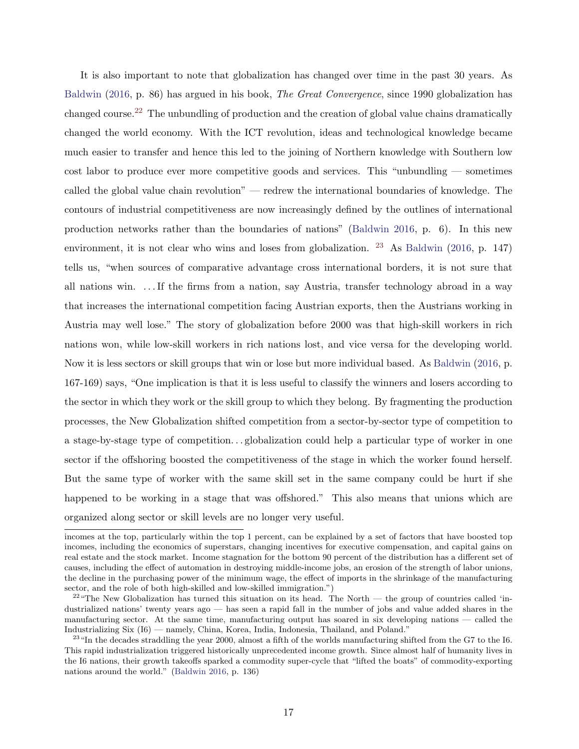It is also important to note that globalization has changed over time in the past 30 years. As Baldwin (2016, p. 86) has argued in his book, *The Great Convergence*, since 1990 globalization has changed course.[22] The unbundling of production and the creation of global value chains dramatically changed the world economy. With the ICT revolution, ideas and technological knowledge became much easier to transfer and hence this led to the joining of Northern knowledge with Southern low cost labor to produce ever more competitive goods and services. This "unbundling — sometimes called the global value chain revolution" — redrew the international boundaries of knowledge. The contours of industrial competitiveness are now increasingly defined by the outlines of international production networks rather than the boundaries of nations" (Baldwin 2016, p. 6). In this new environment, it is not clear who wins and loses from globalization. [23] As Baldwin (2016, p. 147) tells us, "when sources of comparative advantage cross international borders, it is not sure that all nations win. . . . If the firms from a nation, say Austria, transfer technology abroad in a way that increases the international competition facing Austrian exports, then the Austrians working in Austria may well lose." The story of globalization before 2000 was that high-skill workers in rich nations won, while low-skill workers in rich nations lost, and vice versa for the developing world. Now it is less sectors or skill groups that win or lose but more individual based. As Baldwin (2016, p. 167-169) says, "One implication is that it is less useful to classify the winners and losers according to the sector in which they work or the skill group to which they belong. By fragmenting the production processes, the New Globalization shifted competition from a sector-by-sector type of competition to a stage-by-stage type of competition. . . globalization could help a particular type of worker in one sector if the offshoring boosted the competitiveness of the stage in which the worker found herself. But the same type of worker with the same skill set in the same company could be hurt if she happened to be working in a stage that was offshored." This also means that unions which are organized along sector or skill levels are no longer very useful.

---

incomes at the top, particularly within the top 1 percent, can be explained by a set of factors that have boosted top incomes, including the economics of superstars, changing incentives for executive compensation, and capital gains on real estate and the stock market. Income stagnation for the bottom 90 percent of the distribution has a different set of causes, including the effect of automation in destroying middle-income jobs, an erosion of the strength of labor unions, the decline in the purchasing power of the minimum wage, the effect of imports in the shrinkage of the manufacturing sector, and the role of both high-skilled and low-skilled immigration.")

[22] "The New Globalization has turned this situation on its head. The North — the group of countries called 'industrialized nations' twenty years ago — has seen a rapid fall in the number of jobs and value added shares in the manufacturing sector. At the same time, manufacturing output has soared in six developing nations — called the Industrializing Six (I6) — namely, China, Korea, India, Indonesia, Thailand, and Poland."

[23] "In the decades straddling the year 2000, almost a fifth of the worlds manufacturing shifted from the G7 to the I6. This rapid industrialization triggered historically unprecedented income growth. Since almost half of humanity lives in the I6 nations, their growth takeoffs sparked a commodity super-cycle that "lifted the boats" of commodity-exporting nations around the world." (Baldwin 2016, p. 136)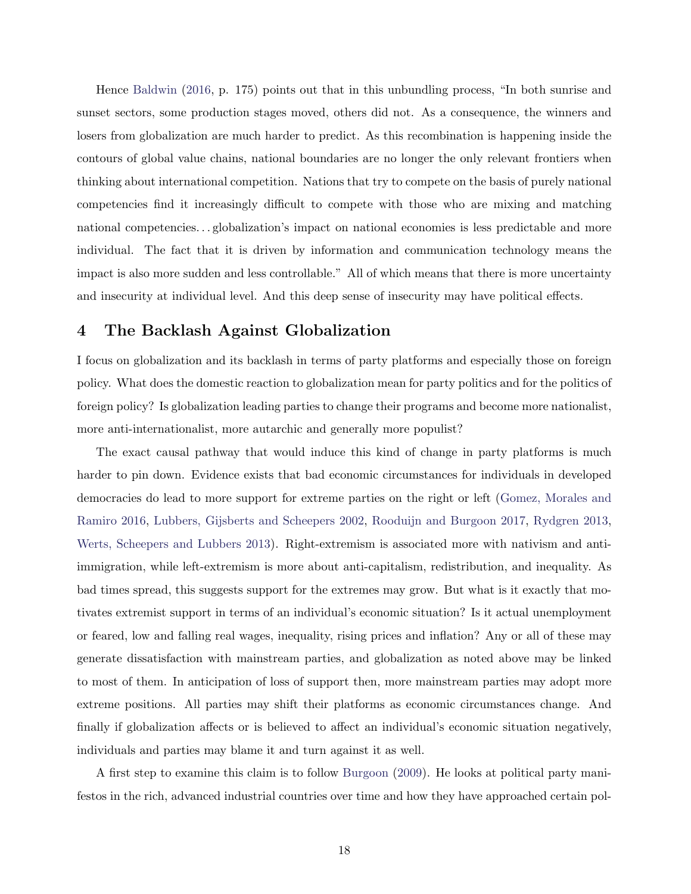Hence Baldwin (2016, p. 175) points out that in this unbundling process, "In both sunrise and sunset sectors, some production stages moved, others did not. As a consequence, the winners and losers from globalization are much harder to predict. As this recombination is happening inside the contours of global value chains, national boundaries are no longer the only relevant frontiers when thinking about international competition. Nations that try to compete on the basis of purely national competencies find it increasingly difficult to compete with those who are mixing and matching national competencies. . . globalization's impact on national economies is less predictable and more individual. The fact that it is driven by information and communication technology means the impact is also more sudden and less controllable." All of which means that there is more uncertainty and insecurity at individual level. And this deep sense of insecurity may have political effects.

## 4 The Backlash Against Globalization

I focus on globalization and its backlash in terms of party platforms and especially those on foreign policy. What does the domestic reaction to globalization mean for party politics and for the politics of foreign policy? Is globalization leading parties to change their programs and become more nationalist, more anti-internationalist, more autarchic and generally more populist?

The exact causal pathway that would induce this kind of change in party platforms is much harder to pin down. Evidence exists that bad economic circumstances for individuals in developed democracies do lead to more support for extreme parties on the right or left (Gomez, Morales and Ramiro 2016, Lubbers, Gijsberts and Scheepers 2002, Rooduijn and Burgoon 2017, Rydgren 2013, Werts, Scheepers and Lubbers 2013). Right-extremism is associated more with nativism and anti-immigration, while left-extremism is more about anti-capitalism, redistribution, and inequality. As bad times spread, this suggests support for the extremes may grow. But what is it exactly that motivates extremist support in terms of an individual's economic situation? Is it actual unemployment or feared, low and falling real wages, inequality, rising prices and inflation? Any or all of these may generate dissatisfaction with mainstream parties, and globalization as noted above may be linked to most of them. In anticipation of loss of support then, more mainstream parties may adopt more extreme positions. All parties may shift their platforms as economic circumstances change. And finally if globalization affects or is believed to affect an individual's economic situation negatively, individuals and parties may blame it and turn against it as well.

A first step to examine this claim is to follow Burgoon (2009). He looks at political party manifestos in the rich, advanced industrial countries over time and how they have approached certain pol-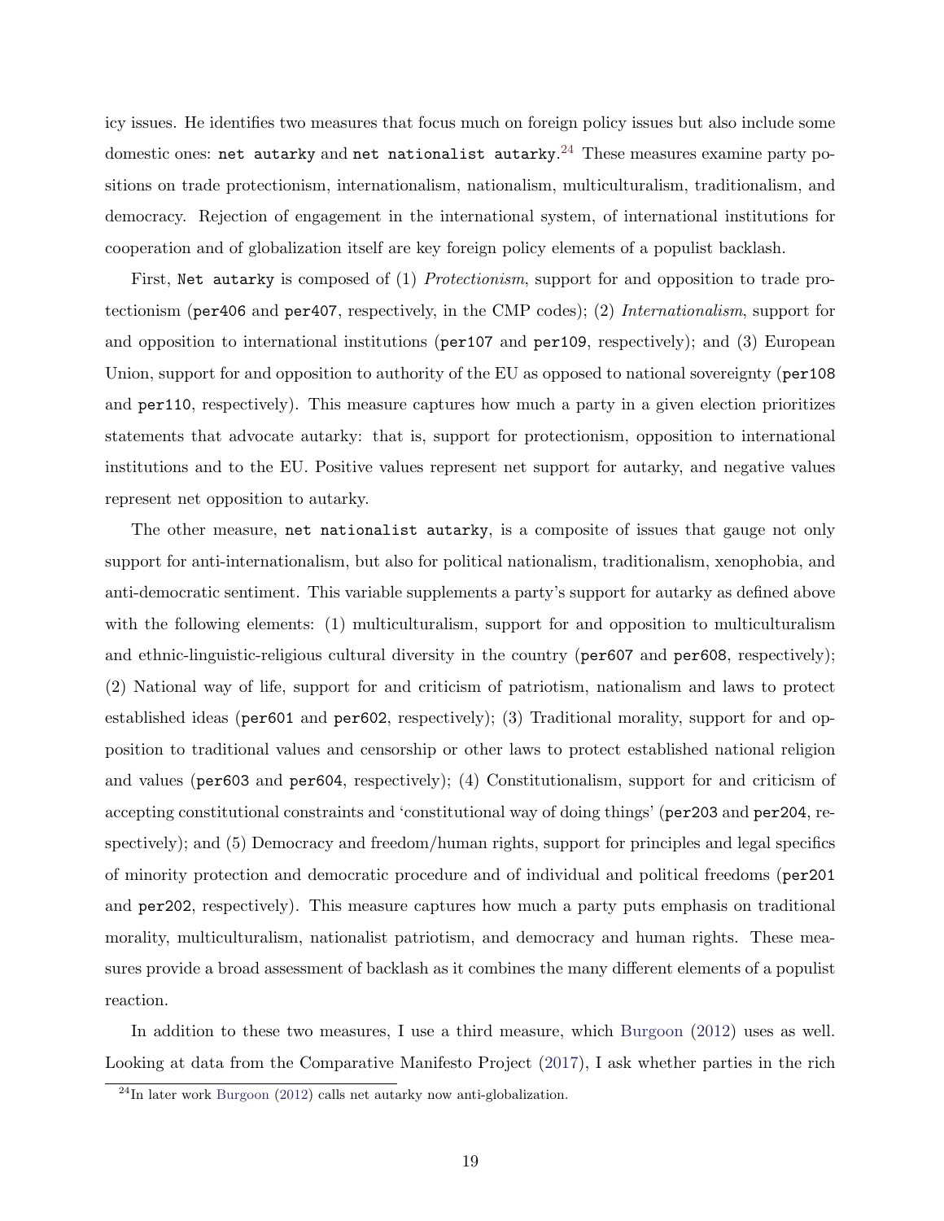icy issues. He identifies two measures that focus much on foreign policy issues but also include some domestic ones: `net autarky` and `net nationalist autarky`.[24] These measures examine party positions on trade protectionism, internationalism, nationalism, multiculturalism, traditionalism, and democracy. Rejection of engagement in the international system, of international institutions for cooperation and of globalization itself are key foreign policy elements of a populist backlash.

First, `Net autarky` is composed of (1) *Protectionism*, support for and opposition to trade protectionism (`per406` and `per407`, respectively, in the CMP codes); (2) *Internationalism*, support for and opposition to international institutions (`per107` and `per109`, respectively); and (3) European Union, support for and opposition to authority of the EU as opposed to national sovereignty (`per108` and `per110`, respectively). This measure captures how much a party in a given election prioritizes statements that advocate autarky: that is, support for protectionism, opposition to international institutions and to the EU. Positive values represent net support for autarky, and negative values represent net opposition to autarky.

The other measure, `net nationalist autarky`, is a composite of issues that gauge not only support for anti-internationalism, but also for political nationalism, traditionalism, xenophobia, and anti-democratic sentiment. This variable supplements a party's support for autarky as defined above with the following elements: (1) multiculturalism, support for and opposition to multiculturalism and ethnic-linguistic-religious cultural diversity in the country (`per607` and `per608`, respectively); (2) National way of life, support for and criticism of patriotism, nationalism and laws to protect established ideas (`per601` and `per602`, respectively); (3) Traditional morality, support for and opposition to traditional values and censorship or other laws to protect established national religion and values (`per603` and `per604`, respectively); (4) Constitutionalism, support for and criticism of accepting constitutional constraints and 'constitutional way of doing things' (`per203` and `per204`, respectively); and (5) Democracy and freedom/human rights, support for principles and legal specifics of minority protection and democratic procedure and of individual and political freedoms (`per201` and `per202`, respectively). This measure captures how much a party puts emphasis on traditional morality, multiculturalism, nationalist patriotism, and democracy and human rights. These measures provide a broad assessment of backlash as it combines the many different elements of a populist reaction.

In addition to these two measures, I use a third measure, which Burgoon (2012) uses as well. Looking at data from the Comparative Manifesto Project (2017), I ask whether parties in the rich

[24] In later work Burgoon (2012) calls net autarky now anti-globalization.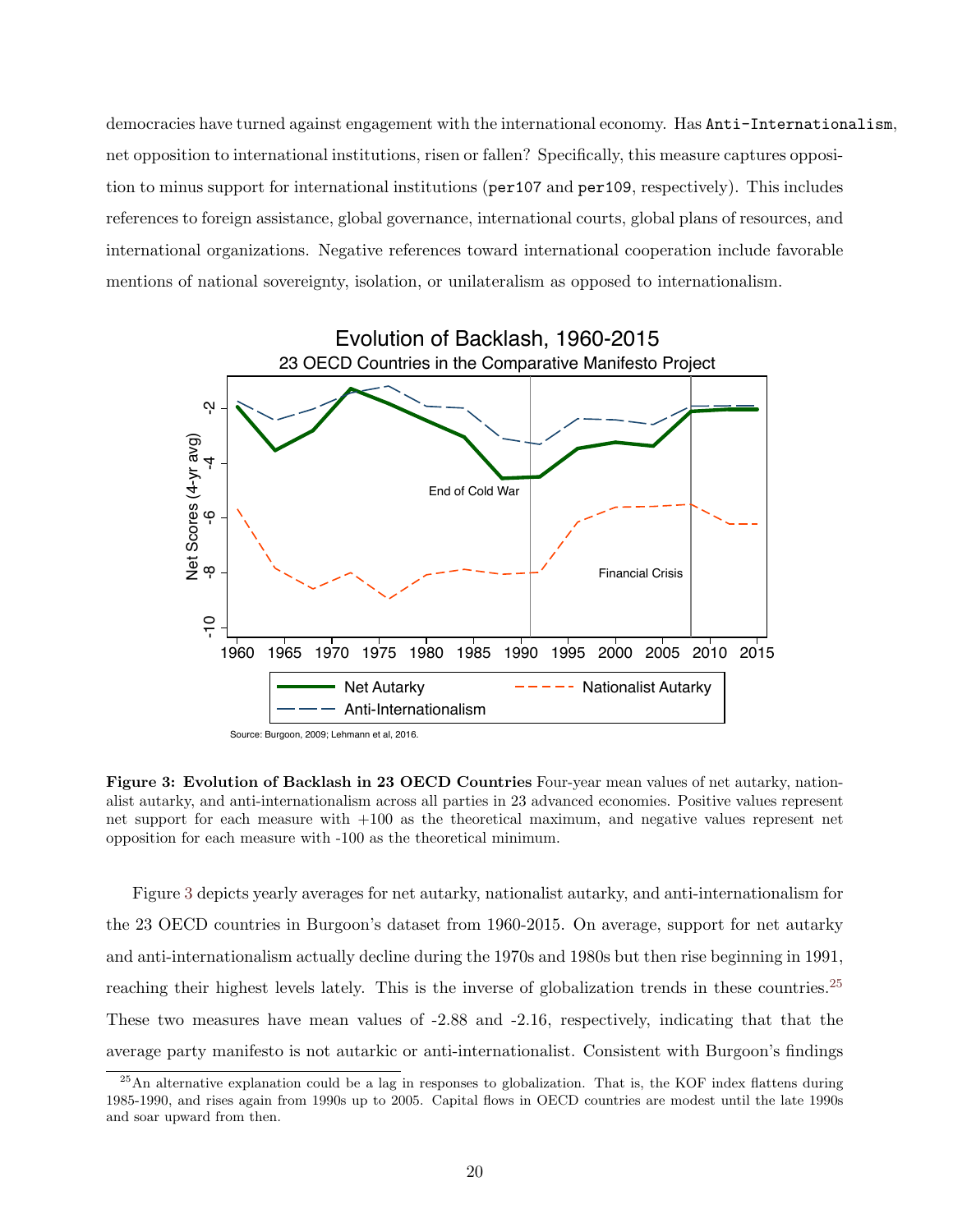democracies have turned against engagement with the international economy. Has `Anti-Internationalism`, net opposition to international institutions, risen or fallen? Specifically, this measure captures opposition to minus support for international institutions (`per107` and `per109`, respectively). This includes references to foreign assistance, global governance, international courts, global plans of resources, and international organizations. Negative references toward international cooperation include favorable mentions of national sovereignty, isolation, or unilateralism as opposed to internationalism.

**Figure 3: Evolution of Backlash in 23 OECD Countries** Four-year mean values of net autarky, nationalist autarky, and anti-internationalism across all parties in 23 advanced economies. Positive values represent net support for each measure with +100 as the theoretical maximum, and negative values represent net opposition for each measure with -100 as the theoretical minimum.

Figure 3 depicts yearly averages for net autarky, nationalist autarky, and anti-internationalism for the 23 OECD countries in Burgoon's dataset from 1960-2015. On average, support for net autarky and anti-internationalism actually decline during the 1970s and 1980s but then rise beginning in 1991, reaching their highest levels lately. This is the inverse of globalization trends in these countries.[25] These two measures have mean values of -2.88 and -2.16, respectively, indicating that that the average party manifesto is not autarkic or anti-internationalist. Consistent with Burgoon's findings

[25] An alternative explanation could be a lag in responses to globalization. That is, the KOF index flattens during 1985-1990, and rises again from 1990s up to 2005. Capital flows in OECD countries are modest until the late 1990s and soar upward from then.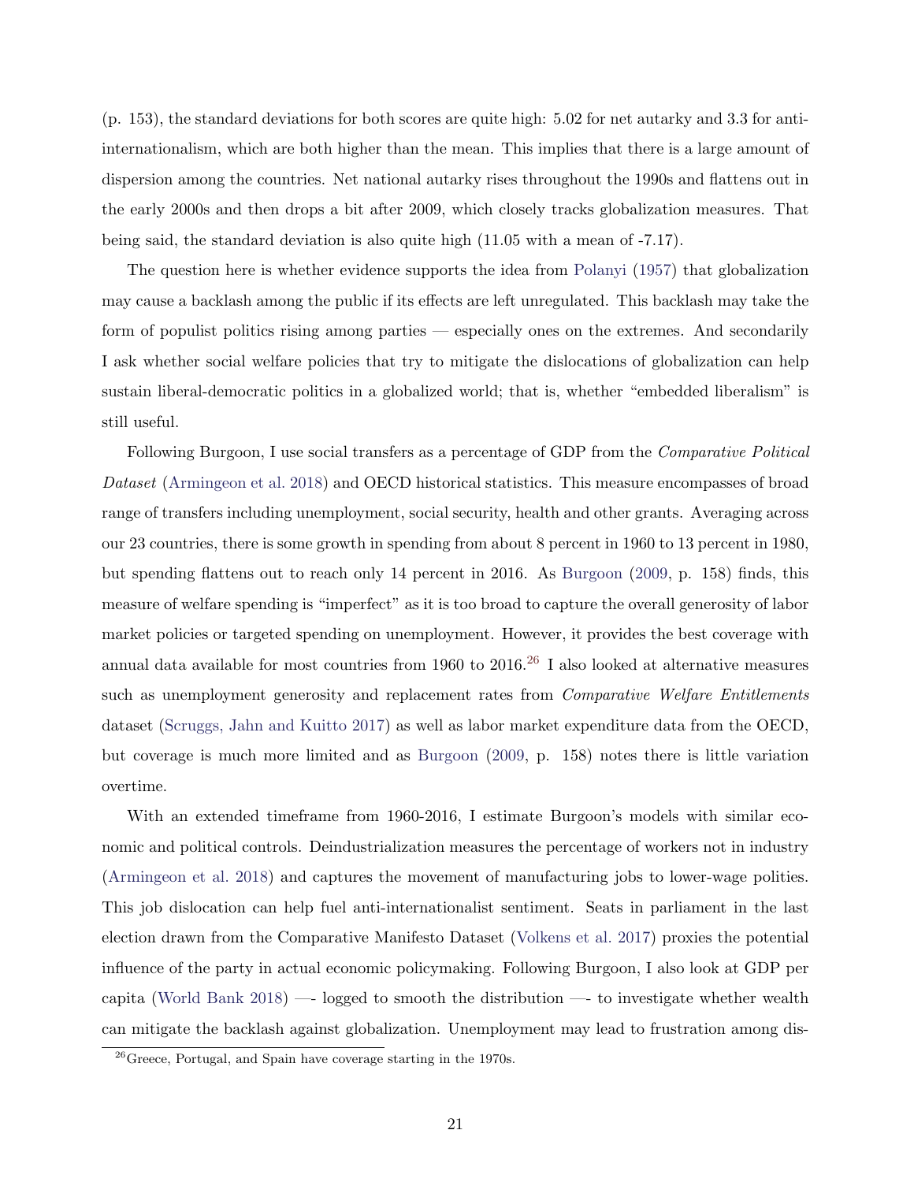(p. 153), the standard deviations for both scores are quite high: 5.02 for net autarky and 3.3 for anti-internationalism, which are both higher than the mean. This implies that there is a large amount of dispersion among the countries. Net national autarky rises throughout the 1990s and flattens out in the early 2000s and then drops a bit after 2009, which closely tracks globalization measures. That being said, the standard deviation is also quite high (11.05 with a mean of -7.17).

The question here is whether evidence supports the idea from Polanyi (1957) that globalization may cause a backlash among the public if its effects are left unregulated. This backlash may take the form of populist politics rising among parties — especially ones on the extremes. And secondarily I ask whether social welfare policies that try to mitigate the dislocations of globalization can help sustain liberal-democratic politics in a globalized world; that is, whether "embedded liberalism" is still useful.

Following Burgoon, I use social transfers as a percentage of GDP from the *Comparative Political Dataset* (Armingeon et al. 2018) and OECD historical statistics. This measure encompasses of broad range of transfers including unemployment, social security, health and other grants. Averaging across our 23 countries, there is some growth in spending from about 8 percent in 1960 to 13 percent in 1980, but spending flattens out to reach only 14 percent in 2016. As Burgoon (2009, p. 158) finds, this measure of welfare spending is "imperfect" as it is too broad to capture the overall generosity of labor market policies or targeted spending on unemployment. However, it provides the best coverage with annual data available for most countries from 1960 to 2016.[26] I also looked at alternative measures such as unemployment generosity and replacement rates from *Comparative Welfare Entitlements* dataset (Scruggs, Jahn and Kuitto 2017) as well as labor market expenditure data from the OECD, but coverage is much more limited and as Burgoon (2009, p. 158) notes there is little variation overtime.

With an extended timeframe from 1960-2016, I estimate Burgoon's models with similar economic and political controls. Deindustrialization measures the percentage of workers not in industry (Armingeon et al. 2018) and captures the movement of manufacturing jobs to lower-wage polities. This job dislocation can help fuel anti-internationalist sentiment. Seats in parliament in the last election drawn from the Comparative Manifesto Dataset (Volkens et al. 2017) proxies the potential influence of the party in actual economic policymaking. Following Burgoon, I also look at GDP per capita (World Bank 2018) —- logged to smooth the distribution —- to investigate whether wealth can mitigate the backlash against globalization. Unemployment may lead to frustration among dis-

[26] Greece, Portugal, and Spain have coverage starting in the 1970s.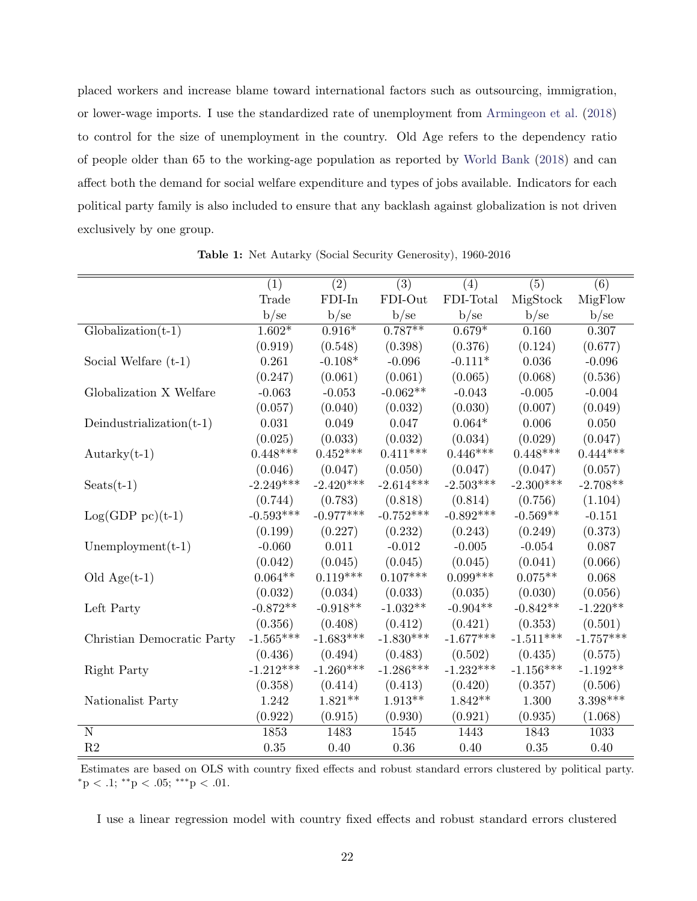placed workers and increase blame toward international factors such as outsourcing, immigration, or lower-wage imports. I use the standardized rate of unemployment from Armingeon et al. (2018) to control for the size of unemployment in the country. Old Age refers to the dependency ratio of people older than 65 to the working-age population as reported by World Bank (2018) and can affect both the demand for social welfare expenditure and types of jobs available. Indicators for each political party family is also included to ensure that any backlash against globalization is not driven exclusively by one group.

**Table 1:** Net Autarky (Social Security Generosity), 1960-2016

| | (1) | (2) | (3) | (4) | (5) | (6) |
|---|---|---|---|---|---|---|
| | Trade | FDI-In | FDI-Out | FDI-Total | MigStock | MigFlow |
| | b/se | b/se | b/se | b/se | b/se | b/se |
| Globalization(t-1) | 1.602* | 0.916* | 0.787** | 0.679* | 0.160 | 0.307 |
| | (0.919) | (0.548) | (0.398) | (0.376) | (0.124) | (0.677) |
| Social Welfare (t-1) | 0.261 | -0.108* | -0.096 | -0.111* | 0.036 | -0.096 |
| | (0.247) | (0.061) | (0.061) | (0.065) | (0.068) | (0.536) |
| Globalization X Welfare | -0.063 | -0.053 | -0.062** | -0.043 | -0.005 | -0.004 |
| | (0.057) | (0.040) | (0.032) | (0.030) | (0.007) | (0.049) |
| Deindustrialization(t-1) | 0.031 | 0.049 | 0.047 | 0.064* | 0.006 | 0.050 |
| | (0.025) | (0.033) | (0.032) | (0.034) | (0.029) | (0.047) |
| Autarky(t-1) | 0.448*** | 0.452*** | 0.411*** | 0.446*** | 0.448*** | 0.444*** |
| | (0.046) | (0.047) | (0.050) | (0.047) | (0.047) | (0.057) |
| Seats(t-1) | -2.249*** | -2.420*** | -2.614*** | -2.503*** | -2.300*** | -2.708** |
| | (0.744) | (0.783) | (0.818) | (0.814) | (0.756) | (1.104) |
| Log(GDP pc)(t-1) | -0.593*** | -0.977*** | -0.752*** | -0.892*** | -0.569** | -0.151 |
| | (0.199) | (0.227) | (0.232) | (0.243) | (0.249) | (0.373) |
| Unemployment(t-1) | -0.060 | 0.011 | -0.012 | -0.005 | -0.054 | 0.087 |
| | (0.042) | (0.045) | (0.045) | (0.045) | (0.041) | (0.066) |
| Old Age(t-1) | 0.064** | 0.119*** | 0.107*** | 0.099*** | 0.075** | 0.068 |
| | (0.032) | (0.034) | (0.033) | (0.035) | (0.030) | (0.056) |
| Left Party | -0.872** | -0.918** | -1.032** | -0.904** | -0.842** | -1.220** |
| | (0.356) | (0.408) | (0.412) | (0.421) | (0.353) | (0.501) |
| Christian Democratic Party | -1.565*** | -1.683*** | -1.830*** | -1.677*** | -1.511*** | -1.757*** |
| | (0.436) | (0.494) | (0.483) | (0.502) | (0.435) | (0.575) |
| Right Party | -1.212*** | -1.260*** | -1.286*** | -1.232*** | -1.156*** | -1.192** |
| | (0.358) | (0.414) | (0.413) | (0.420) | (0.357) | (0.506) |
| Nationalist Party | 1.242 | 1.821** | 1.913** | 1.842** | 1.300 | 3.398*** |
| | (0.922) | (0.915) | (0.930) | (0.921) | (0.935) | (1.068) |
| N | 1853 | 1483 | 1545 | 1443 | 1843 | 1033 |
| R2 | 0.35 | 0.40 | 0.36 | 0.40 | 0.35 | 0.40 |

Estimates are based on OLS with country fixed effects and robust standard errors clustered by political party. *$p < .1$; **$p < .05$; ***$p < .01$.

I use a linear regression model with country fixed effects and robust standard errors clustered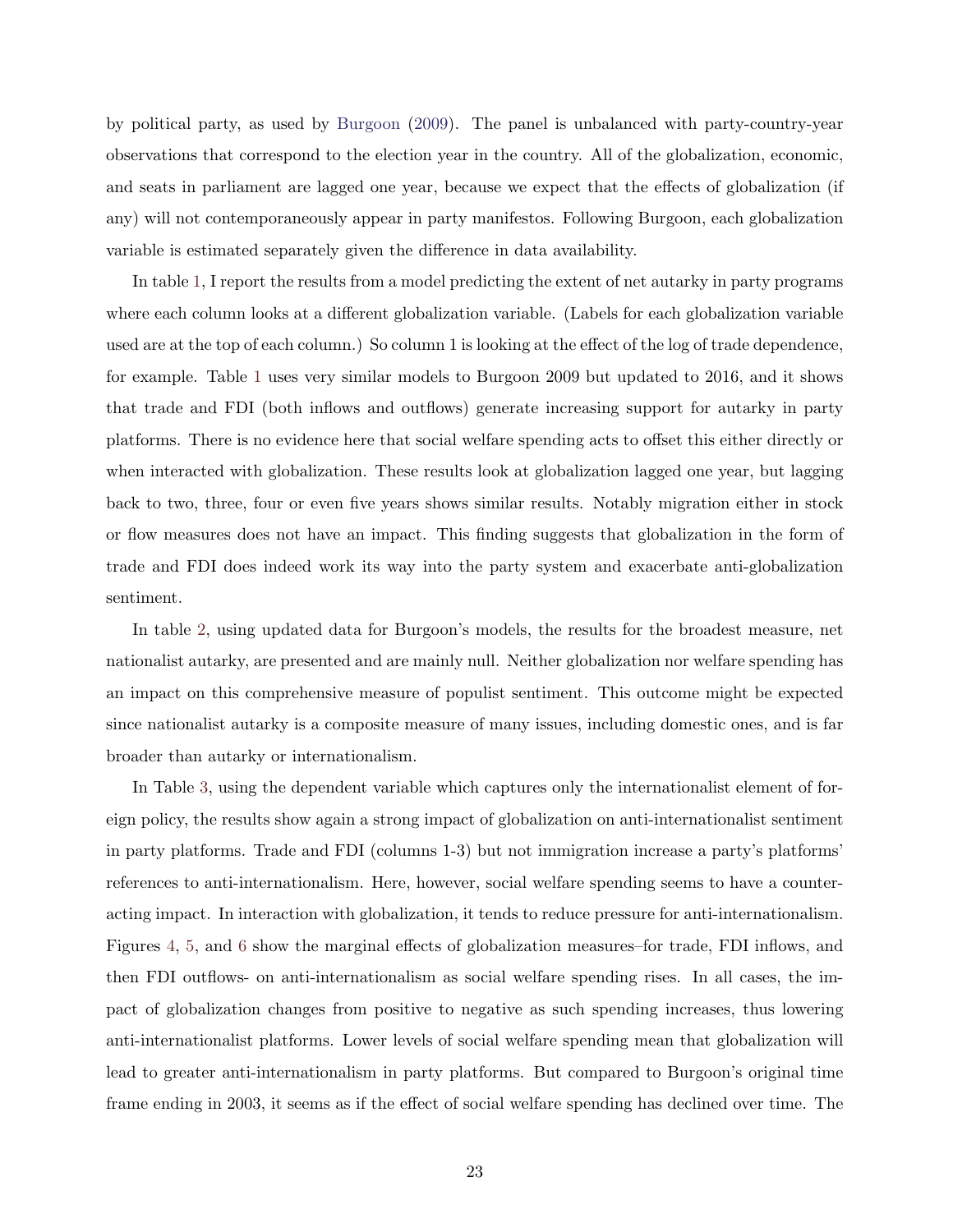by political party, as used by Burgoon (2009). The panel is unbalanced with party-country-year observations that correspond to the election year in the country. All of the globalization, economic, and seats in parliament are lagged one year, because we expect that the effects of globalization (if any) will not contemporaneously appear in party manifestos. Following Burgoon, each globalization variable is estimated separately given the difference in data availability.

In table 1, I report the results from a model predicting the extent of net autarky in party programs where each column looks at a different globalization variable. (Labels for each globalization variable used are at the top of each column.) So column 1 is looking at the effect of the log of trade dependence, for example. Table 1 uses very similar models to Burgoon 2009 but updated to 2016, and it shows that trade and FDI (both inflows and outflows) generate increasing support for autarky in party platforms. There is no evidence here that social welfare spending acts to offset this either directly or when interacted with globalization. These results look at globalization lagged one year, but lagging back to two, three, four or even five years shows similar results. Notably migration either in stock or flow measures does not have an impact. This finding suggests that globalization in the form of trade and FDI does indeed work its way into the party system and exacerbate anti-globalization sentiment.

In table 2, using updated data for Burgoon's models, the results for the broadest measure, net nationalist autarky, are presented and are mainly null. Neither globalization nor welfare spending has an impact on this comprehensive measure of populist sentiment. This outcome might be expected since nationalist autarky is a composite measure of many issues, including domestic ones, and is far broader than autarky or internationalism.

In Table 3, using the dependent variable which captures only the internationalist element of foreign policy, the results show again a strong impact of globalization on anti-internationalist sentiment in party platforms. Trade and FDI (columns 1-3) but not immigration increase a party's platforms' references to anti-internationalism. Here, however, social welfare spending seems to have a counteracting impact. In interaction with globalization, it tends to reduce pressure for anti-internationalism. Figures 4, 5, and 6 show the marginal effects of globalization measures–for trade, FDI inflows, and then FDI outflows- on anti-internationalism as social welfare spending rises. In all cases, the impact of globalization changes from positive to negative as such spending increases, thus lowering anti-internationalist platforms. Lower levels of social welfare spending mean that globalization will lead to greater anti-internationalism in party platforms. But compared to Burgoon's original time frame ending in 2003, it seems as if the effect of social welfare spending has declined over time. The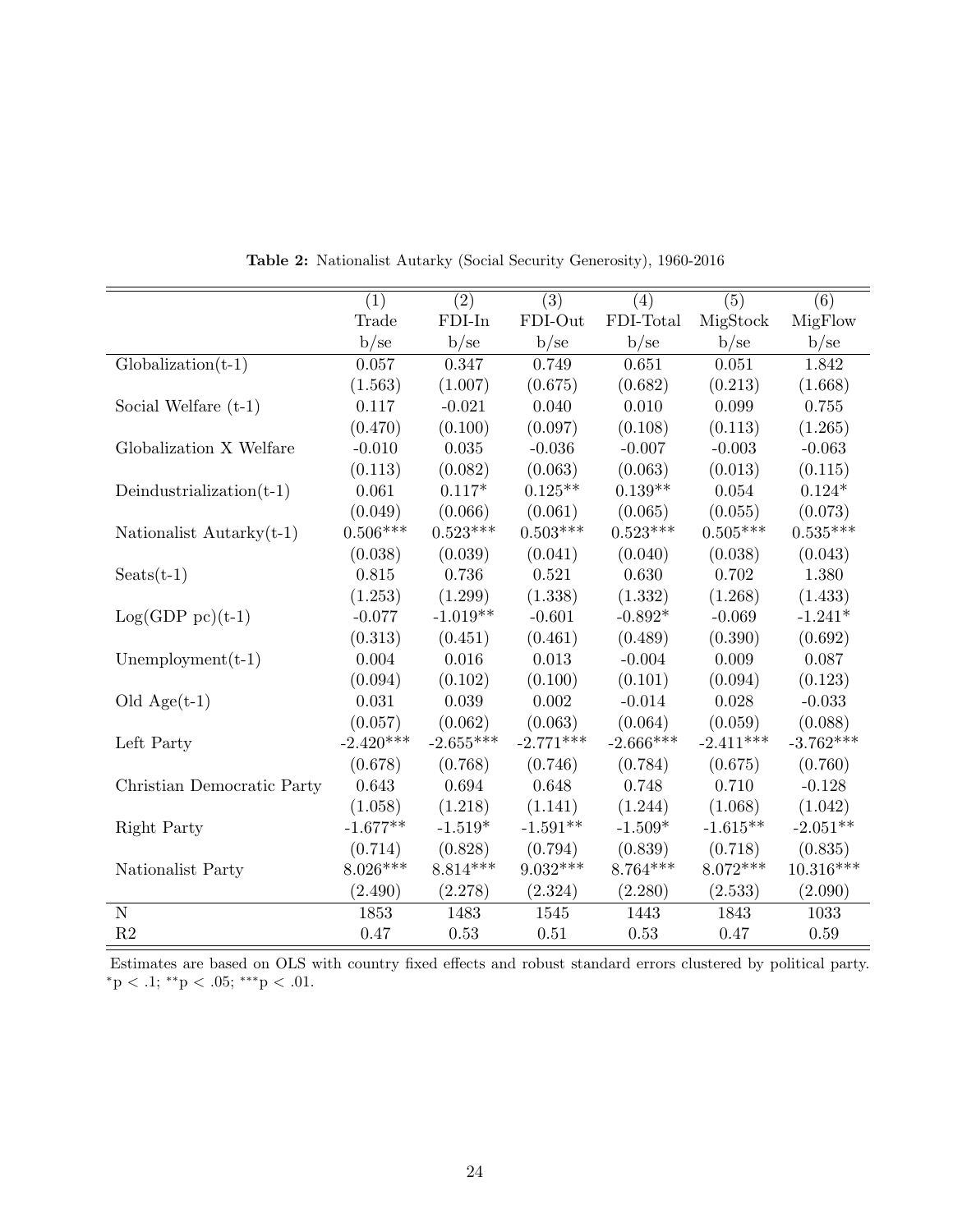**Table 2:** Nationalist Autarky (Social Security Generosity), 1960-2016

| | (1) | (2) | (3) | (4) | (5) | (6) |
|---|---|---|---|---|---|---|
| | Trade | FDI-In | FDI-Out | FDI-Total | MigStock | MigFlow |
| | b/se | b/se | b/se | b/se | b/se | b/se |
| Globalization(t-1) | 0.057 | 0.347 | 0.749 | 0.651 | 0.051 | 1.842 |
| | (1.563) | (1.007) | (0.675) | (0.682) | (0.213) | (1.668) |
| Social Welfare (t-1) | 0.117 | -0.021 | 0.040 | 0.010 | 0.099 | 0.755 |
| | (0.470) | (0.100) | (0.097) | (0.108) | (0.113) | (1.265) |
| Globalization X Welfare | -0.010 | 0.035 | -0.036 | -0.007 | -0.003 | -0.063 |
| | (0.113) | (0.082) | (0.063) | (0.063) | (0.013) | (0.115) |
| Deindustrialization(t-1) | 0.061 | 0.117* | 0.125** | 0.139** | 0.054 | 0.124* |
| | (0.049) | (0.066) | (0.061) | (0.065) | (0.055) | (0.073) |
| Nationalist Autarky(t-1) | 0.506*** | 0.523*** | 0.503*** | 0.523*** | 0.505*** | 0.535*** |
| | (0.038) | (0.039) | (0.041) | (0.040) | (0.038) | (0.043) |
| Seats(t-1) | 0.815 | 0.736 | 0.521 | 0.630 | 0.702 | 1.380 |
| | (1.253) | (1.299) | (1.338) | (1.332) | (1.268) | (1.433) |
| Log(GDP pc)(t-1) | -0.077 | -1.019** | -0.601 | -0.892* | -0.069 | -1.241* |
| | (0.313) | (0.451) | (0.461) | (0.489) | (0.390) | (0.692) |
| Unemployment(t-1) | 0.004 | 0.016 | 0.013 | -0.004 | 0.009 | 0.087 |
| | (0.094) | (0.102) | (0.100) | (0.101) | (0.094) | (0.123) |
| Old Age(t-1) | 0.031 | 0.039 | 0.002 | -0.014 | 0.028 | -0.033 |
| | (0.057) | (0.062) | (0.063) | (0.064) | (0.059) | (0.088) |
| Left Party | -2.420*** | -2.655*** | -2.771*** | -2.666*** | -2.411*** | -3.762*** |
| | (0.678) | (0.768) | (0.746) | (0.784) | (0.675) | (0.760) |
| Christian Democratic Party | 0.643 | 0.694 | 0.648 | 0.748 | 0.710 | -0.128 |
| | (1.058) | (1.218) | (1.141) | (1.244) | (1.068) | (1.042) |
| Right Party | -1.677** | -1.519* | -1.591** | -1.509* | -1.615** | -2.051** |
| | (0.714) | (0.828) | (0.794) | (0.839) | (0.718) | (0.835) |
| Nationalist Party | 8.026*** | 8.814*** | 9.032*** | 8.764*** | 8.072*** | 10.316*** |
| | (2.490) | (2.278) | (2.324) | (2.280) | (2.533) | (2.090) |
| N | 1853 | 1483 | 1545 | 1443 | 1843 | 1033 |
| R2 | 0.47 | 0.53 | 0.51 | 0.53 | 0.47 | 0.59 |

Estimates are based on OLS with country fixed effects and robust standard errors clustered by political party. *p < .1; **p < .05; ***p < .01.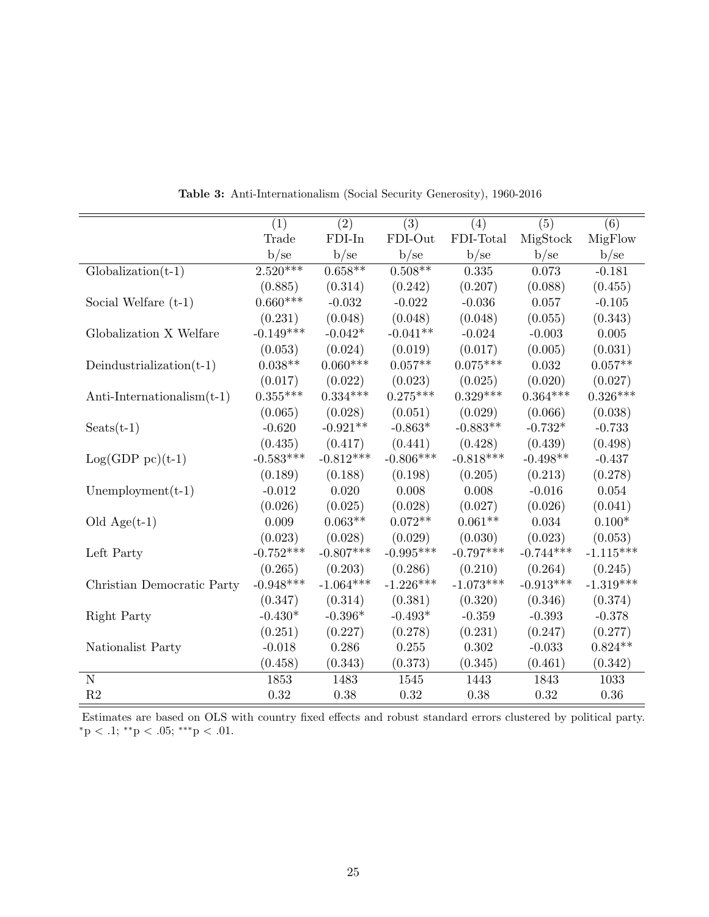**Table 3:** Anti-Internationalism (Social Security Generosity), 1960-2016

| | (1) | (2) | (3) | (4) | (5) | (6) |
|---|---|---|---|---|---|---|
| | Trade | FDI-In | FDI-Out | FDI-Total | MigStock | MigFlow |
| | b/se | b/se | b/se | b/se | b/se | b/se |
| Globalization(t-1) | 2.520*** | 0.658** | 0.508** | 0.335 | 0.073 | -0.181 |
| | (0.885) | (0.314) | (0.242) | (0.207) | (0.088) | (0.455) |
| Social Welfare (t-1) | 0.660*** | -0.032 | -0.022 | -0.036 | 0.057 | -0.105 |
| | (0.231) | (0.048) | (0.048) | (0.048) | (0.055) | (0.343) |
| Globalization X Welfare | -0.149*** | -0.042* | -0.041** | -0.024 | -0.003 | 0.005 |
| | (0.053) | (0.024) | (0.019) | (0.017) | (0.005) | (0.031) |
| Deindustrialization(t-1) | 0.038** | 0.060*** | 0.057** | 0.075*** | 0.032 | 0.057** |
| | (0.017) | (0.022) | (0.023) | (0.025) | (0.020) | (0.027) |
| Anti-Internationalism(t-1) | 0.355*** | 0.334*** | 0.275*** | 0.329*** | 0.364*** | 0.326*** |
| | (0.065) | (0.028) | (0.051) | (0.029) | (0.066) | (0.038) |
| Seats(t-1) | -0.620 | -0.921** | -0.863* | -0.883** | -0.732* | -0.733 |
| | (0.435) | (0.417) | (0.441) | (0.428) | (0.439) | (0.498) |
| Log(GDP pc)(t-1) | -0.583*** | -0.812*** | -0.806*** | -0.818*** | -0.498** | -0.437 |
| | (0.189) | (0.188) | (0.198) | (0.205) | (0.213) | (0.278) |
| Unemployment(t-1) | -0.012 | 0.020 | 0.008 | 0.008 | -0.016 | 0.054 |
| | (0.026) | (0.025) | (0.028) | (0.027) | (0.026) | (0.041) |
| Old Age(t-1) | 0.009 | 0.063** | 0.072** | 0.061** | 0.034 | 0.100* |
| | (0.023) | (0.028) | (0.029) | (0.030) | (0.023) | (0.053) |
| Left Party | -0.752*** | -0.807*** | -0.995*** | -0.797*** | -0.744*** | -1.115*** |
| | (0.265) | (0.203) | (0.286) | (0.210) | (0.264) | (0.245) |
| Christian Democratic Party | -0.948*** | -1.064*** | -1.226*** | -1.073*** | -0.913*** | -1.319*** |
| | (0.347) | (0.314) | (0.381) | (0.320) | (0.346) | (0.374) |
| Right Party | -0.430* | -0.396* | -0.493* | -0.359 | -0.393 | -0.378 |
| | (0.251) | (0.227) | (0.278) | (0.231) | (0.247) | (0.277) |
| Nationalist Party | -0.018 | 0.286 | 0.255 | 0.302 | -0.033 | 0.824** |
| | (0.458) | (0.343) | (0.373) | (0.345) | (0.461) | (0.342) |
| N | 1853 | 1483 | 1545 | 1443 | 1843 | 1033 |
| R2 | 0.32 | 0.38 | 0.32 | 0.38 | 0.32 | 0.36 |

Estimates are based on OLS with country fixed effects and robust standard errors clustered by political party. *p < .1; **p < .05; ***p < .01.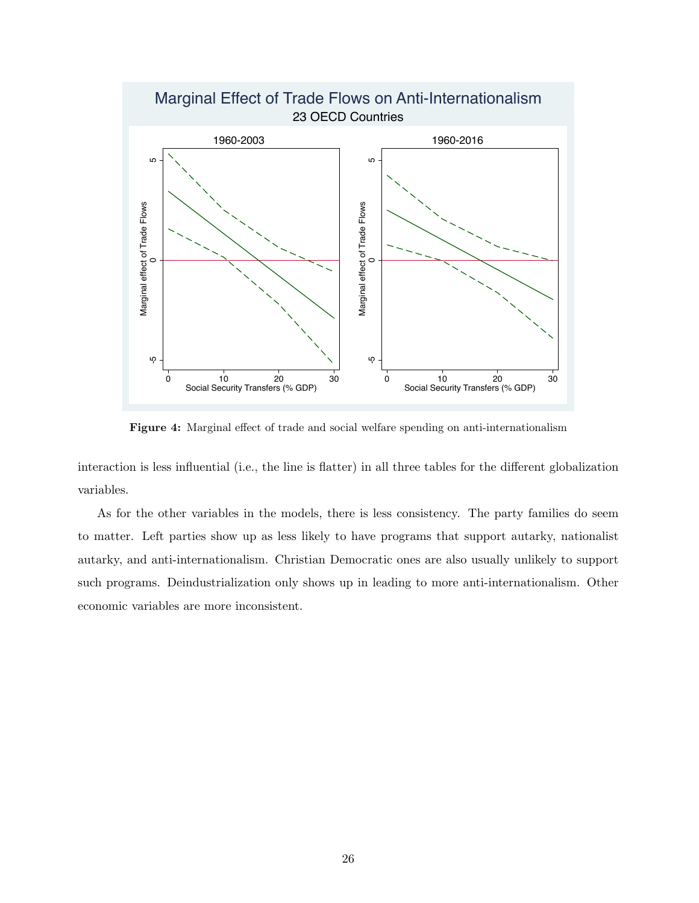Figure 4: Marginal effect of trade and social welfare spending on anti-internationalism

interaction is less influential (i.e., the line is flatter) in all three tables for the different globalization variables.

As for the other variables in the models, there is less consistency. The party families do seem to matter. Left parties show up as less likely to have programs that support autarky, nationalist autarky, and anti-internationalism. Christian Democratic ones are also usually unlikely to support such programs. Deindustrialization only shows up in leading to more anti-internationalism. Other economic variables are more inconsistent.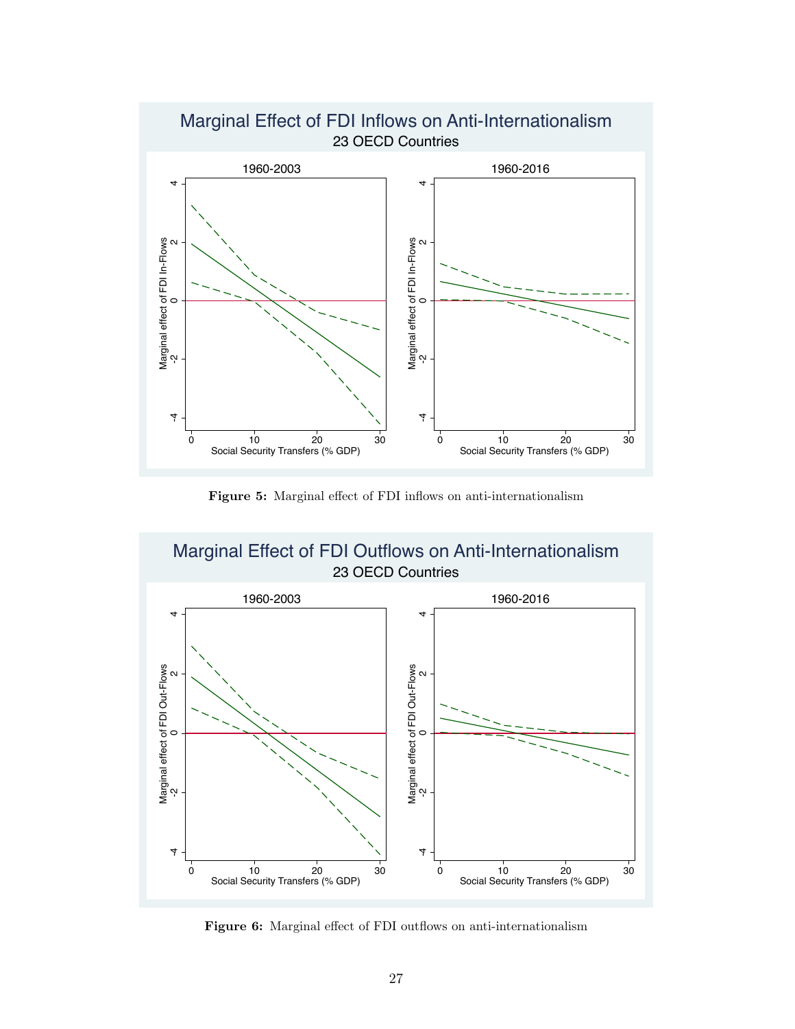Figure 5: Marginal effect of FDI inflows on anti-internationalism

Figure 6: Marginal effect of FDI outflows on anti-internationalism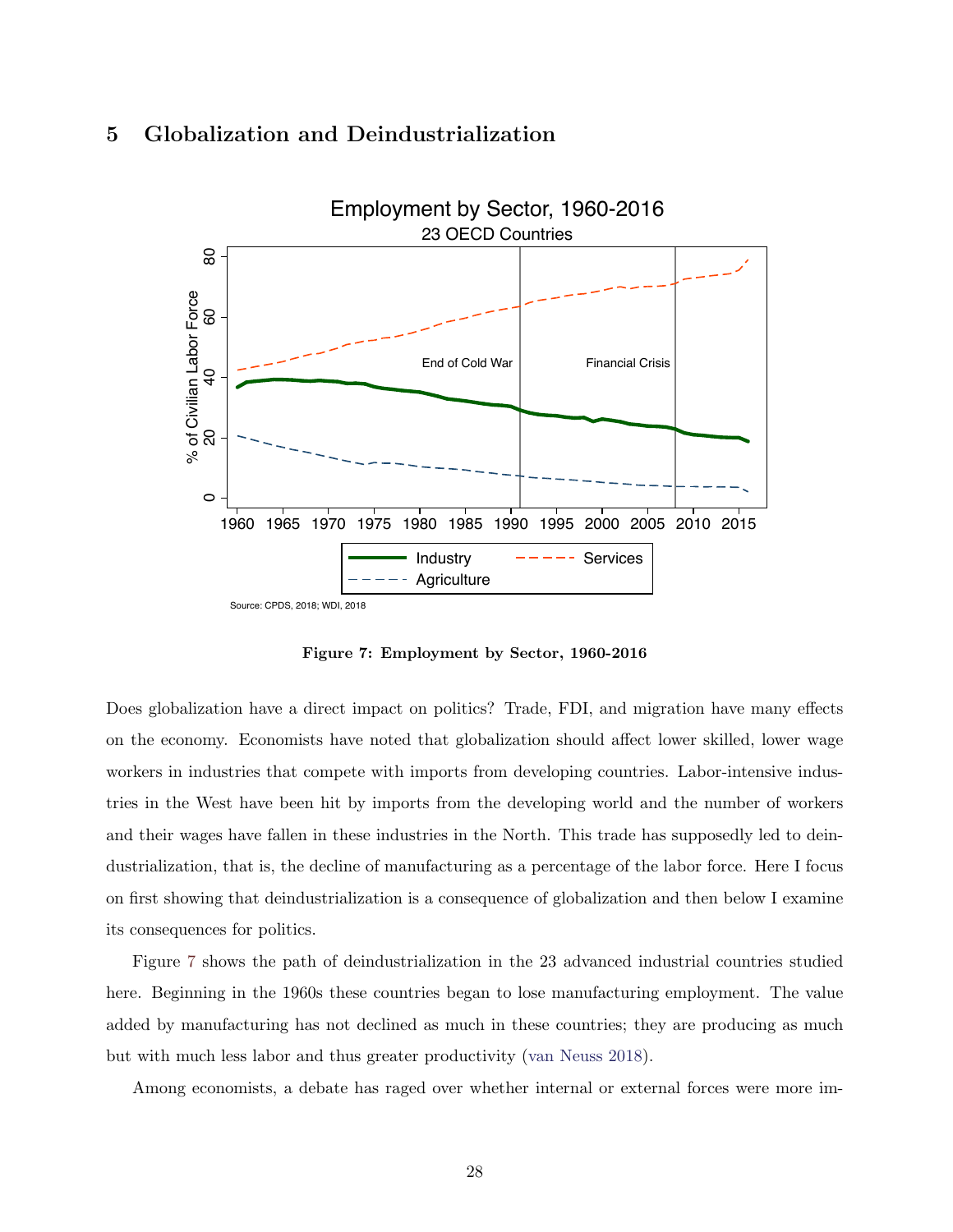## 5 Globalization and Deindustrialization

**Figure 7: Employment by Sector, 1960-2016**

Does globalization have a direct impact on politics? Trade, FDI, and migration have many effects on the economy. Economists have noted that globalization should affect lower skilled, lower wage workers in industries that compete with imports from developing countries. Labor-intensive industries in the West have been hit by imports from the developing world and the number of workers and their wages have fallen in these industries in the North. This trade has supposedly led to deindustrialization, that is, the decline of manufacturing as a percentage of the labor force. Here I focus on first showing that deindustrialization is a consequence of globalization and then below I examine its consequences for politics.

Figure 7 shows the path of deindustrialization in the 23 advanced industrial countries studied here. Beginning in the 1960s these countries began to lose manufacturing employment. The value added by manufacturing has not declined as much in these countries; they are producing as much but with much less labor and thus greater productivity (van Neuss 2018).

Among economists, a debate has raged over whether internal or external forces were more im-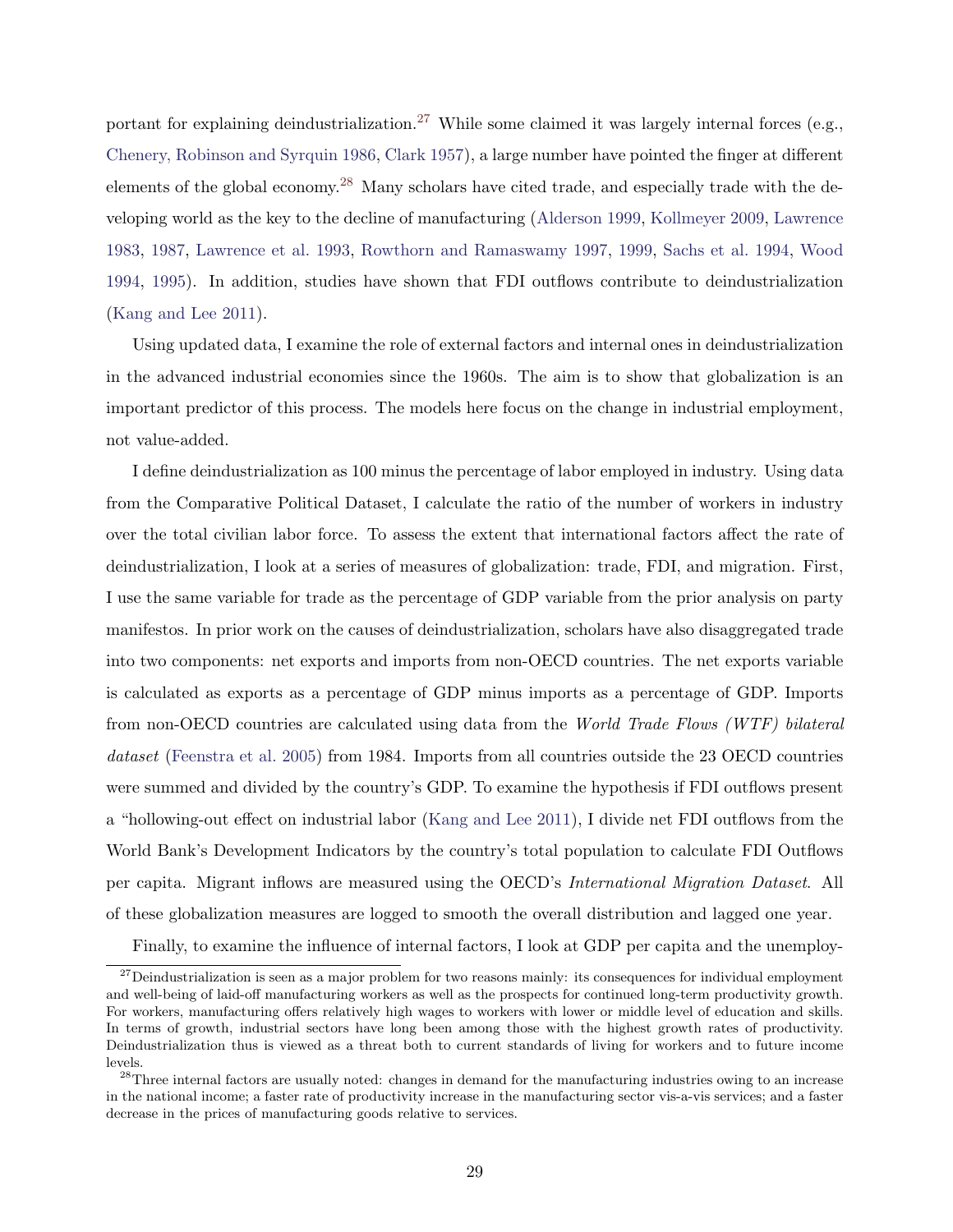portant for explaining deindustrialization.[27] While some claimed it was largely internal forces (e.g., Chenery, Robinson and Syrquin 1986, Clark 1957), a large number have pointed the finger at different elements of the global economy.[28] Many scholars have cited trade, and especially trade with the developing world as the key to the decline of manufacturing (Alderson 1999, Kollmeyer 2009, Lawrence 1983, 1987, Lawrence et al. 1993, Rowthorn and Ramaswamy 1997, 1999, Sachs et al. 1994, Wood 1994, 1995). In addition, studies have shown that FDI outflows contribute to deindustrialization (Kang and Lee 2011).

Using updated data, I examine the role of external factors and internal ones in deindustrialization in the advanced industrial economies since the 1960s. The aim is to show that globalization is an important predictor of this process. The models here focus on the change in industrial employment, not value-added.

I define deindustrialization as 100 minus the percentage of labor employed in industry. Using data from the Comparative Political Dataset, I calculate the ratio of the number of workers in industry over the total civilian labor force. To assess the extent that international factors affect the rate of deindustrialization, I look at a series of measures of globalization: trade, FDI, and migration. First, I use the same variable for trade as the percentage of GDP variable from the prior analysis on party manifestos. In prior work on the causes of deindustrialization, scholars have also disaggregated trade into two components: net exports and imports from non-OECD countries. The net exports variable is calculated as exports as a percentage of GDP minus imports as a percentage of GDP. Imports from non-OECD countries are calculated using data from the *World Trade Flows (WTF) bilateral dataset* (Feenstra et al. 2005) from 1984. Imports from all countries outside the 23 OECD countries were summed and divided by the country's GDP. To examine the hypothesis if FDI outflows present a "hollowing-out effect on industrial labor (Kang and Lee 2011), I divide net FDI outflows from the World Bank's Development Indicators by the country's total population to calculate FDI Outflows per capita. Migrant inflows are measured using the OECD's *International Migration Dataset*. All of these globalization measures are logged to smooth the overall distribution and lagged one year.

Finally, to examine the influence of internal factors, I look at GDP per capita and the unemploy-

[27] Deindustrialization is seen as a major problem for two reasons mainly: its consequences for individual employment and well-being of laid-off manufacturing workers as well as the prospects for continued long-term productivity growth. For workers, manufacturing offers relatively high wages to workers with lower or middle level of education and skills. In terms of growth, industrial sectors have long been among those with the highest growth rates of productivity. Deindustrialization thus is viewed as a threat both to current standards of living for workers and to future income levels.

[28] Three internal factors are usually noted: changes in demand for the manufacturing industries owing to an increase in the national income; a faster rate of productivity increase in the manufacturing sector vis-a-vis services; and a faster decrease in the prices of manufacturing goods relative to services.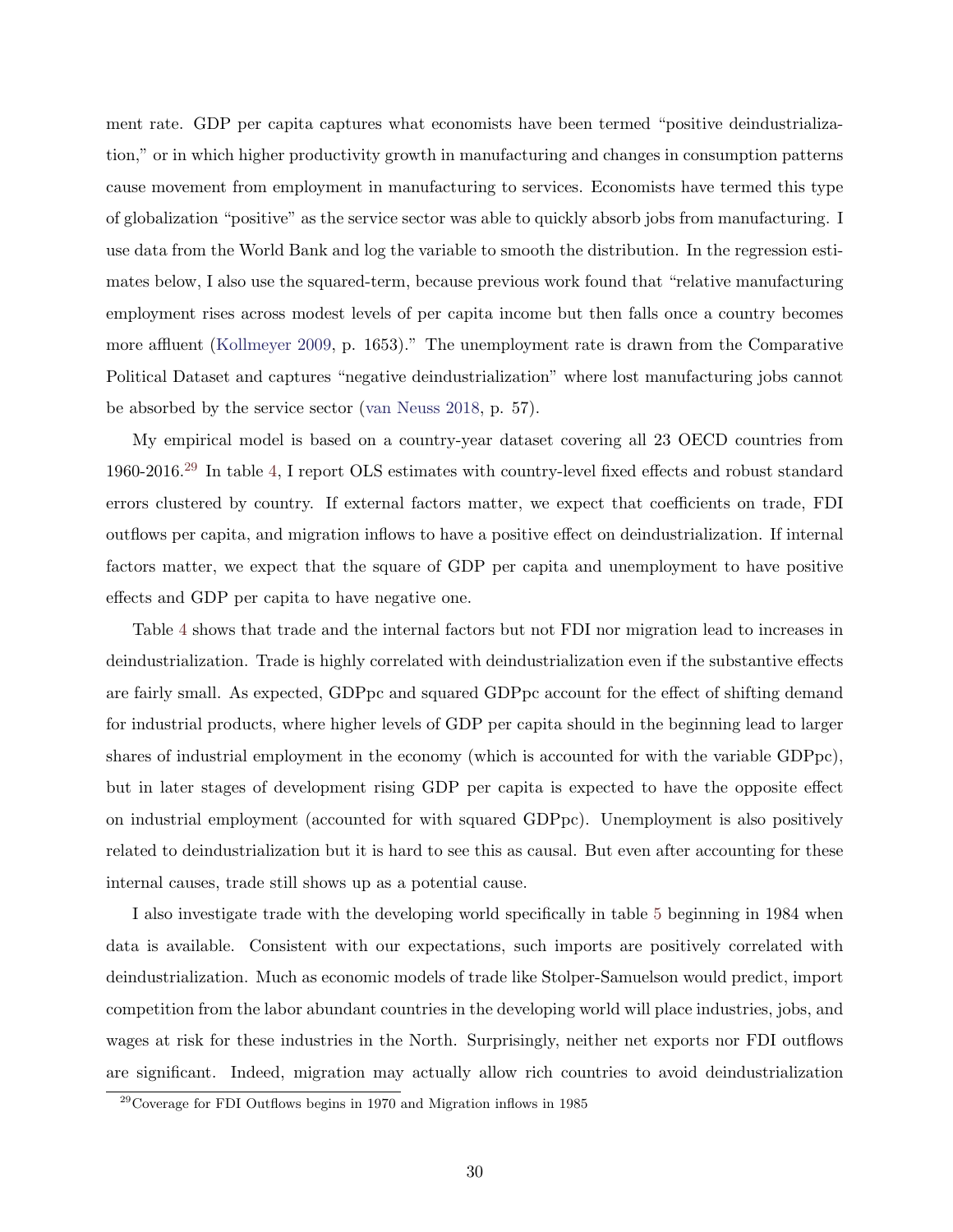ment rate. GDP per capita captures what economists have been termed "positive deindustrialization," or in which higher productivity growth in manufacturing and changes in consumption patterns cause movement from employment in manufacturing to services. Economists have termed this type of globalization "positive" as the service sector was able to quickly absorb jobs from manufacturing. I use data from the World Bank and log the variable to smooth the distribution. In the regression estimates below, I also use the squared-term, because previous work found that "relative manufacturing employment rises across modest levels of per capita income but then falls once a country becomes more affluent (Kollmeyer 2009, p. 1653)." The unemployment rate is drawn from the Comparative Political Dataset and captures "negative deindustrialization" where lost manufacturing jobs cannot be absorbed by the service sector (van Neuss 2018, p. 57).

My empirical model is based on a country-year dataset covering all 23 OECD countries from 1960-2016.[29] In table 4, I report OLS estimates with country-level fixed effects and robust standard errors clustered by country. If external factors matter, we expect that coefficients on trade, FDI outflows per capita, and migration inflows to have a positive effect on deindustrialization. If internal factors matter, we expect that the square of GDP per capita and unemployment to have positive effects and GDP per capita to have negative one.

Table 4 shows that trade and the internal factors but not FDI nor migration lead to increases in deindustrialization. Trade is highly correlated with deindustrialization even if the substantive effects are fairly small. As expected, GDPpc and squared GDPpc account for the effect of shifting demand for industrial products, where higher levels of GDP per capita should in the beginning lead to larger shares of industrial employment in the economy (which is accounted for with the variable GDPpc), but in later stages of development rising GDP per capita is expected to have the opposite effect on industrial employment (accounted for with squared GDPpc). Unemployment is also positively related to deindustrialization but it is hard to see this as causal. But even after accounting for these internal causes, trade still shows up as a potential cause.

I also investigate trade with the developing world specifically in table 5 beginning in 1984 when data is available. Consistent with our expectations, such imports are positively correlated with deindustrialization. Much as economic models of trade like Stolper-Samuelson would predict, import competition from the labor abundant countries in the developing world will place industries, jobs, and wages at risk for these industries in the North. Surprisingly, neither net exports nor FDI outflows are significant. Indeed, migration may actually allow rich countries to avoid deindustrialization

[29] Coverage for FDI Outflows begins in 1970 and Migration inflows in 1985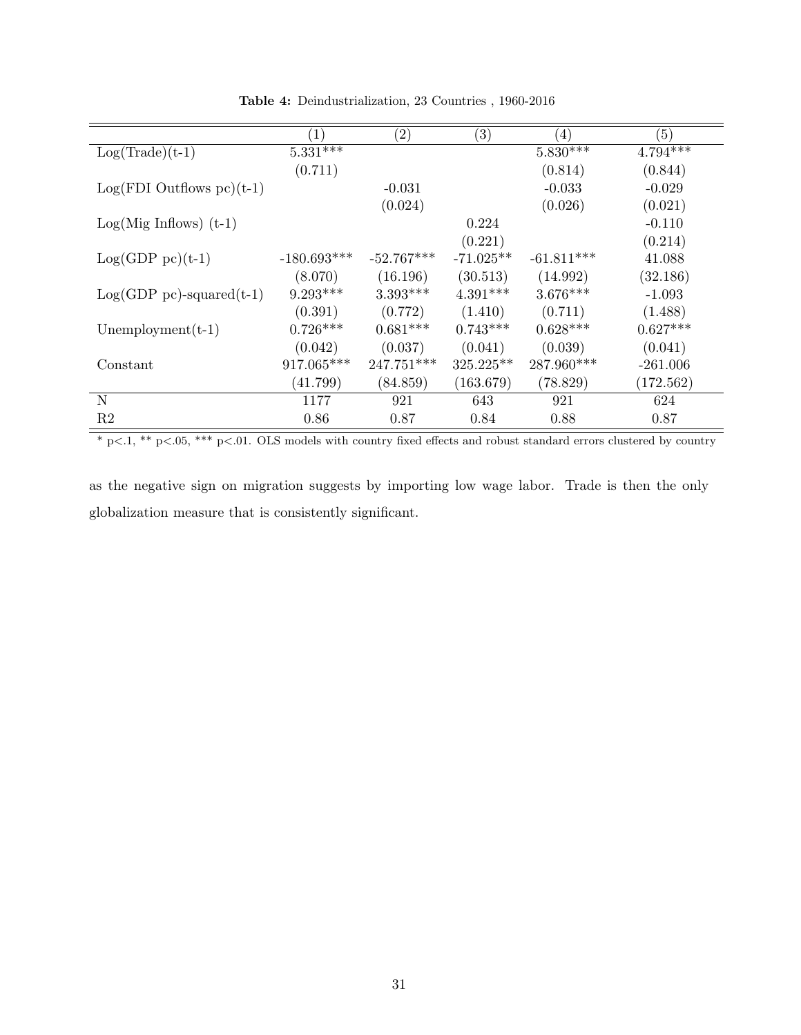**Table 4:** Deindustrialization, 23 Countries , 1960-2016

| | (1) | (2) | (3) | (4) | (5) |
|---|---|---|---|---|---|
| Log(Trade)(t-1) | 5.331*** | | | 5.830*** | 4.794*** |
| | (0.711) | | | (0.814) | (0.844) |
| Log(FDI Outflows pc)(t-1) | | -0.031 | | -0.033 | -0.029 |
| | | (0.024) | | (0.026) | (0.021) |
| Log(Mig Inflows) (t-1) | | | 0.224 | | -0.110 |
| | | | (0.221) | | (0.214) |
| Log(GDP pc)(t-1) | -180.693*** | -52.767*** | -71.025** | -61.811*** | 41.088 |
| | (8.070) | (16.196) | (30.513) | (14.992) | (32.186) |
| Log(GDP pc)-squared(t-1) | 9.293*** | 3.393*** | 4.391*** | 3.676*** | -1.093 |
| | (0.391) | (0.772) | (1.410) | (0.711) | (1.488) |
| Unemployment(t-1) | 0.726*** | 0.681*** | 0.743*** | 0.628*** | 0.627*** |
| | (0.042) | (0.037) | (0.041) | (0.039) | (0.041) |
| Constant | 917.065*** | 247.751*** | 325.225** | 287.960*** | -261.006 |
| | (41.799) | (84.859) | (163.679) | (78.829) | (172.562) |
| N | 1177 | 921 | 643 | 921 | 624 |
| R2 | 0.86 | 0.87 | 0.84 | 0.88 | 0.87 |

\* p<.1, ** p<.05, *** p<.01. OLS models with country fixed effects and robust standard errors clustered by country

as the negative sign on migration suggests by importing low wage labor. Trade is then the only globalization measure that is consistently significant.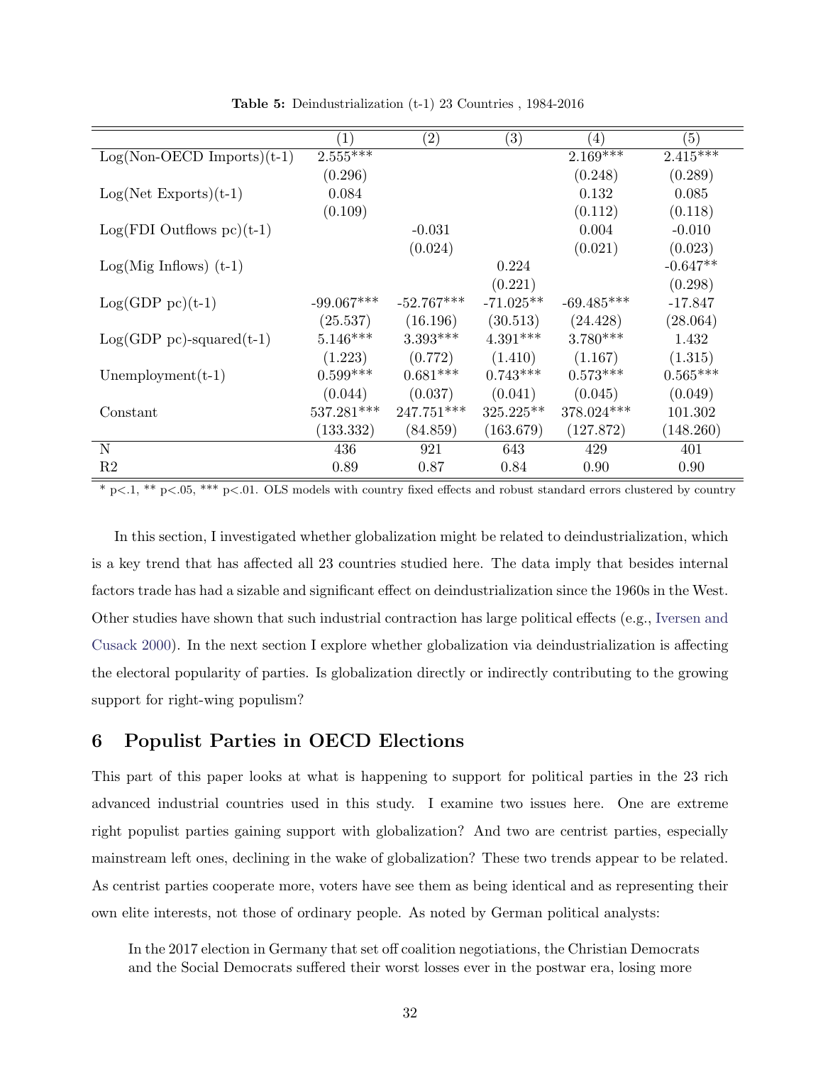**Table 5:** Deindustrialization (t-1) 23 Countries , 1984-2016

| | (1) | (2) | (3) | (4) | (5) |
|---|---|---|---|---|---|
| Log(Non-OECD Imports)(t-1) | 2.555*** | | | 2.169*** | 2.415*** |
| | (0.296) | | | (0.248) | (0.289) |
| Log(Net Exports)(t-1) | 0.084 | | | 0.132 | 0.085 |
| | (0.109) | | | (0.112) | (0.118) |
| Log(FDI Outflows pc)(t-1) | | -0.031 | | 0.004 | -0.010 |
| | | (0.024) | | (0.021) | (0.023) |
| Log(Mig Inflows) (t-1) | | | 0.224 | | -0.647** |
| | | | (0.221) | | (0.298) |
| Log(GDP pc)(t-1) | -99.067*** | -52.767*** | -71.025** | -69.485*** | -17.847 |
| | (25.537) | (16.196) | (30.513) | (24.428) | (28.064) |
| Log(GDP pc)-squared(t-1) | 5.146*** | 3.393*** | 4.391*** | 3.780*** | 1.432 |
| | (1.223) | (0.772) | (1.410) | (1.167) | (1.315) |
| Unemployment(t-1) | 0.599*** | 0.681*** | 0.743*** | 0.573*** | 0.565*** |
| | (0.044) | (0.037) | (0.041) | (0.045) | (0.049) |
| Constant | 537.281*** | 247.751*** | 325.225** | 378.024*** | 101.302 |
| | (133.332) | (84.859) | (163.679) | (127.872) | (148.260) |
| N | 436 | 921 | 643 | 429 | 401 |
| R2 | 0.89 | 0.87 | 0.84 | 0.90 | 0.90 |

* p<.1, ** p<.05, *** p<.01. OLS models with country fixed effects and robust standard errors clustered by country

In this section, I investigated whether globalization might be related to deindustrialization, which is a key trend that has affected all 23 countries studied here. The data imply that besides internal factors trade has had a sizable and significant effect on deindustrialization since the 1960s in the West. Other studies have shown that such industrial contraction has large political effects (e.g., Iversen and Cusack 2000). In the next section I explore whether globalization via deindustrialization is affecting the electoral popularity of parties. Is globalization directly or indirectly contributing to the growing support for right-wing populism?

## 6 Populist Parties in OECD Elections

This part of this paper looks at what is happening to support for political parties in the 23 rich advanced industrial countries used in this study. I examine two issues here. One are extreme right populist parties gaining support with globalization? And two are centrist parties, especially mainstream left ones, declining in the wake of globalization? These two trends appear to be related. As centrist parties cooperate more, voters have see them as being identical and as representing their own elite interests, not those of ordinary people. As noted by German political analysts:

> In the 2017 election in Germany that set off coalition negotiations, the Christian Democrats and the Social Democrats suffered their worst losses ever in the postwar era, losing more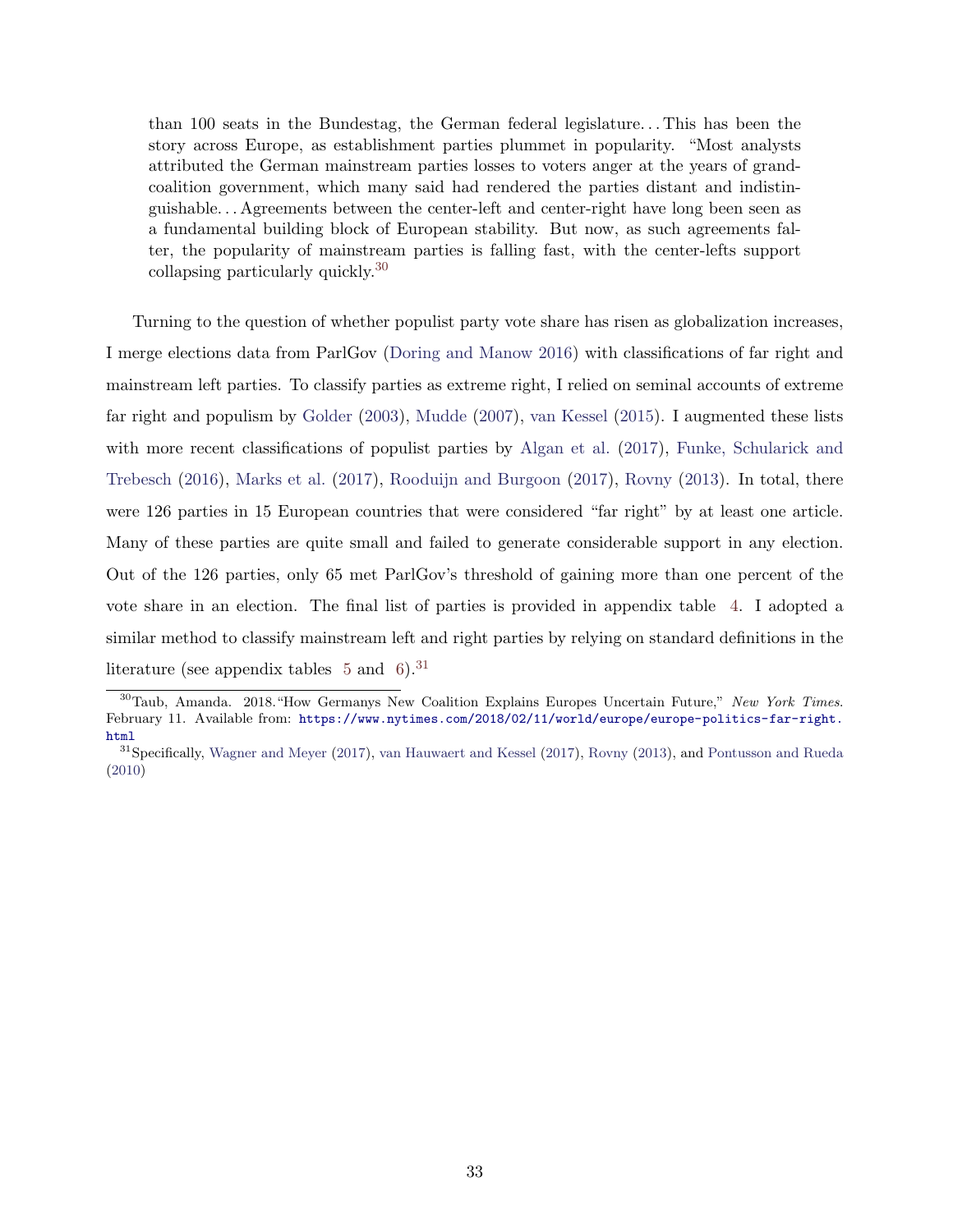> than 100 seats in the Bundestag, the German federal legislature. . . This has been the story across Europe, as establishment parties plummet in popularity. "Most analysts attributed the German mainstream parties losses to voters anger at the years of grand-coalition government, which many said had rendered the parties distant and indistinguishable. . . Agreements between the center-left and center-right have long been seen as a fundamental building block of European stability. But now, as such agreements falter, the popularity of mainstream parties is falling fast, with the center-lefts support collapsing particularly quickly.[30]

Turning to the question of whether populist party vote share has risen as globalization increases, I merge elections data from ParlGov (Doring and Manow 2016) with classifications of far right and mainstream left parties. To classify parties as extreme right, I relied on seminal accounts of extreme far right and populism by Golder (2003), Mudde (2007), van Kessel (2015). I augmented these lists with more recent classifications of populist parties by Algan et al. (2017), Funke, Schularick and Trebesch (2016), Marks et al. (2017), Rooduijn and Burgoon (2017), Rovny (2013). In total, there were 126 parties in 15 European countries that were considered "far right" by at least one article. Many of these parties are quite small and failed to generate considerable support in any election. Out of the 126 parties, only 65 met ParlGov's threshold of gaining more than one percent of the vote share in an election. The final list of parties is provided in appendix table 4. I adopted a similar method to classify mainstream left and right parties by relying on standard definitions in the literature (see appendix tables 5 and 6).[31]

---

[30] Taub, Amanda. 2018."How Germanys New Coalition Explains Europes Uncertain Future," *New York Times*. February 11. Available from: https://www.nytimes.com/2018/02/11/world/europe/europe-politics-far-right.html

[31] Specifically, Wagner and Meyer (2017), van Hauwaert and Kessel (2017), Rovny (2013), and Pontusson and Rueda (2010)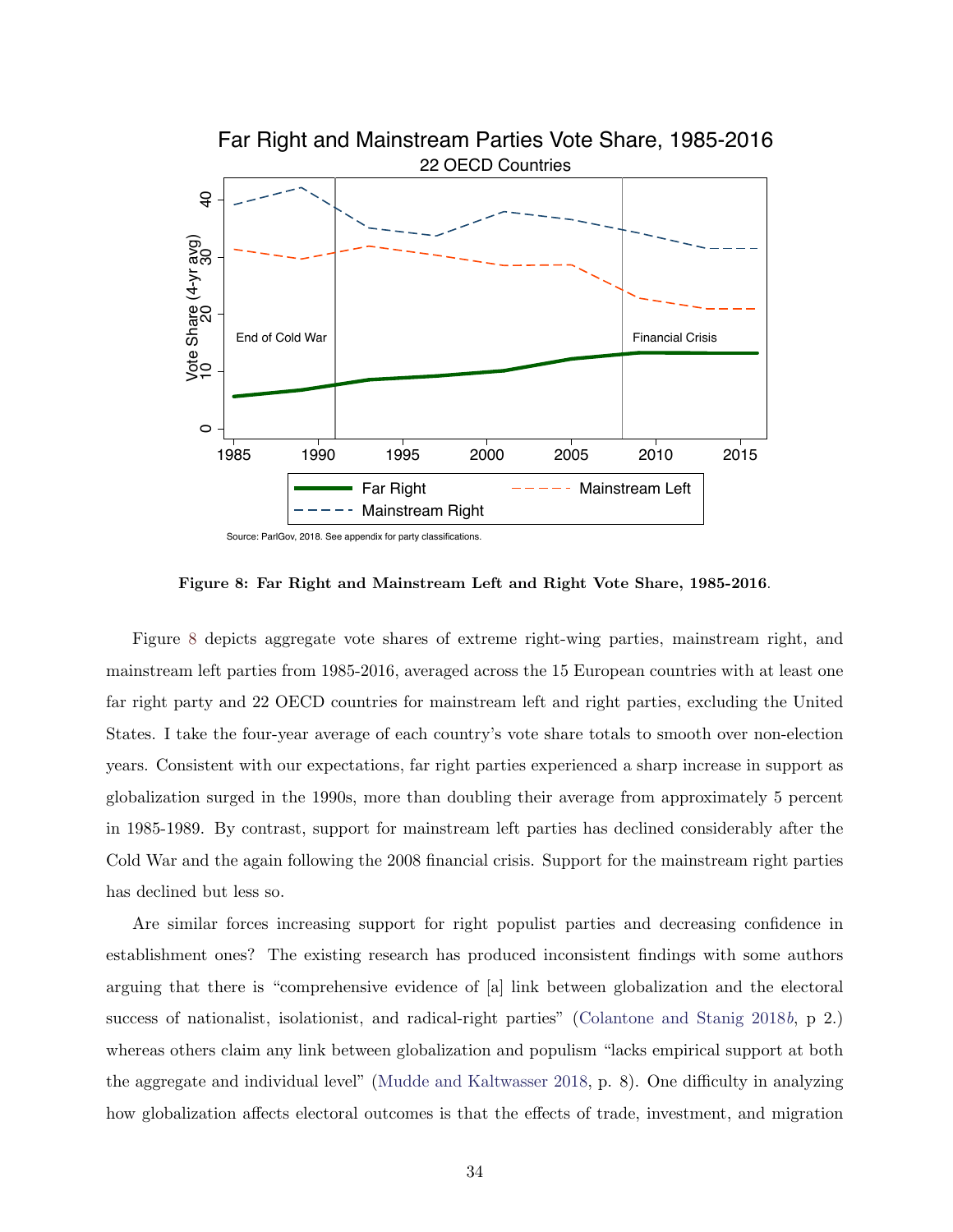Figure 8: Far Right and Mainstream Left and Right Vote Share, 1985-2016.

Figure 8 depicts aggregate vote shares of extreme right-wing parties, mainstream right, and mainstream left parties from 1985-2016, averaged across the 15 European countries with at least one far right party and 22 OECD countries for mainstream left and right parties, excluding the United States. I take the four-year average of each country's vote share totals to smooth over non-election years. Consistent with our expectations, far right parties experienced a sharp increase in support as globalization surged in the 1990s, more than doubling their average from approximately 5 percent in 1985-1989. By contrast, support for mainstream left parties has declined considerably after the Cold War and the again following the 2008 financial crisis. Support for the mainstream right parties has declined but less so.

Are similar forces increasing support for right populist parties and decreasing confidence in establishment ones? The existing research has produced inconsistent findings with some authors arguing that there is "comprehensive evidence of [a] link between globalization and the electoral success of nationalist, isolationist, and radical-right parties" (Colantone and Stanig 2018*b*, p 2.) whereas others claim any link between globalization and populism "lacks empirical support at both the aggregate and individual level" (Mudde and Kaltwasser 2018, p. 8). One difficulty in analyzing how globalization affects electoral outcomes is that the effects of trade, investment, and migration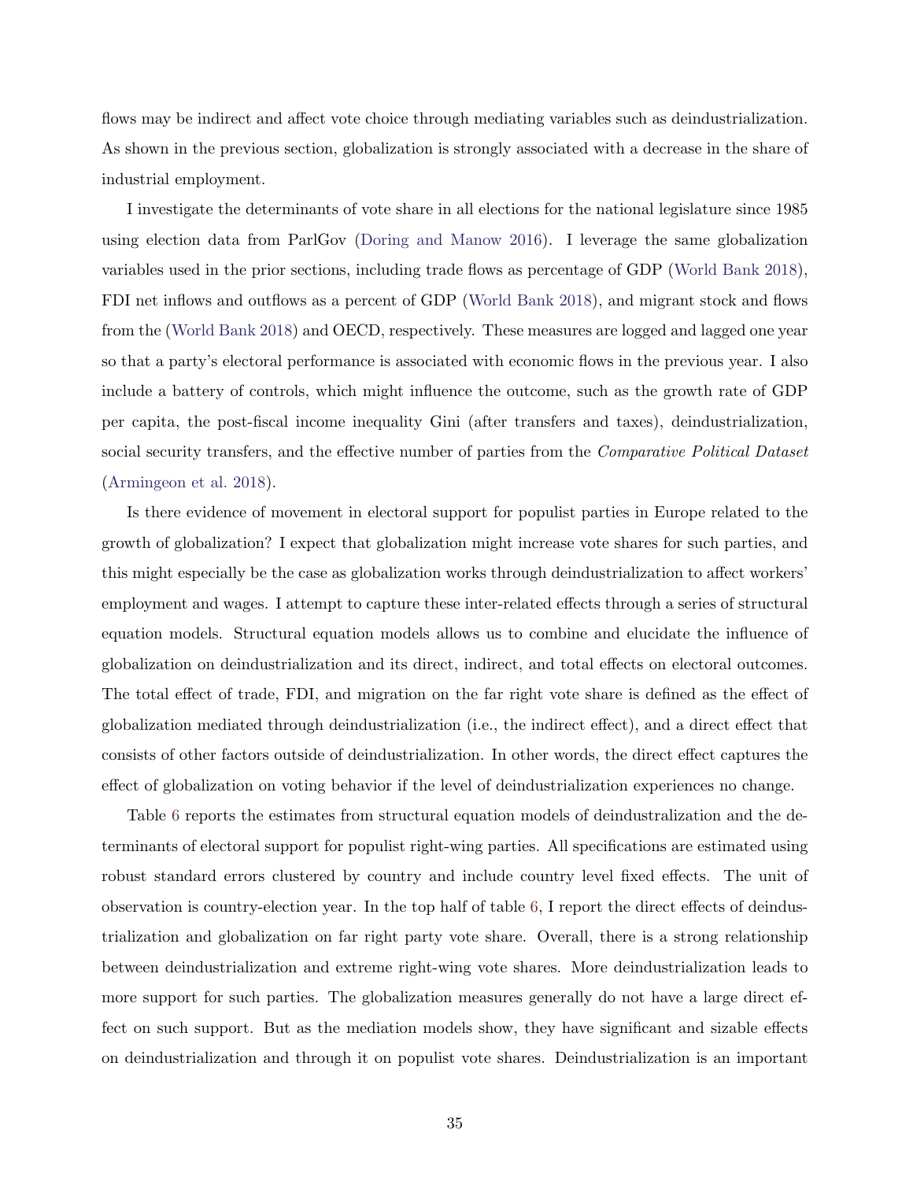flows may be indirect and affect vote choice through mediating variables such as deindustrialization. As shown in the previous section, globalization is strongly associated with a decrease in the share of industrial employment.

I investigate the determinants of vote share in all elections for the national legislature since 1985 using election data from ParlGov (Doring and Manow 2016). I leverage the same globalization variables used in the prior sections, including trade flows as percentage of GDP (World Bank 2018), FDI net inflows and outflows as a percent of GDP (World Bank 2018), and migrant stock and flows from the (World Bank 2018) and OECD, respectively. These measures are logged and lagged one year so that a party's electoral performance is associated with economic flows in the previous year. I also include a battery of controls, which might influence the outcome, such as the growth rate of GDP per capita, the post-fiscal income inequality Gini (after transfers and taxes), deindustrialization, social security transfers, and the effective number of parties from the *Comparative Political Dataset* (Armingeon et al. 2018).

Is there evidence of movement in electoral support for populist parties in Europe related to the growth of globalization? I expect that globalization might increase vote shares for such parties, and this might especially be the case as globalization works through deindustrialization to affect workers' employment and wages. I attempt to capture these inter-related effects through a series of structural equation models. Structural equation models allows us to combine and elucidate the influence of globalization on deindustrialization and its direct, indirect, and total effects on electoral outcomes. The total effect of trade, FDI, and migration on the far right vote share is defined as the effect of globalization mediated through deindustrialization (i.e., the indirect effect), and a direct effect that consists of other factors outside of deindustrialization. In other words, the direct effect captures the effect of globalization on voting behavior if the level of deindustrialization experiences no change.

Table 6 reports the estimates from structural equation models of deindustralization and the determinants of electoral support for populist right-wing parties. All specifications are estimated using robust standard errors clustered by country and include country level fixed effects. The unit of observation is country-election year. In the top half of table 6, I report the direct effects of deindustrialization and globalization on far right party vote share. Overall, there is a strong relationship between deindustrialization and extreme right-wing vote shares. More deindustrialization leads to more support for such parties. The globalization measures generally do not have a large direct effect on such support. But as the mediation models show, they have significant and sizable effects on deindustrialization and through it on populist vote shares. Deindustrialization is an important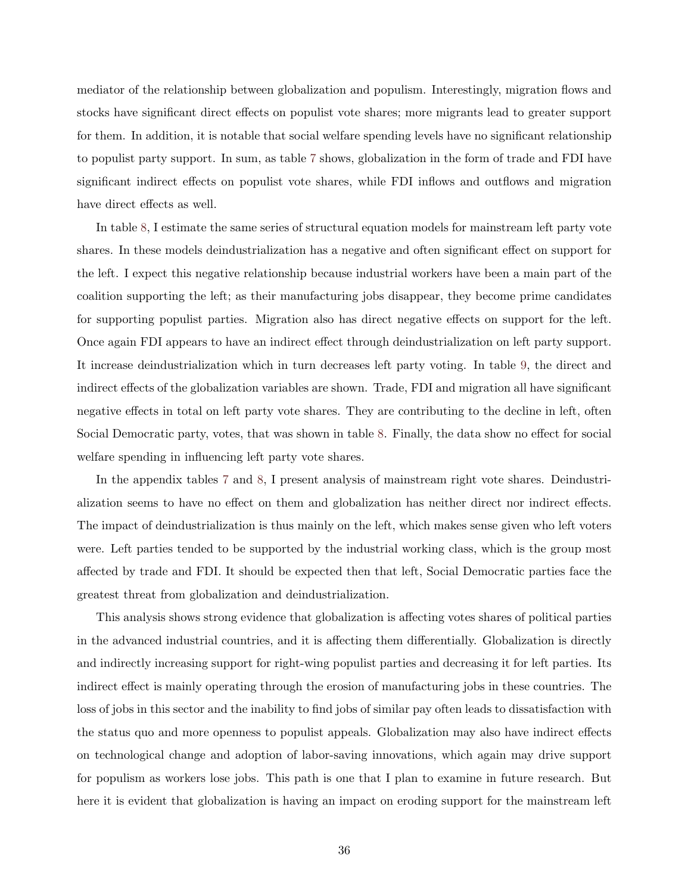mediator of the relationship between globalization and populism. Interestingly, migration flows and stocks have significant direct effects on populist vote shares; more migrants lead to greater support for them. In addition, it is notable that social welfare spending levels have no significant relationship to populist party support. In sum, as table 7 shows, globalization in the form of trade and FDI have significant indirect effects on populist vote shares, while FDI inflows and outflows and migration have direct effects as well.

In table 8, I estimate the same series of structural equation models for mainstream left party vote shares. In these models deindustrialization has a negative and often significant effect on support for the left. I expect this negative relationship because industrial workers have been a main part of the coalition supporting the left; as their manufacturing jobs disappear, they become prime candidates for supporting populist parties. Migration also has direct negative effects on support for the left. Once again FDI appears to have an indirect effect through deindustrialization on left party support. It increase deindustrialization which in turn decreases left party voting. In table 9, the direct and indirect effects of the globalization variables are shown. Trade, FDI and migration all have significant negative effects in total on left party vote shares. They are contributing to the decline in left, often Social Democratic party, votes, that was shown in table 8. Finally, the data show no effect for social welfare spending in influencing left party vote shares.

In the appendix tables 7 and 8, I present analysis of mainstream right vote shares. Deindustrialization seems to have no effect on them and globalization has neither direct nor indirect effects. The impact of deindustrialization is thus mainly on the left, which makes sense given who left voters were. Left parties tended to be supported by the industrial working class, which is the group most affected by trade and FDI. It should be expected then that left, Social Democratic parties face the greatest threat from globalization and deindustrialization.

This analysis shows strong evidence that globalization is affecting votes shares of political parties in the advanced industrial countries, and it is affecting them differentially. Globalization is directly and indirectly increasing support for right-wing populist parties and decreasing it for left parties. Its indirect effect is mainly operating through the erosion of manufacturing jobs in these countries. The loss of jobs in this sector and the inability to find jobs of similar pay often leads to dissatisfaction with the status quo and more openness to populist appeals. Globalization may also have indirect effects on technological change and adoption of labor-saving innovations, which again may drive support for populism as workers lose jobs. This path is one that I plan to examine in future research. But here it is evident that globalization is having an impact on eroding support for the mainstream left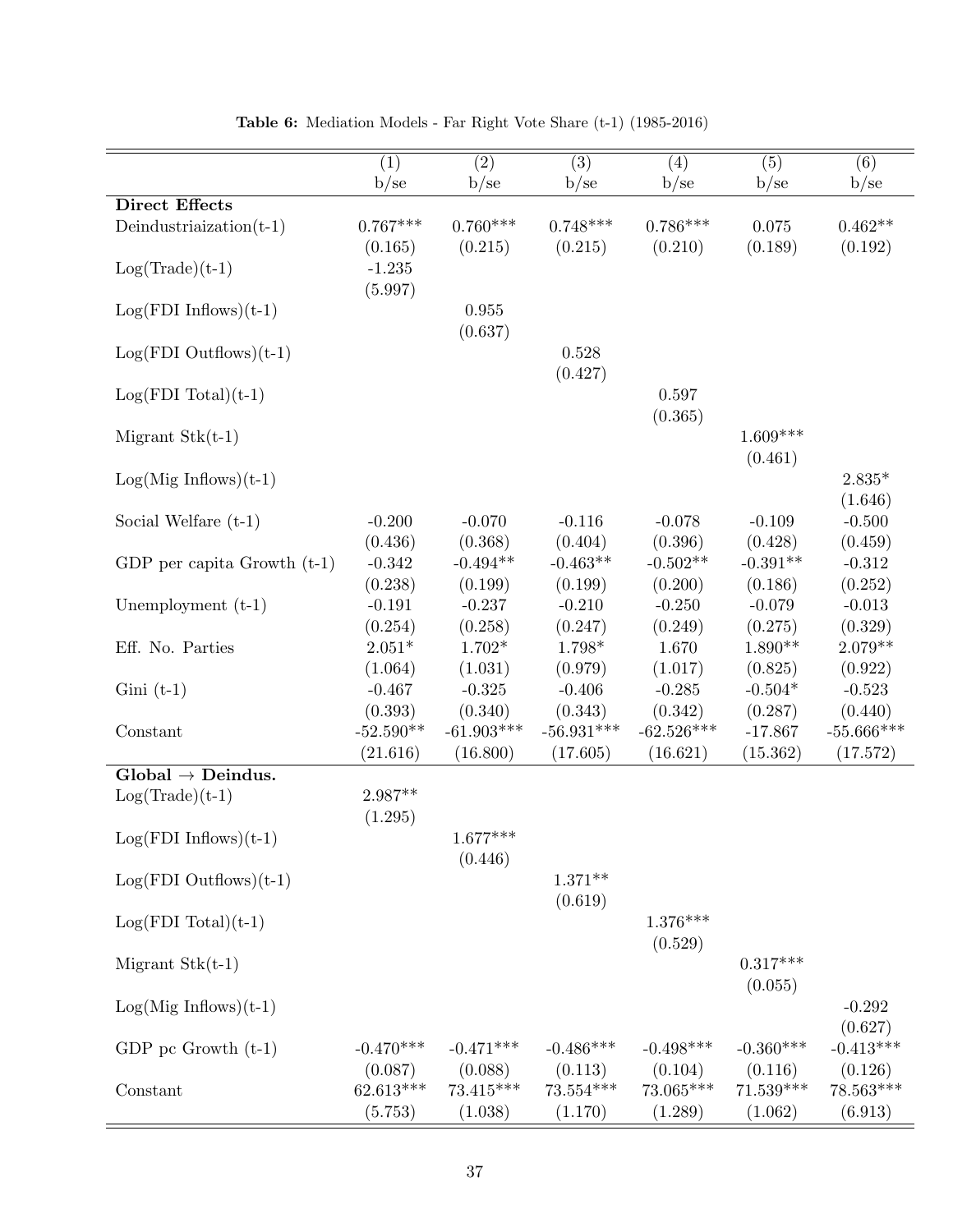**Table 6:** Mediation Models - Far Right Vote Share (t-1) (1985-2016)

| | (1) | (2) | (3) | (4) | (5) | (6) |
|---|---|---|---|---|---|---|
| | b/se | b/se | b/se | b/se | b/se | b/se |
| **Direct Effects** | | | | | | |
| Deindustriaization(t-1) | 0.767*** | 0.760*** | 0.748*** | 0.786*** | 0.075 | 0.462** |
| | (0.165) | (0.215) | (0.215) | (0.210) | (0.189) | (0.192) |
| Log(Trade)(t-1) | -1.235 | | | | | |
| | (5.997) | | | | | |
| Log(FDI Inflows)(t-1) | | 0.955 | | | | |
| | | (0.637) | | | | |
| Log(FDI Outflows)(t-1) | | | 0.528 | | | |
| | | | (0.427) | | | |
| Log(FDI Total)(t-1) | | | | 0.597 | | |
| | | | | (0.365) | | |
| Migrant Stk(t-1) | | | | | 1.609*** | |
| | | | | | (0.461) | |
| Log(Mig Inflows)(t-1) | | | | | | 2.835* |
| | | | | | | (1.646) |
| Social Welfare (t-1) | -0.200 | -0.070 | -0.116 | -0.078 | -0.109 | -0.500 |
| | (0.436) | (0.368) | (0.404) | (0.396) | (0.428) | (0.459) |
| GDP per capita Growth (t-1) | -0.342 | -0.494** | -0.463** | -0.502** | -0.391** | -0.312 |
| | (0.238) | (0.199) | (0.199) | (0.200) | (0.186) | (0.252) |
| Unemployment (t-1) | -0.191 | -0.237 | -0.210 | -0.250 | -0.079 | -0.013 |
| | (0.254) | (0.258) | (0.247) | (0.249) | (0.275) | (0.329) |
| Eff. No. Parties | 2.051* | 1.702* | 1.798* | 1.670 | 1.890** | 2.079** |
| | (1.064) | (1.031) | (0.979) | (1.017) | (0.825) | (0.922) |
| Gini (t-1) | -0.467 | -0.325 | -0.406 | -0.285 | -0.504* | -0.523 |
| | (0.393) | (0.340) | (0.343) | (0.342) | (0.287) | (0.440) |
| Constant | -52.590** | -61.903*** | -56.931*** | -62.526*** | -17.867 | -55.666*** |
| | (21.616) | (16.800) | (17.605) | (16.621) | (15.362) | (17.572) |
| **Global → Deindus.** | | | | | | |
| Log(Trade)(t-1) | 2.987** | | | | | |
| | (1.295) | | | | | |
| Log(FDI Inflows)(t-1) | | 1.677*** | | | | |
| | | (0.446) | | | | |
| Log(FDI Outflows)(t-1) | | | 1.371** | | | |
| | | | (0.619) | | | |
| Log(FDI Total)(t-1) | | | | 1.376*** | | |
| | | | | (0.529) | | |
| Migrant Stk(t-1) | | | | | 0.317*** | |
| | | | | | (0.055) | |
| Log(Mig Inflows)(t-1) | | | | | | -0.292 |
| | | | | | | (0.627) |
| GDP pc Growth (t-1) | -0.470*** | -0.471*** | -0.486*** | -0.498*** | -0.360*** | -0.413*** |
| | (0.087) | (0.088) | (0.113) | (0.104) | (0.116) | (0.126) |
| Constant | 62.613*** | 73.415*** | 73.554*** | 73.065*** | 71.539*** | 78.563*** |
| | (5.753) | (1.038) | (1.170) | (1.289) | (1.062) | (6.913) |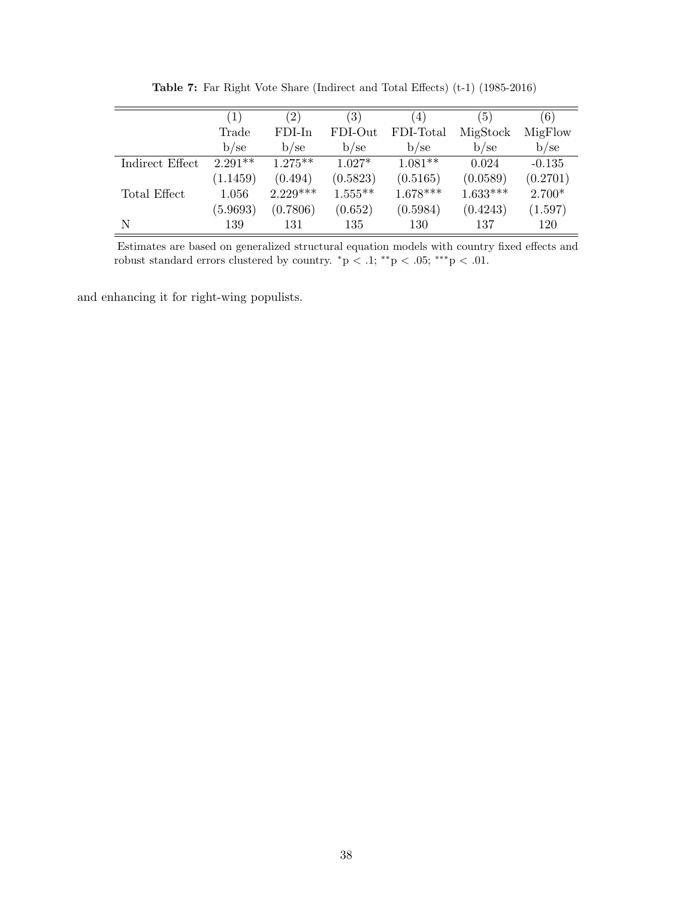**Table 7:** Far Right Vote Share (Indirect and Total Effects) (t-1) (1985-2016)

| | (1) | (2) | (3) | (4) | (5) | (6) |
|---|---|---|---|---|---|---|
| | Trade | FDI-In | FDI-Out | FDI-Total | MigStock | MigFlow |
| | b/se | b/se | b/se | b/se | b/se | b/se |
| Indirect Effect | 2.291** | 1.275** | 1.027* | 1.081** | 0.024 | -0.135 |
| | (1.1459) | (0.494) | (0.5823) | (0.5165) | (0.0589) | (0.2701) |
| Total Effect | 1.056 | 2.229*** | 1.555** | 1.678*** | 1.633*** | 2.700* |
| | (5.9693) | (0.7806) | (0.652) | (0.5984) | (0.4243) | (1.597) |
| N | 139 | 131 | 135 | 130 | 137 | 120 |

Estimates are based on generalized structural equation models with country fixed effects and robust standard errors clustered by country. *p < .1; **p < .05; ***p < .01.

and enhancing it for right-wing populists.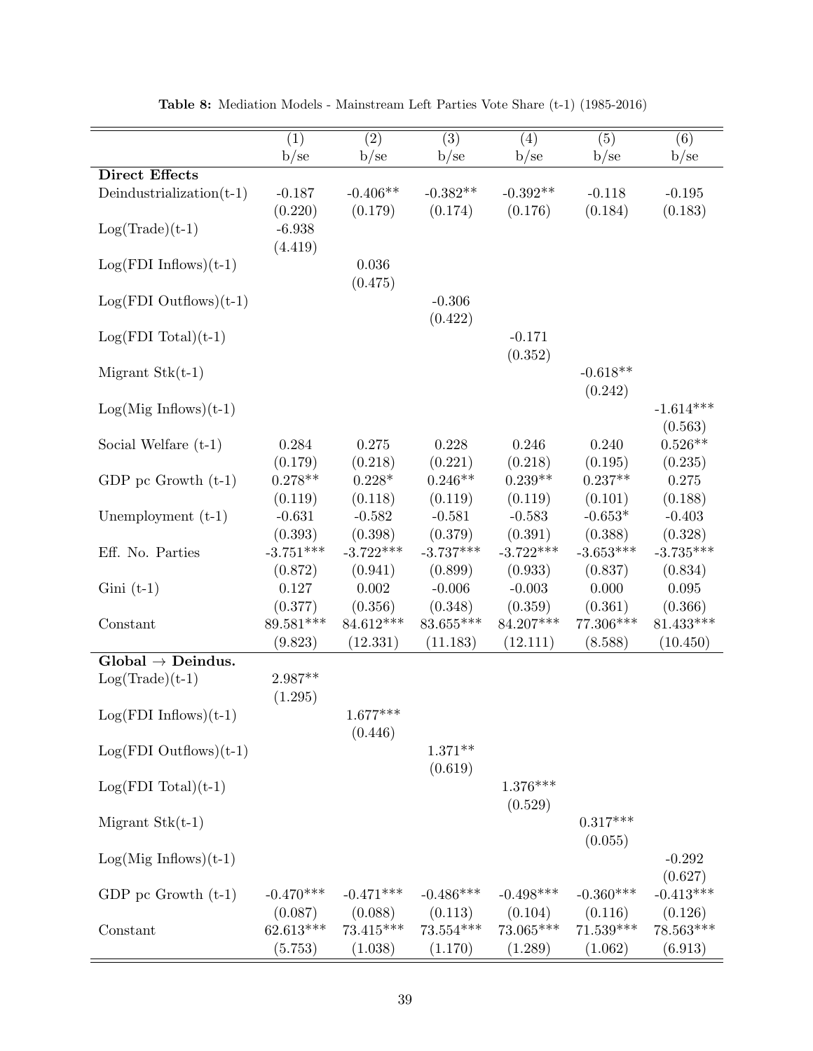**Table 8:** Mediation Models - Mainstream Left Parties Vote Share (t-1) (1985-2016)

| | (1) | (2) | (3) | (4) | (5) | (6) |
|---|---|---|---|---|---|---|
| | b/se | b/se | b/se | b/se | b/se | b/se |
| **Direct Effects** | | | | | | |
| Deindustrialization(t-1) | -0.187 | -0.406** | -0.382** | -0.392** | -0.118 | -0.195 |
| | (0.220) | (0.179) | (0.174) | (0.176) | (0.184) | (0.183) |
| Log(Trade)(t-1) | -6.938 | | | | | |
| | (4.419) | | | | | |
| Log(FDI Inflows)(t-1) | | 0.036 | | | | |
| | | (0.475) | | | | |
| Log(FDI Outflows)(t-1) | | | -0.306 | | | |
| | | | (0.422) | | | |
| Log(FDI Total)(t-1) | | | | -0.171 | | |
| | | | | (0.352) | | |
| Migrant Stk(t-1) | | | | | -0.618** | |
| | | | | | (0.242) | |
| Log(Mig Inflows)(t-1) | | | | | | -1.614*** |
| | | | | | | (0.563) |
| Social Welfare (t-1) | 0.284 | 0.275 | 0.228 | 0.246 | 0.240 | 0.526** |
| | (0.179) | (0.218) | (0.221) | (0.218) | (0.195) | (0.235) |
| GDP pc Growth (t-1) | 0.278** | 0.228* | 0.246** | 0.239** | 0.237** | 0.275 |
| | (0.119) | (0.118) | (0.119) | (0.119) | (0.101) | (0.188) |
| Unemployment (t-1) | -0.631 | -0.582 | -0.581 | -0.583 | -0.653* | -0.403 |
| | (0.393) | (0.398) | (0.379) | (0.391) | (0.388) | (0.328) |
| Eff. No. Parties | -3.751*** | -3.722*** | -3.737*** | -3.722*** | -3.653*** | -3.735*** |
| | (0.872) | (0.941) | (0.899) | (0.933) | (0.837) | (0.834) |
| Gini (t-1) | 0.127 | 0.002 | -0.006 | -0.003 | 0.000 | 0.095 |
| | (0.377) | (0.356) | (0.348) | (0.359) | (0.361) | (0.366) |
| Constant | 89.581*** | 84.612*** | 83.655*** | 84.207*** | 77.306*** | 81.433*** |
| | (9.823) | (12.331) | (11.183) | (12.111) | (8.588) | (10.450) |
| **Global → Deindus.** | | | | | | |
| Log(Trade)(t-1) | 2.987** | | | | | |
| | (1.295) | | | | | |
| Log(FDI Inflows)(t-1) | | 1.677*** | | | | |
| | | (0.446) | | | | |
| Log(FDI Outflows)(t-1) | | | 1.371** | | | |
| | | | (0.619) | | | |
| Log(FDI Total)(t-1) | | | | 1.376*** | | |
| | | | | (0.529) | | |
| Migrant Stk(t-1) | | | | | 0.317*** | |
| | | | | | (0.055) | |
| Log(Mig Inflows)(t-1) | | | | | | -0.292 |
| | | | | | | (0.627) |
| GDP pc Growth (t-1) | -0.470*** | -0.471*** | -0.486*** | -0.498*** | -0.360*** | -0.413*** |
| | (0.087) | (0.088) | (0.113) | (0.104) | (0.116) | (0.126) |
| Constant | 62.613*** | 73.415*** | 73.554*** | 73.065*** | 71.539*** | 78.563*** |
| | (5.753) | (1.038) | (1.170) | (1.289) | (1.062) | (6.913) |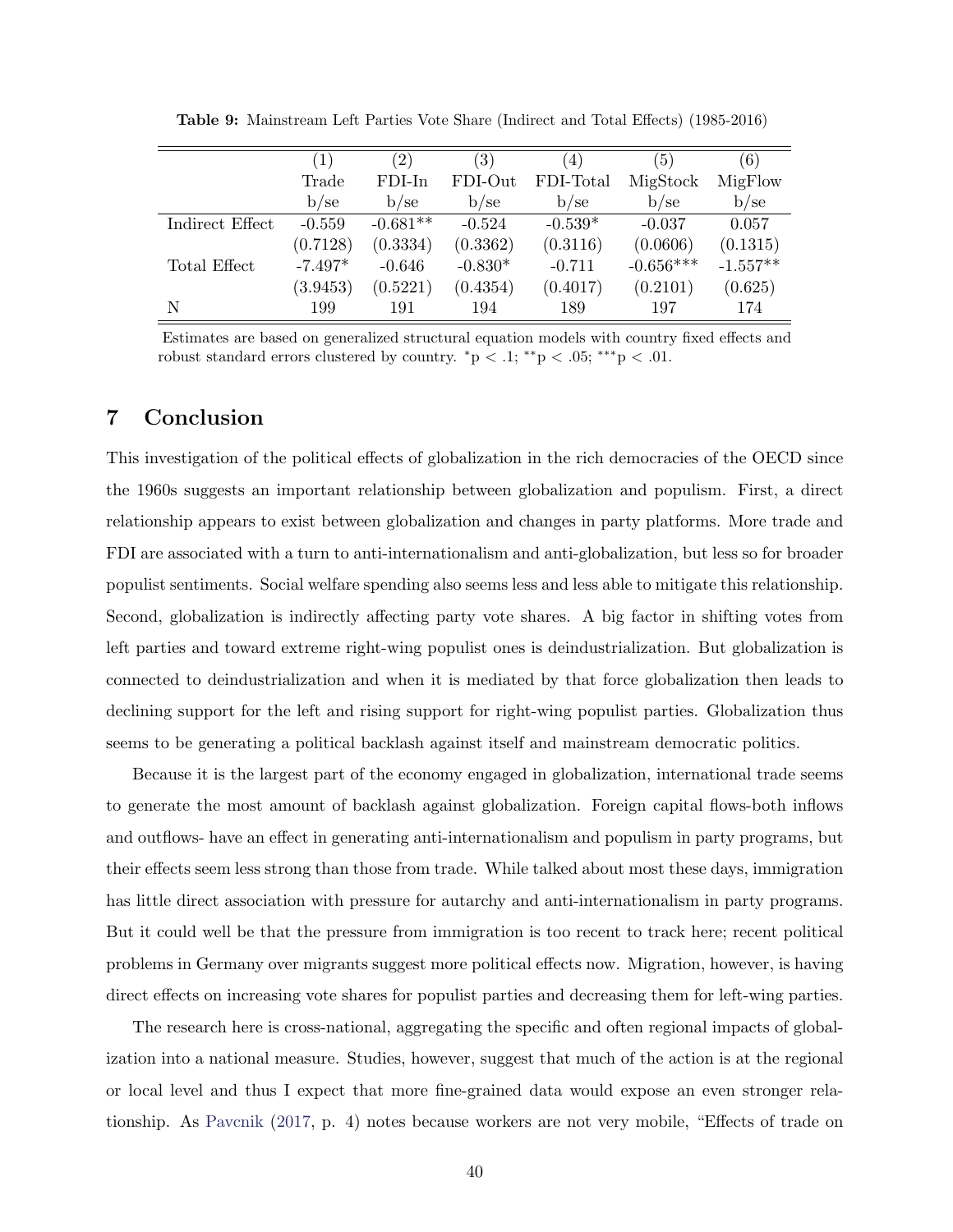**Table 9:** Mainstream Left Parties Vote Share (Indirect and Total Effects) (1985-2016)

| | (1) | (2) | (3) | (4) | (5) | (6) |
|---|---|---|---|---|---|---|
| | Trade | FDI-In | FDI-Out | FDI-Total | MigStock | MigFlow |
| | b/se | b/se | b/se | b/se | b/se | b/se |
| Indirect Effect | -0.559 | -0.681** | -0.524 | -0.539* | -0.037 | 0.057 |
| | (0.7128) | (0.3334) | (0.3362) | (0.3116) | (0.0606) | (0.1315) |
| Total Effect | -7.497* | -0.646 | -0.830* | -0.711 | -0.656*** | -1.557** |
| | (3.9453) | (0.5221) | (0.4354) | (0.4017) | (0.2101) | (0.625) |
| N | 199 | 191 | 194 | 189 | 197 | 174 |

Estimates are based on generalized structural equation models with country fixed effects and robust standard errors clustered by country. *p < .1; **p < .05; ***p < .01.

## 7 Conclusion

This investigation of the political effects of globalization in the rich democracies of the OECD since the 1960s suggests an important relationship between globalization and populism. First, a direct relationship appears to exist between globalization and changes in party platforms. More trade and FDI are associated with a turn to anti-internationalism and anti-globalization, but less so for broader populist sentiments. Social welfare spending also seems less and less able to mitigate this relationship. Second, globalization is indirectly affecting party vote shares. A big factor in shifting votes from left parties and toward extreme right-wing populist ones is deindustrialization. But globalization is connected to deindustrialization and when it is mediated by that force globalization then leads to declining support for the left and rising support for right-wing populist parties. Globalization thus seems to be generating a political backlash against itself and mainstream democratic politics.

Because it is the largest part of the economy engaged in globalization, international trade seems to generate the most amount of backlash against globalization. Foreign capital flows-both inflows and outflows- have an effect in generating anti-internationalism and populism in party programs, but their effects seem less strong than those from trade. While talked about most these days, immigration has little direct association with pressure for autarchy and anti-internationalism in party programs. But it could well be that the pressure from immigration is too recent to track here; recent political problems in Germany over migrants suggest more political effects now. Migration, however, is having direct effects on increasing vote shares for populist parties and decreasing them for left-wing parties.

The research here is cross-national, aggregating the specific and often regional impacts of globalization into a national measure. Studies, however, suggest that much of the action is at the regional or local level and thus I expect that more fine-grained data would expose an even stronger relationship. As Pavcnik (2017, p. 4) notes because workers are not very mobile, "Effects of trade on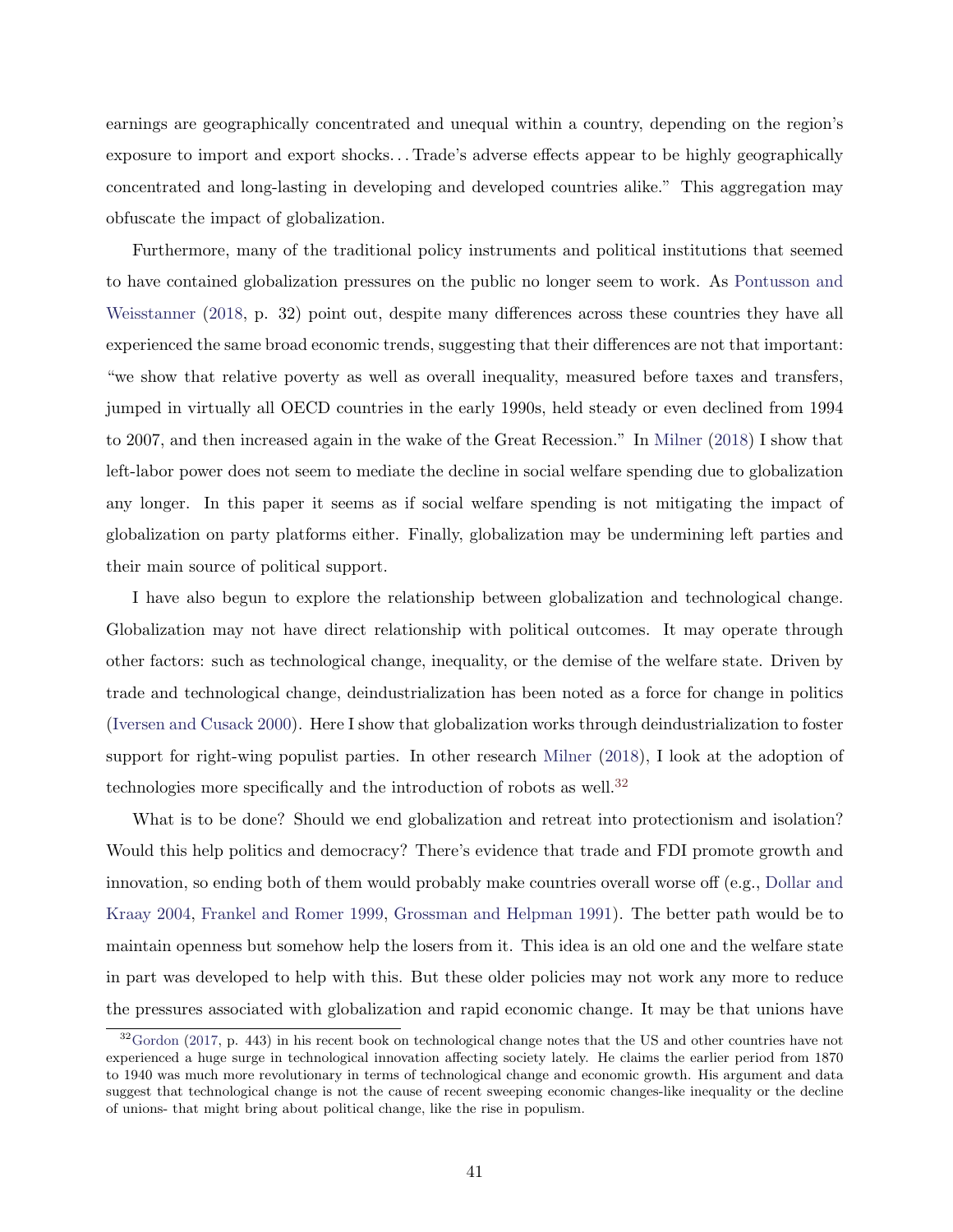earnings are geographically concentrated and unequal within a country, depending on the region's exposure to import and export shocks. . . Trade's adverse effects appear to be highly geographically concentrated and long-lasting in developing and developed countries alike." This aggregation may obfuscate the impact of globalization.

Furthermore, many of the traditional policy instruments and political institutions that seemed to have contained globalization pressures on the public no longer seem to work. As Pontusson and Weisstanner (2018, p. 32) point out, despite many differences across these countries they have all experienced the same broad economic trends, suggesting that their differences are not that important: "we show that relative poverty as well as overall inequality, measured before taxes and transfers, jumped in virtually all OECD countries in the early 1990s, held steady or even declined from 1994 to 2007, and then increased again in the wake of the Great Recession." In Milner (2018) I show that left-labor power does not seem to mediate the decline in social welfare spending due to globalization any longer. In this paper it seems as if social welfare spending is not mitigating the impact of globalization on party platforms either. Finally, globalization may be undermining left parties and their main source of political support.

I have also begun to explore the relationship between globalization and technological change. Globalization may not have direct relationship with political outcomes. It may operate through other factors: such as technological change, inequality, or the demise of the welfare state. Driven by trade and technological change, deindustrialization has been noted as a force for change in politics (Iversen and Cusack 2000). Here I show that globalization works through deindustrialization to foster support for right-wing populist parties. In other research Milner (2018), I look at the adoption of technologies more specifically and the introduction of robots as well.[32]

What is to be done? Should we end globalization and retreat into protectionism and isolation? Would this help politics and democracy? There's evidence that trade and FDI promote growth and innovation, so ending both of them would probably make countries overall worse off (e.g., Dollar and Kraay 2004, Frankel and Romer 1999, Grossman and Helpman 1991). The better path would be to maintain openness but somehow help the losers from it. This idea is an old one and the welfare state in part was developed to help with this. But these older policies may not work any more to reduce the pressures associated with globalization and rapid economic change. It may be that unions have

[32] Gordon (2017, p. 443) in his recent book on technological change notes that the US and other countries have not experienced a huge surge in technological innovation affecting society lately. He claims the earlier period from 1870 to 1940 was much more revolutionary in terms of technological change and economic growth. His argument and data suggest that technological change is not the cause of recent sweeping economic changes-like inequality or the decline of unions- that might bring about political change, like the rise in populism.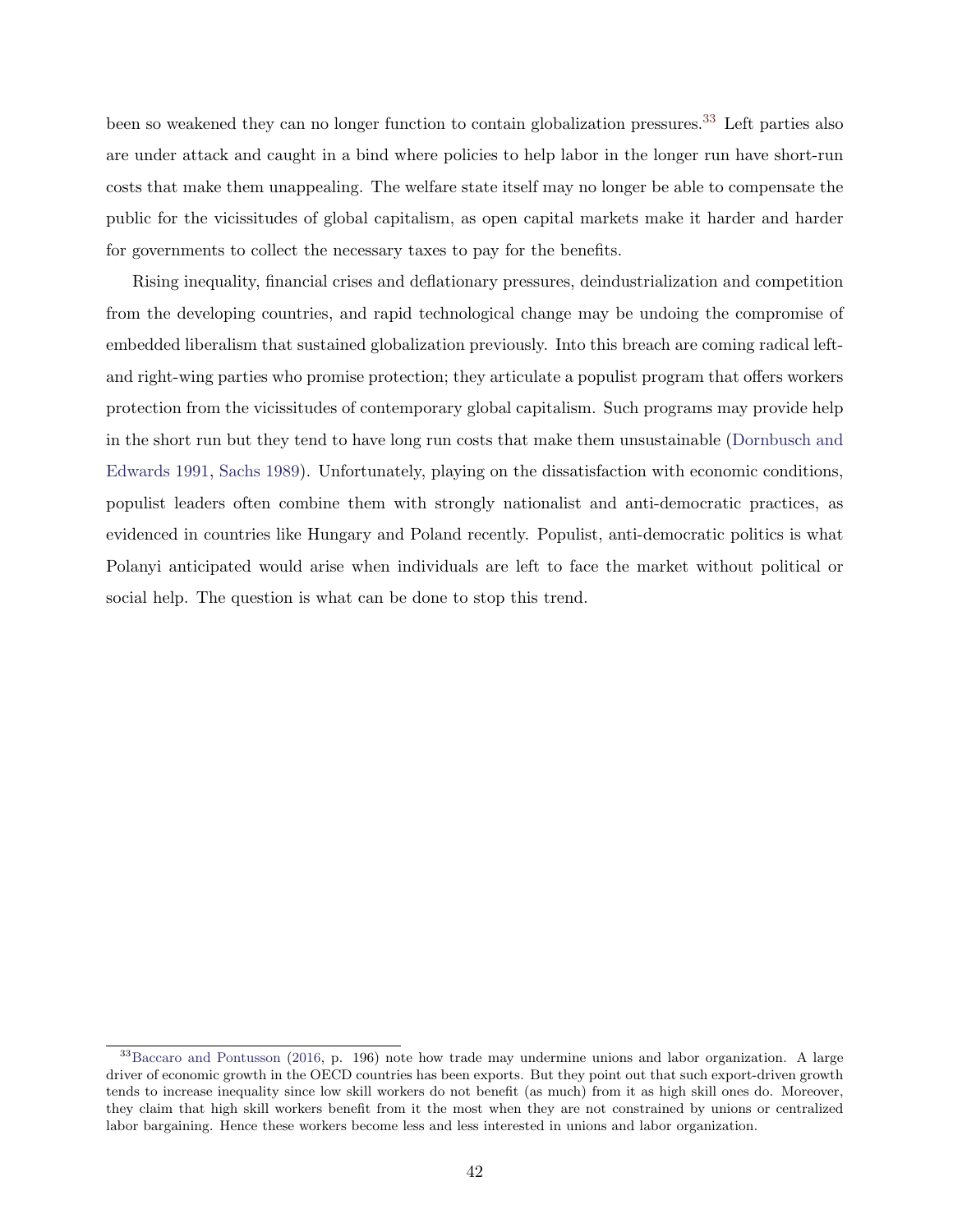been so weakened they can no longer function to contain globalization pressures.[33] Left parties also are under attack and caught in a bind where policies to help labor in the longer run have short-run costs that make them unappealing. The welfare state itself may no longer be able to compensate the public for the vicissitudes of global capitalism, as open capital markets make it harder and harder for governments to collect the necessary taxes to pay for the benefits.

Rising inequality, financial crises and deflationary pressures, deindustrialization and competition from the developing countries, and rapid technological change may be undoing the compromise of embedded liberalism that sustained globalization previously. Into this breach are coming radical left- and right-wing parties who promise protection; they articulate a populist program that offers workers protection from the vicissitudes of contemporary global capitalism. Such programs may provide help in the short run but they tend to have long run costs that make them unsustainable (Dornbusch and Edwards 1991, Sachs 1989). Unfortunately, playing on the dissatisfaction with economic conditions, populist leaders often combine them with strongly nationalist and anti-democratic practices, as evidenced in countries like Hungary and Poland recently. Populist, anti-democratic politics is what Polanyi anticipated would arise when individuals are left to face the market without political or social help. The question is what can be done to stop this trend.

[33] Baccaro and Pontusson (2016, p. 196) note how trade may undermine unions and labor organization. A large driver of economic growth in the OECD countries has been exports. But they point out that such export-driven growth tends to increase inequality since low skill workers do not benefit (as much) from it as high skill ones do. Moreover, they claim that high skill workers benefit from it the most when they are not constrained by unions or centralized labor bargaining. Hence these workers become less and less interested in unions and labor organization.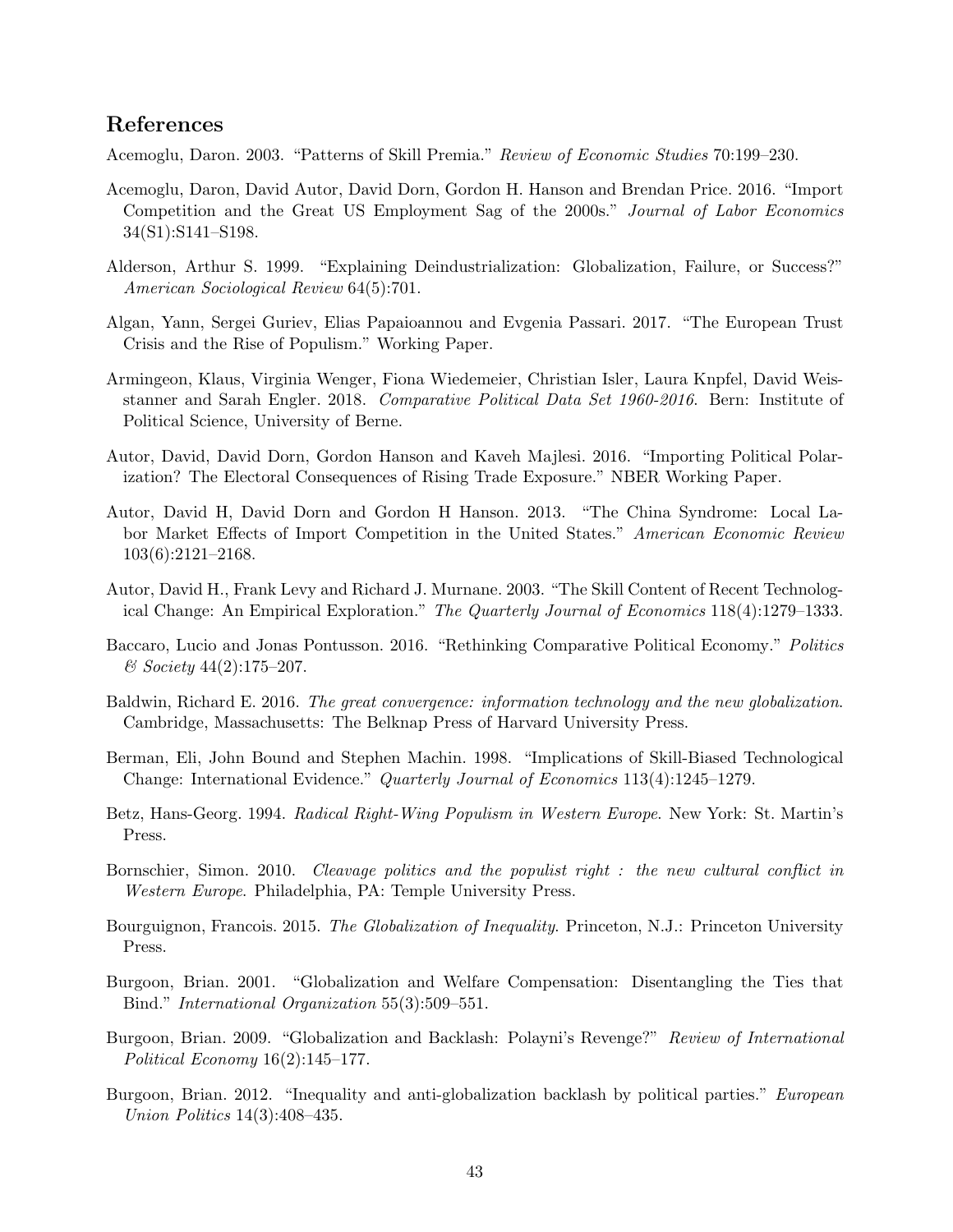## References

Acemoglu, Daron. 2003. "Patterns of Skill Premia." *Review of Economic Studies* 70:199–230.

Acemoglu, Daron, David Autor, David Dorn, Gordon H. Hanson and Brendan Price. 2016. "Import Competition and the Great US Employment Sag of the 2000s." *Journal of Labor Economics* 34(S1):S141–S198.

Alderson, Arthur S. 1999. "Explaining Deindustrialization: Globalization, Failure, or Success?" *American Sociological Review* 64(5):701.

Algan, Yann, Sergei Guriev, Elias Papaioannou and Evgenia Passari. 2017. "The European Trust Crisis and the Rise of Populism." Working Paper.

Armingeon, Klaus, Virginia Wenger, Fiona Wiedemeier, Christian Isler, Laura Knpfel, David Weisstanner and Sarah Engler. 2018. *Comparative Political Data Set 1960-2016*. Bern: Institute of Political Science, University of Berne.

Autor, David, David Dorn, Gordon Hanson and Kaveh Majlesi. 2016. "Importing Political Polarization? The Electoral Consequences of Rising Trade Exposure." NBER Working Paper.

Autor, David H, David Dorn and Gordon H Hanson. 2013. "The China Syndrome: Local Labor Market Effects of Import Competition in the United States." *American Economic Review* 103(6):2121–2168.

Autor, David H., Frank Levy and Richard J. Murnane. 2003. "The Skill Content of Recent Technological Change: An Empirical Exploration." *The Quarterly Journal of Economics* 118(4):1279–1333.

Baccaro, Lucio and Jonas Pontusson. 2016. "Rethinking Comparative Political Economy." *Politics & Society* 44(2):175–207.

Baldwin, Richard E. 2016. *The great convergence: information technology and the new globalization*. Cambridge, Massachusetts: The Belknap Press of Harvard University Press.

Berman, Eli, John Bound and Stephen Machin. 1998. "Implications of Skill-Biased Technological Change: International Evidence." *Quarterly Journal of Economics* 113(4):1245–1279.

Betz, Hans-Georg. 1994. *Radical Right-Wing Populism in Western Europe*. New York: St. Martin's Press.

Bornschier, Simon. 2010. *Cleavage politics and the populist right : the new cultural conflict in Western Europe*. Philadelphia, PA: Temple University Press.

Bourguignon, Francois. 2015. *The Globalization of Inequality*. Princeton, N.J.: Princeton University Press.

Burgoon, Brian. 2001. "Globalization and Welfare Compensation: Disentangling the Ties that Bind." *International Organization* 55(3):509–551.

Burgoon, Brian. 2009. "Globalization and Backlash: Polayni's Revenge?" *Review of International Political Economy* 16(2):145–177.

Burgoon, Brian. 2012. "Inequality and anti-globalization backlash by political parties." *European Union Politics* 14(3):408–435.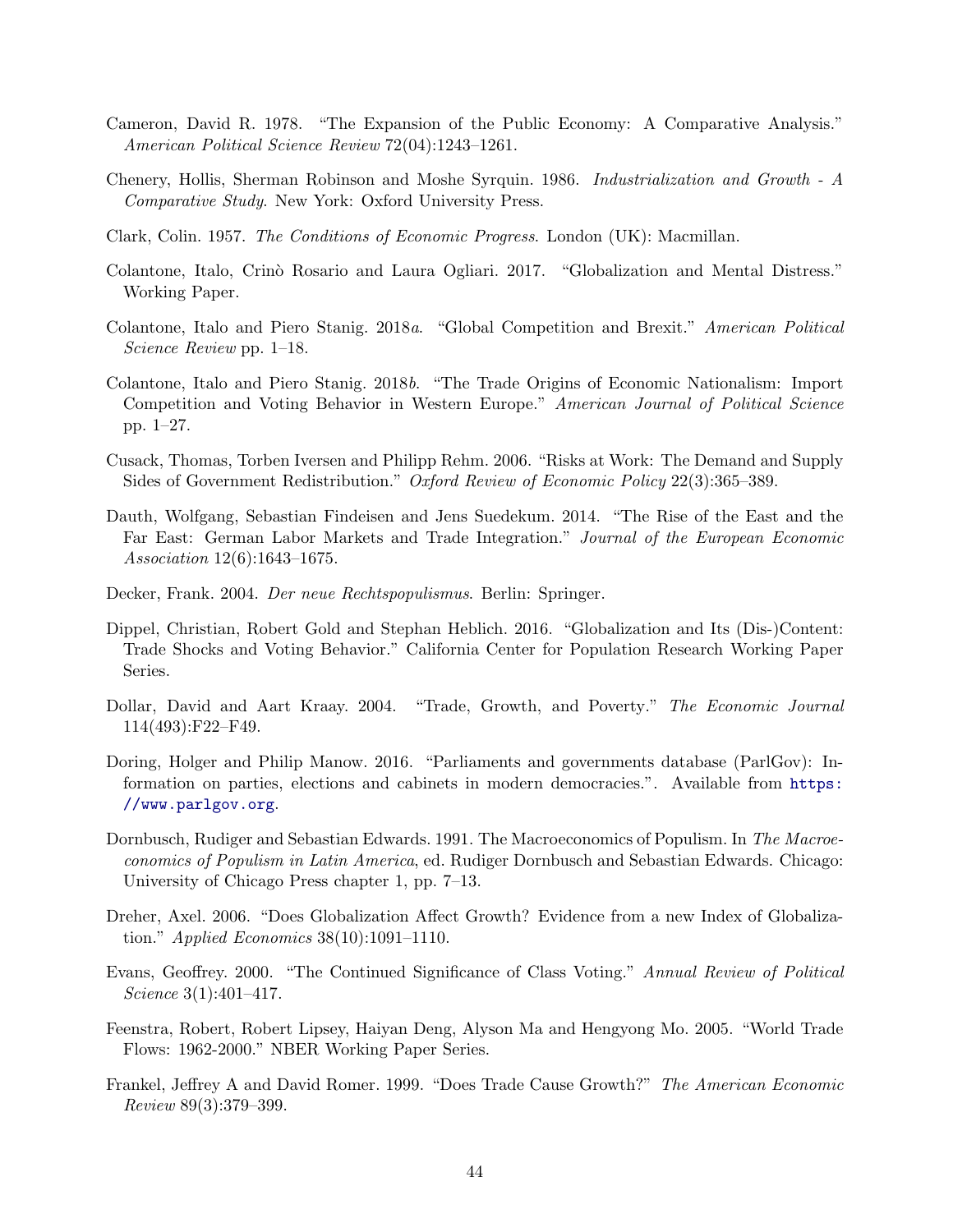Cameron, David R. 1978. "The Expansion of the Public Economy: A Comparative Analysis." *American Political Science Review* 72(04):1243–1261.

Chenery, Hollis, Sherman Robinson and Moshe Syrquin. 1986. *Industrialization and Growth - A Comparative Study*. New York: Oxford University Press.

Clark, Colin. 1957. *The Conditions of Economic Progress*. London (UK): Macmillan.

Colantone, Italo, Crinò Rosario and Laura Ogliari. 2017. "Globalization and Mental Distress." Working Paper.

Colantone, Italo and Piero Stanig. 2018*a*. "Global Competition and Brexit." *American Political Science Review* pp. 1–18.

Colantone, Italo and Piero Stanig. 2018*b*. "The Trade Origins of Economic Nationalism: Import Competition and Voting Behavior in Western Europe." *American Journal of Political Science* pp. 1–27.

Cusack, Thomas, Torben Iversen and Philipp Rehm. 2006. "Risks at Work: The Demand and Supply Sides of Government Redistribution." *Oxford Review of Economic Policy* 22(3):365–389.

Dauth, Wolfgang, Sebastian Findeisen and Jens Suedekum. 2014. "The Rise of the East and the Far East: German Labor Markets and Trade Integration." *Journal of the European Economic Association* 12(6):1643–1675.

Decker, Frank. 2004. *Der neue Rechtspopulismus*. Berlin: Springer.

Dippel, Christian, Robert Gold and Stephan Heblich. 2016. "Globalization and Its (Dis-)Content: Trade Shocks and Voting Behavior." California Center for Population Research Working Paper Series.

Dollar, David and Aart Kraay. 2004. "Trade, Growth, and Poverty." *The Economic Journal* 114(493):F22–F49.

Doring, Holger and Philip Manow. 2016. "Parliaments and governments database (ParlGov): Information on parties, elections and cabinets in modern democracies.". Available from https://www.parlgov.org.

Dornbusch, Rudiger and Sebastian Edwards. 1991. The Macroeconomics of Populism. In *The Macroeconomics of Populism in Latin America*, ed. Rudiger Dornbusch and Sebastian Edwards. Chicago: University of Chicago Press chapter 1, pp. 7–13.

Dreher, Axel. 2006. "Does Globalization Affect Growth? Evidence from a new Index of Globalization." *Applied Economics* 38(10):1091–1110.

Evans, Geoffrey. 2000. "The Continued Significance of Class Voting." *Annual Review of Political Science* 3(1):401–417.

Feenstra, Robert, Robert Lipsey, Haiyan Deng, Alyson Ma and Hengyong Mo. 2005. "World Trade Flows: 1962-2000." NBER Working Paper Series.

Frankel, Jeffrey A and David Romer. 1999. "Does Trade Cause Growth?" *The American Economic Review* 89(3):379–399.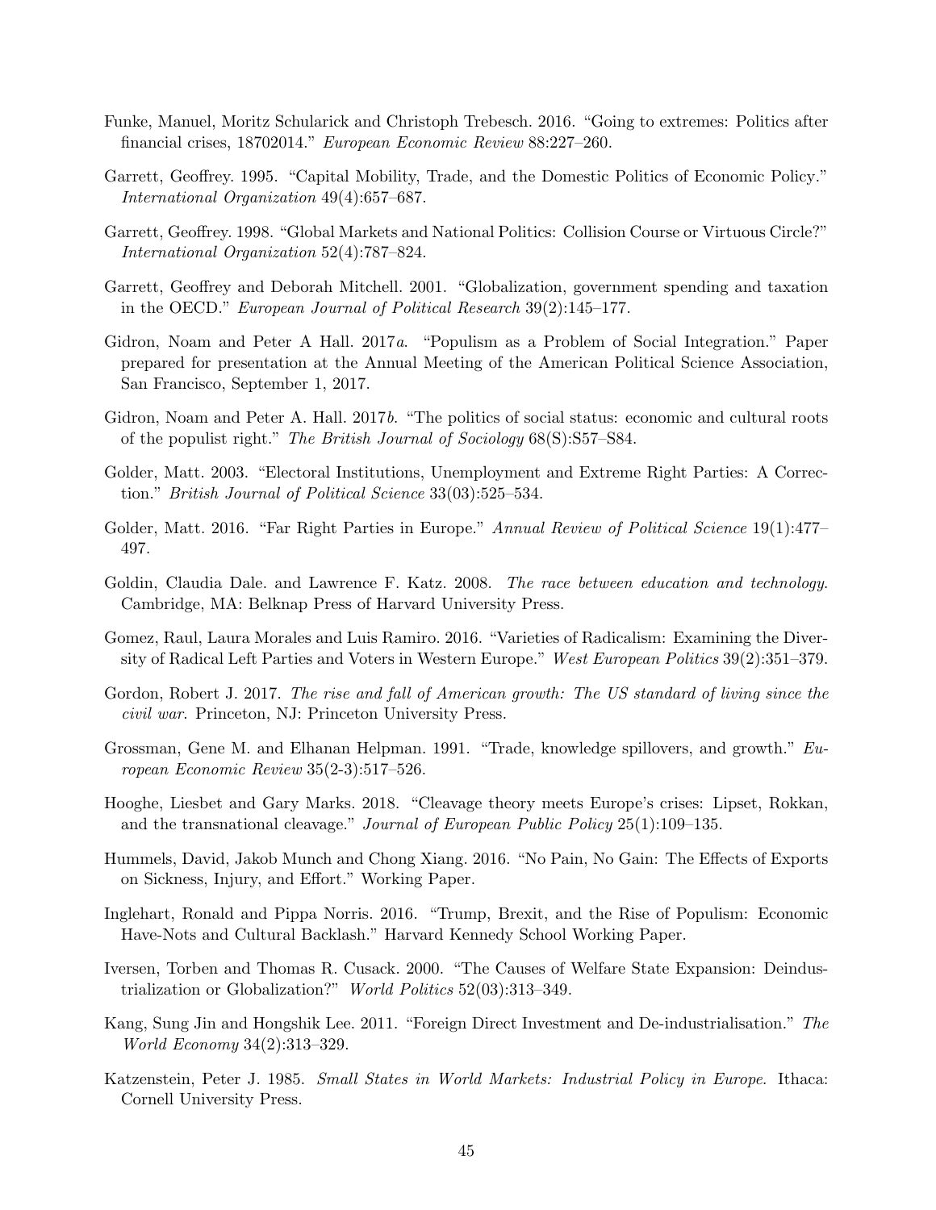Funke, Manuel, Moritz Schularick and Christoph Trebesch. 2016. "Going to extremes: Politics after financial crises, 18702014." *European Economic Review* 88:227–260.

Garrett, Geoffrey. 1995. "Capital Mobility, Trade, and the Domestic Politics of Economic Policy." *International Organization* 49(4):657–687.

Garrett, Geoffrey. 1998. "Global Markets and National Politics: Collision Course or Virtuous Circle?" *International Organization* 52(4):787–824.

Garrett, Geoffrey and Deborah Mitchell. 2001. "Globalization, government spending and taxation in the OECD." *European Journal of Political Research* 39(2):145–177.

Gidron, Noam and Peter A Hall. 2017*a*. "Populism as a Problem of Social Integration." Paper prepared for presentation at the Annual Meeting of the American Political Science Association, San Francisco, September 1, 2017.

Gidron, Noam and Peter A. Hall. 2017*b*. "The politics of social status: economic and cultural roots of the populist right." *The British Journal of Sociology* 68(S):S57–S84.

Golder, Matt. 2003. "Electoral Institutions, Unemployment and Extreme Right Parties: A Correction." *British Journal of Political Science* 33(03):525–534.

Golder, Matt. 2016. "Far Right Parties in Europe." *Annual Review of Political Science* 19(1):477–497.

Goldin, Claudia Dale. and Lawrence F. Katz. 2008. *The race between education and technology*. Cambridge, MA: Belknap Press of Harvard University Press.

Gomez, Raul, Laura Morales and Luis Ramiro. 2016. "Varieties of Radicalism: Examining the Diversity of Radical Left Parties and Voters in Western Europe." *West European Politics* 39(2):351–379.

Gordon, Robert J. 2017. *The rise and fall of American growth: The US standard of living since the civil war*. Princeton, NJ: Princeton University Press.

Grossman, Gene M. and Elhanan Helpman. 1991. "Trade, knowledge spillovers, and growth." *European Economic Review* 35(2-3):517–526.

Hooghe, Liesbet and Gary Marks. 2018. "Cleavage theory meets Europe's crises: Lipset, Rokkan, and the transnational cleavage." *Journal of European Public Policy* 25(1):109–135.

Hummels, David, Jakob Munch and Chong Xiang. 2016. "No Pain, No Gain: The Effects of Exports on Sickness, Injury, and Effort." Working Paper.

Inglehart, Ronald and Pippa Norris. 2016. "Trump, Brexit, and the Rise of Populism: Economic Have-Nots and Cultural Backlash." Harvard Kennedy School Working Paper.

Iversen, Torben and Thomas R. Cusack. 2000. "The Causes of Welfare State Expansion: Deindustrialization or Globalization?" *World Politics* 52(03):313–349.

Kang, Sung Jin and Hongshik Lee. 2011. "Foreign Direct Investment and De-industrialisation." *The World Economy* 34(2):313–329.

Katzenstein, Peter J. 1985. *Small States in World Markets: Industrial Policy in Europe*. Ithaca: Cornell University Press.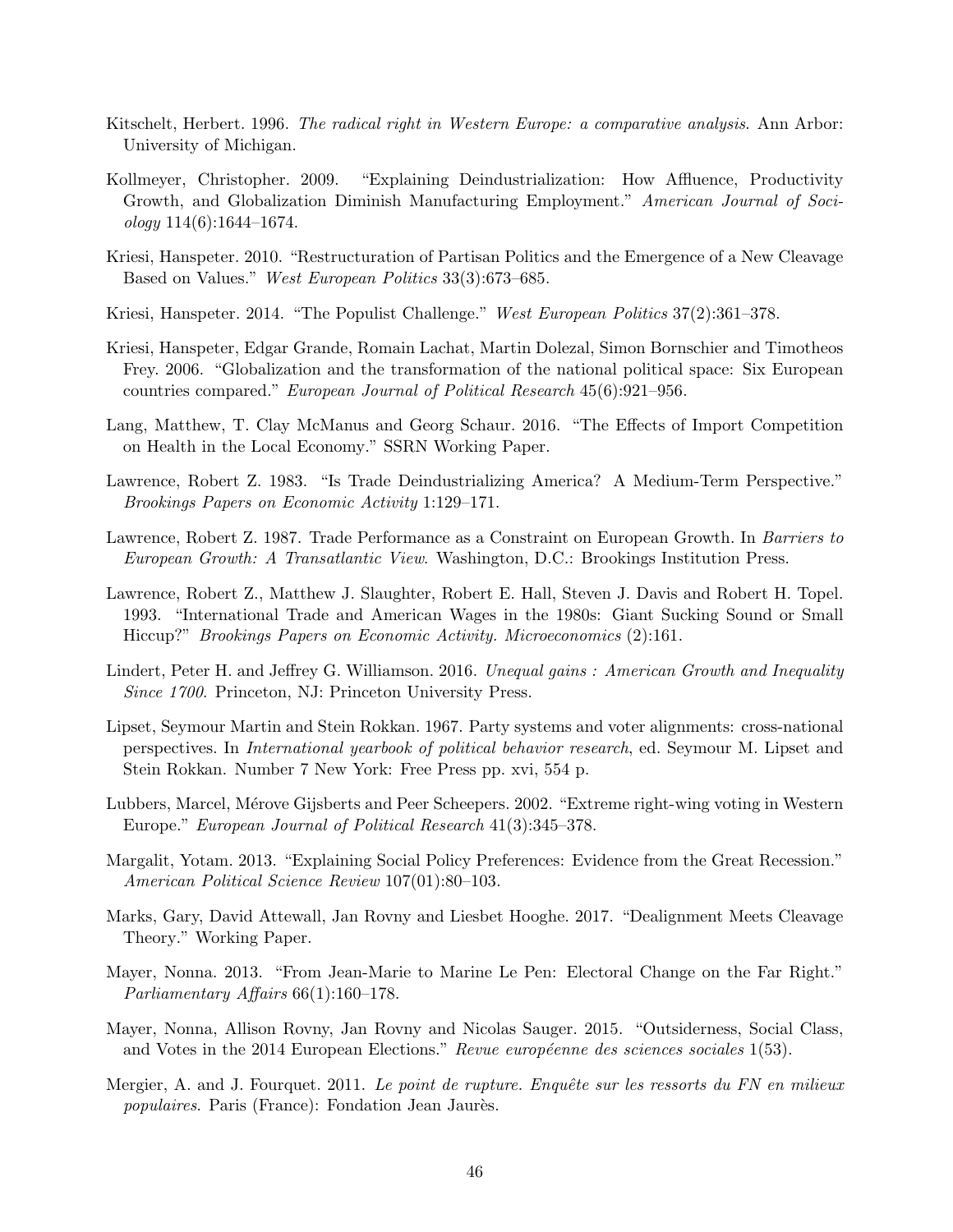Kitschelt, Herbert. 1996. *The radical right in Western Europe: a comparative analysis*. Ann Arbor: University of Michigan.

Kollmeyer, Christopher. 2009. "Explaining Deindustrialization: How Affluence, Productivity Growth, and Globalization Diminish Manufacturing Employment." *American Journal of Sociology* 114(6):1644–1674.

Kriesi, Hanspeter. 2010. "Restructuration of Partisan Politics and the Emergence of a New Cleavage Based on Values." *West European Politics* 33(3):673–685.

Kriesi, Hanspeter. 2014. "The Populist Challenge." *West European Politics* 37(2):361–378.

Kriesi, Hanspeter, Edgar Grande, Romain Lachat, Martin Dolezal, Simon Bornschier and Timotheos Frey. 2006. "Globalization and the transformation of the national political space: Six European countries compared." *European Journal of Political Research* 45(6):921–956.

Lang, Matthew, T. Clay McManus and Georg Schaur. 2016. "The Effects of Import Competition on Health in the Local Economy." SSRN Working Paper.

Lawrence, Robert Z. 1983. "Is Trade Deindustrializing America? A Medium-Term Perspective." *Brookings Papers on Economic Activity* 1:129–171.

Lawrence, Robert Z. 1987. Trade Performance as a Constraint on European Growth. In *Barriers to European Growth: A Transatlantic View*. Washington, D.C.: Brookings Institution Press.

Lawrence, Robert Z., Matthew J. Slaughter, Robert E. Hall, Steven J. Davis and Robert H. Topel. 1993. "International Trade and American Wages in the 1980s: Giant Sucking Sound or Small Hiccup?" *Brookings Papers on Economic Activity. Microeconomics* (2):161.

Lindert, Peter H. and Jeffrey G. Williamson. 2016. *Unequal gains : American Growth and Inequality Since 1700*. Princeton, NJ: Princeton University Press.

Lipset, Seymour Martin and Stein Rokkan. 1967. Party systems and voter alignments: cross-national perspectives. In *International yearbook of political behavior research*, ed. Seymour M. Lipset and Stein Rokkan. Number 7 New York: Free Press pp. xvi, 554 p.

Lubbers, Marcel, Mérove Gijsberts and Peer Scheepers. 2002. "Extreme right-wing voting in Western Europe." *European Journal of Political Research* 41(3):345–378.

Margalit, Yotam. 2013. "Explaining Social Policy Preferences: Evidence from the Great Recession." *American Political Science Review* 107(01):80–103.

Marks, Gary, David Attewall, Jan Rovny and Liesbet Hooghe. 2017. "Dealignment Meets Cleavage Theory." Working Paper.

Mayer, Nonna. 2013. "From Jean-Marie to Marine Le Pen: Electoral Change on the Far Right." *Parliamentary Affairs* 66(1):160–178.

Mayer, Nonna, Allison Rovny, Jan Rovny and Nicolas Sauger. 2015. "Outsiderness, Social Class, and Votes in the 2014 European Elections." *Revue européenne des sciences sociales* 1(53).

Mergier, A. and J. Fourquet. 2011. *Le point de rupture. Enquête sur les ressorts du FN en milieux populaires*. Paris (France): Fondation Jean Jaurès.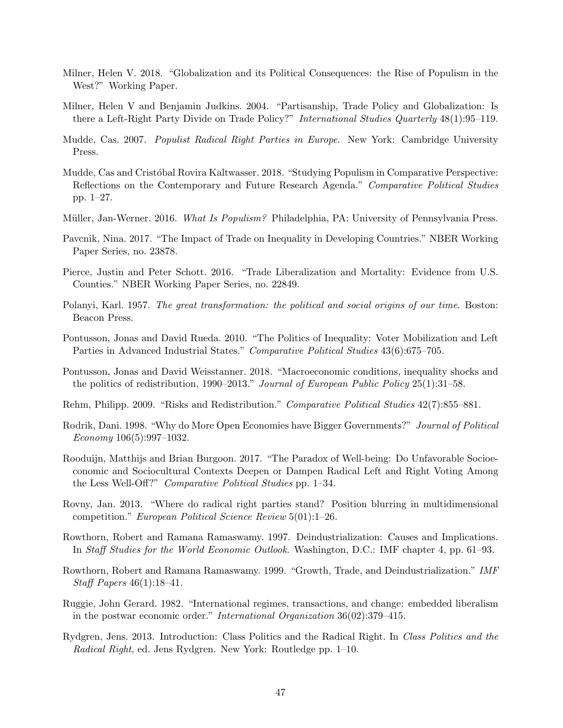Milner, Helen V. 2018. "Globalization and its Political Consequences: the Rise of Populism in the West?" Working Paper.

Milner, Helen V and Benjamin Judkins. 2004. "Partisanship, Trade Policy and Globalization: Is there a Left-Right Party Divide on Trade Policy?" *International Studies Quarterly* 48(1):95–119.

Mudde, Cas. 2007. *Populist Radical Right Parties in Europe*. New York: Cambridge University Press.

Mudde, Cas and Cristóbal Rovira Kaltwasser. 2018. "Studying Populism in Comparative Perspective: Reflections on the Contemporary and Future Research Agenda." *Comparative Political Studies* pp. 1–27.

Müller, Jan-Werner. 2016. *What Is Populism?* Philadelphia, PA: University of Pennsylvania Press.

Pavcnik, Nina. 2017. "The Impact of Trade on Inequality in Developing Countries." NBER Working Paper Series, no. 23878.

Pierce, Justin and Peter Schott. 2016. "Trade Liberalization and Mortality: Evidence from U.S. Counties." NBER Working Paper Series, no. 22849.

Polanyi, Karl. 1957. *The great transformation: the political and social origins of our time*. Boston: Beacon Press.

Pontusson, Jonas and David Rueda. 2010. "The Politics of Inequality: Voter Mobilization and Left Parties in Advanced Industrial States." *Comparative Political Studies* 43(6):675–705.

Pontusson, Jonas and David Weisstanner. 2018. "Macroeconomic conditions, inequality shocks and the politics of redistribution, 1990–2013." *Journal of European Public Policy* 25(1):31–58.

Rehm, Philipp. 2009. "Risks and Redistribution." *Comparative Political Studies* 42(7):855–881.

Rodrik, Dani. 1998. "Why do More Open Economies have Bigger Governments?" *Journal of Political Economy* 106(5):997–1032.

Rooduijn, Matthijs and Brian Burgoon. 2017. "The Paradox of Well-being: Do Unfavorable Socioeconomic and Sociocultural Contexts Deepen or Dampen Radical Left and Right Voting Among the Less Well-Off?" *Comparative Political Studies* pp. 1–34.

Rovny, Jan. 2013. "Where do radical right parties stand? Position blurring in multidimensional competition." *European Political Science Review* 5(01):1–26.

Rowthorn, Robert and Ramana Ramaswamy. 1997. Deindustrialization: Causes and Implications. In *Staff Studies for the World Economic Outlook*. Washington, D.C.: IMF chapter 4, pp. 61–93.

Rowthorn, Robert and Ramana Ramaswamy. 1999. "Growth, Trade, and Deindustrialization." *IMF Staff Papers* 46(1):18–41.

Ruggie, John Gerard. 1982. "International regimes, transactions, and change: embedded liberalism in the postwar economic order." *International Organization* 36(02):379–415.

Rydgren, Jens. 2013. Introduction: Class Politics and the Radical Right. In *Class Politics and the Radical Right*, ed. Jens Rydgren. New York: Routledge pp. 1–10.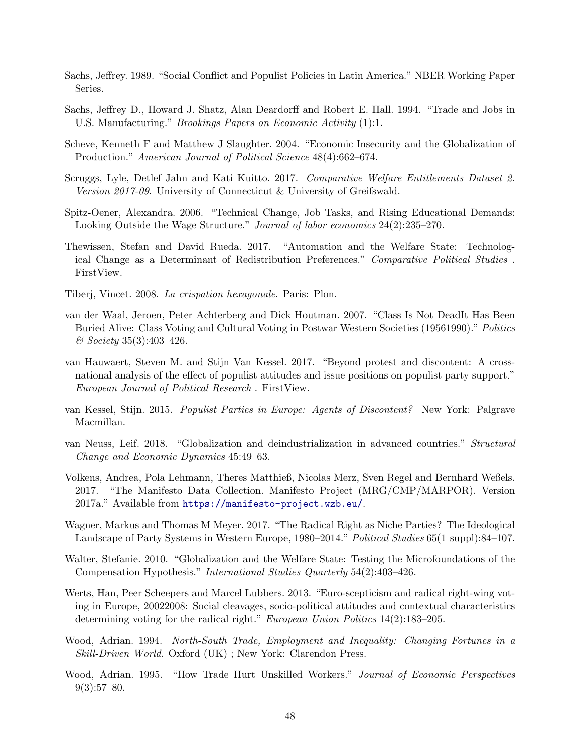Sachs, Jeffrey. 1989. "Social Conflict and Populist Policies in Latin America." NBER Working Paper Series.

Sachs, Jeffrey D., Howard J. Shatz, Alan Deardorff and Robert E. Hall. 1994. "Trade and Jobs in U.S. Manufacturing." *Brookings Papers on Economic Activity* (1):1.

Scheve, Kenneth F and Matthew J Slaughter. 2004. "Economic Insecurity and the Globalization of Production." *American Journal of Political Science* 48(4):662–674.

Scruggs, Lyle, Detlef Jahn and Kati Kuitto. 2017. *Comparative Welfare Entitlements Dataset 2. Version 2017-09*. University of Connecticut & University of Greifswald.

Spitz-Oener, Alexandra. 2006. "Technical Change, Job Tasks, and Rising Educational Demands: Looking Outside the Wage Structure." *Journal of labor economics* 24(2):235–270.

Thewissen, Stefan and David Rueda. 2017. "Automation and the Welfare State: Technological Change as a Determinant of Redistribution Preferences." *Comparative Political Studies* . FirstView.

Tiberj, Vincet. 2008. *La crispation hexagonale*. Paris: Plon.

van der Waal, Jeroen, Peter Achterberg and Dick Houtman. 2007. "Class Is Not DeadIt Has Been Buried Alive: Class Voting and Cultural Voting in Postwar Western Societies (19561990)." *Politics & Society* 35(3):403–426.

van Hauwaert, Steven M. and Stijn Van Kessel. 2017. "Beyond protest and discontent: A cross-national analysis of the effect of populist attitudes and issue positions on populist party support." *European Journal of Political Research* . FirstView.

van Kessel, Stijn. 2015. *Populist Parties in Europe: Agents of Discontent?* New York: Palgrave Macmillan.

van Neuss, Leif. 2018. "Globalization and deindustrialization in advanced countries." *Structural Change and Economic Dynamics* 45:49–63.

Volkens, Andrea, Pola Lehmann, Theres Matthieß, Nicolas Merz, Sven Regel and Bernhard Weßels. 2017. "The Manifesto Data Collection. Manifesto Project (MRG/CMP/MARPOR). Version 2017a." Available from https://manifesto-project.wzb.eu/.

Wagner, Markus and Thomas M Meyer. 2017. "The Radical Right as Niche Parties? The Ideological Landscape of Party Systems in Western Europe, 1980–2014." *Political Studies* 65(1_suppl):84–107.

Walter, Stefanie. 2010. "Globalization and the Welfare State: Testing the Microfoundations of the Compensation Hypothesis." *International Studies Quarterly* 54(2):403–426.

Werts, Han, Peer Scheepers and Marcel Lubbers. 2013. "Euro-scepticism and radical right-wing voting in Europe, 20022008: Social cleavages, socio-political attitudes and contextual characteristics determining voting for the radical right." *European Union Politics* 14(2):183–205.

Wood, Adrian. 1994. *North-South Trade, Employment and Inequality: Changing Fortunes in a Skill-Driven World*. Oxford (UK) ; New York: Clarendon Press.

Wood, Adrian. 1995. "How Trade Hurt Unskilled Workers." *Journal of Economic Perspectives* 9(3):57–80.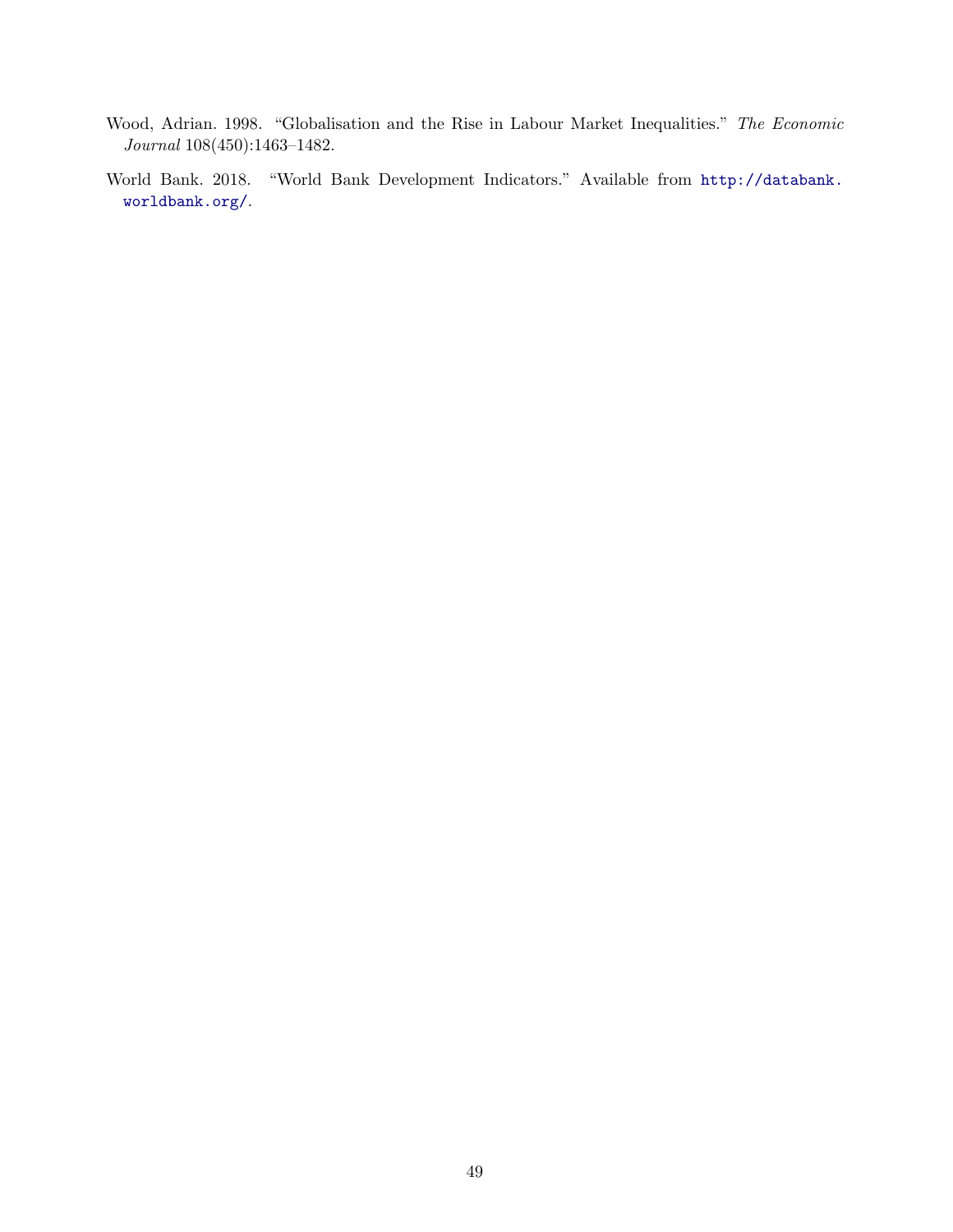Wood, Adrian. 1998. "Globalisation and the Rise in Labour Market Inequalities." *The Economic Journal* 108(450):1463–1482.

World Bank. 2018. "World Bank Development Indicators." Available from http://databank.worldbank.org/.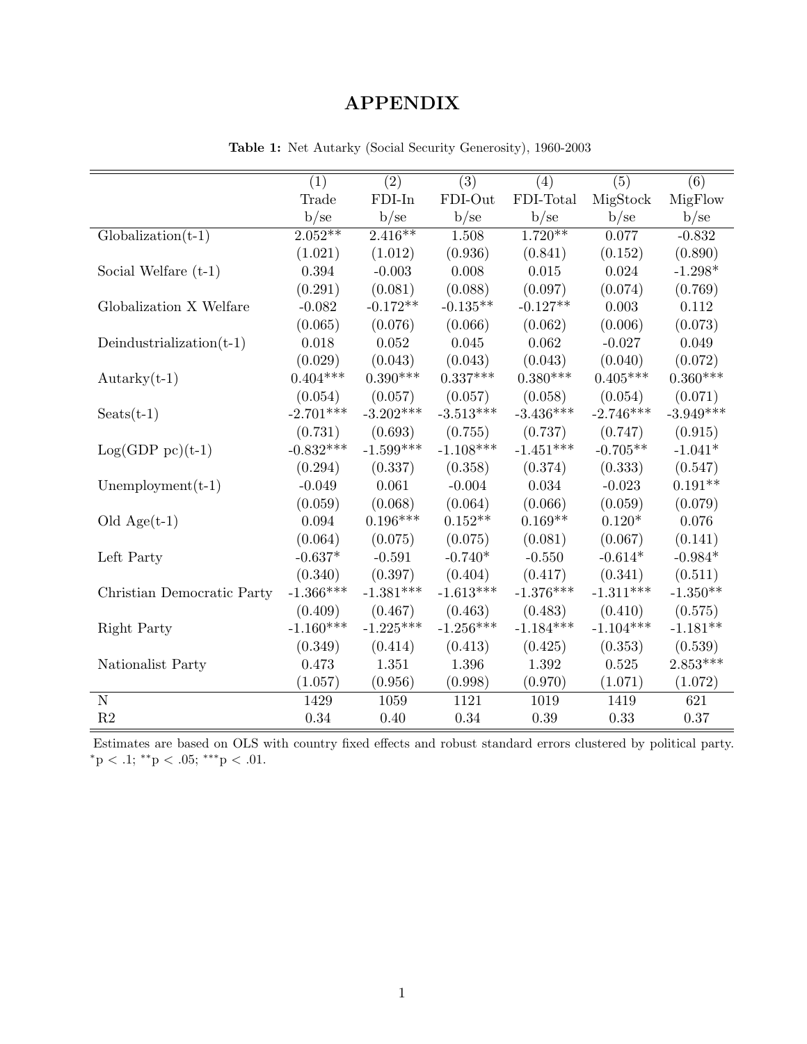# APPENDIX

**Table 1:** Net Autarky (Social Security Generosity), 1960-2003

| | (1) | (2) | (3) | (4) | (5) | (6) |
|---|---|---|---|---|---|---|
| | Trade | FDI-In | FDI-Out | FDI-Total | MigStock | MigFlow |
| | b/se | b/se | b/se | b/se | b/se | b/se |
| Globalization(t-1) | 2.052** | 2.416** | 1.508 | 1.720** | 0.077 | -0.832 |
| | (1.021) | (1.012) | (0.936) | (0.841) | (0.152) | (0.890) |
| Social Welfare (t-1) | 0.394 | -0.003 | 0.008 | 0.015 | 0.024 | -1.298* |
| | (0.291) | (0.081) | (0.088) | (0.097) | (0.074) | (0.769) |
| Globalization X Welfare | -0.082 | -0.172** | -0.135** | -0.127** | 0.003 | 0.112 |
| | (0.065) | (0.076) | (0.066) | (0.062) | (0.006) | (0.073) |
| Deindustrialization(t-1) | 0.018 | 0.052 | 0.045 | 0.062 | -0.027 | 0.049 |
| | (0.029) | (0.043) | (0.043) | (0.043) | (0.040) | (0.072) |
| Autarky(t-1) | 0.404*** | 0.390*** | 0.337*** | 0.380*** | 0.405*** | 0.360*** |
| | (0.054) | (0.057) | (0.057) | (0.058) | (0.054) | (0.071) |
| Seats(t-1) | -2.701*** | -3.202*** | -3.513*** | -3.436*** | -2.746*** | -3.949*** |
| | (0.731) | (0.693) | (0.755) | (0.737) | (0.747) | (0.915) |
| Log(GDP pc)(t-1) | -0.832*** | -1.599*** | -1.108*** | -1.451*** | -0.705** | -1.041* |
| | (0.294) | (0.337) | (0.358) | (0.374) | (0.333) | (0.547) |
| Unemployment(t-1) | -0.049 | 0.061 | -0.004 | 0.034 | -0.023 | 0.191** |
| | (0.059) | (0.068) | (0.064) | (0.066) | (0.059) | (0.079) |
| Old Age(t-1) | 0.094 | 0.196*** | 0.152** | 0.169** | 0.120* | 0.076 |
| | (0.064) | (0.075) | (0.075) | (0.081) | (0.067) | (0.141) |
| Left Party | -0.637* | -0.591 | -0.740* | -0.550 | -0.614* | -0.984* |
| | (0.340) | (0.397) | (0.404) | (0.417) | (0.341) | (0.511) |
| Christian Democratic Party | -1.366*** | -1.381*** | -1.613*** | -1.376*** | -1.311*** | -1.350** |
| | (0.409) | (0.467) | (0.463) | (0.483) | (0.410) | (0.575) |
| Right Party | -1.160*** | -1.225*** | -1.256*** | -1.184*** | -1.104*** | -1.181** |
| | (0.349) | (0.414) | (0.413) | (0.425) | (0.353) | (0.539) |
| Nationalist Party | 0.473 | 1.351 | 1.396 | 1.392 | 0.525 | 2.853*** |
| | (1.057) | (0.956) | (0.998) | (0.970) | (1.071) | (1.072) |
| N | 1429 | 1059 | 1121 | 1019 | 1419 | 621 |
| R2 | 0.34 | 0.40 | 0.34 | 0.39 | 0.33 | 0.37 |

Estimates are based on OLS with country fixed effects and robust standard errors clustered by political party. *p < .1; **p < .05; ***p < .01.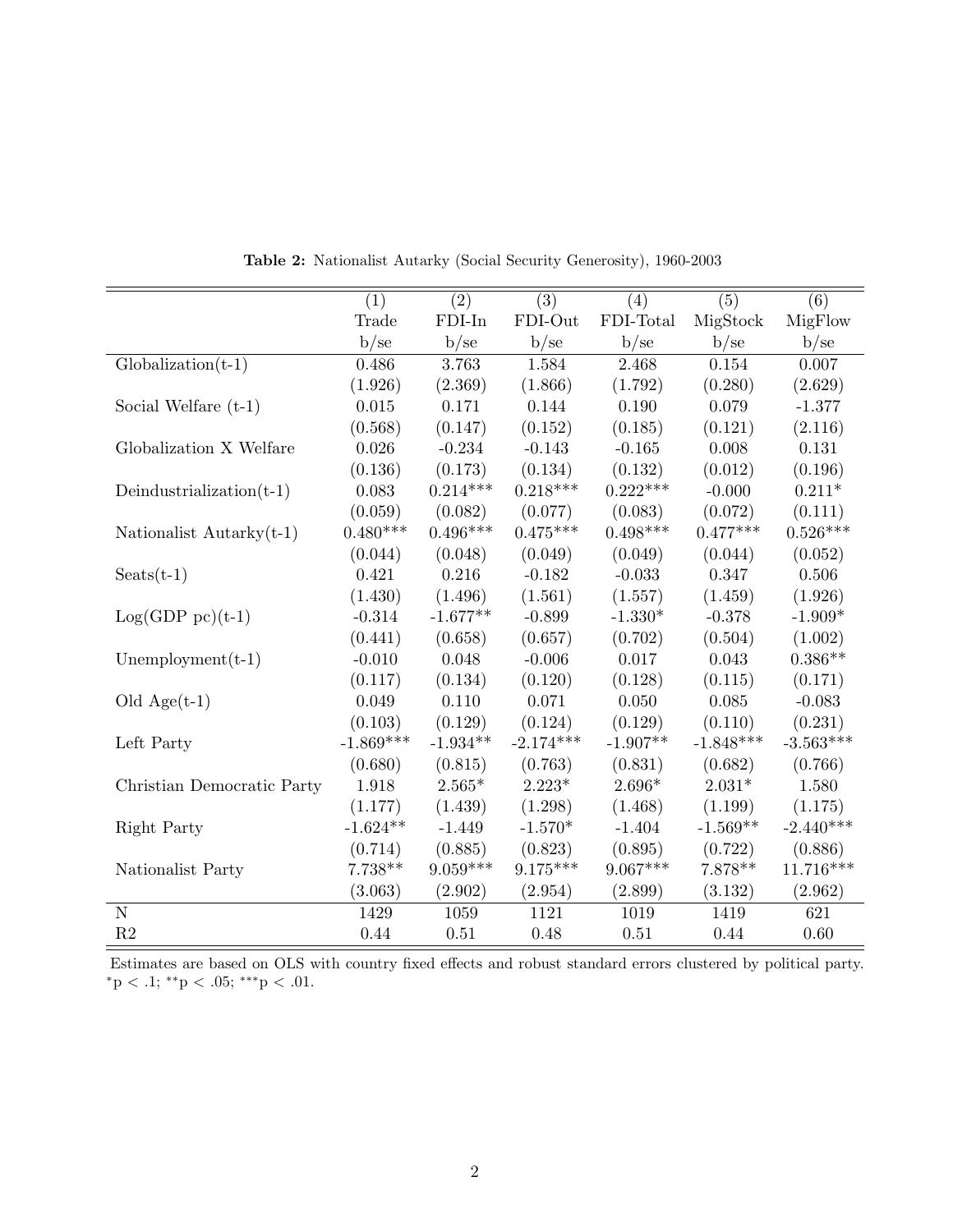**Table 2:** Nationalist Autarky (Social Security Generosity), 1960-2003

| | (1) | (2) | (3) | (4) | (5) | (6) |
|---|---|---|---|---|---|---|
| | Trade | FDI-In | FDI-Out | FDI-Total | MigStock | MigFlow |
| | b/se | b/se | b/se | b/se | b/se | b/se |
| Globalization(t-1) | 0.486 | 3.763 | 1.584 | 2.468 | 0.154 | 0.007 |
| | (1.926) | (2.369) | (1.866) | (1.792) | (0.280) | (2.629) |
| Social Welfare (t-1) | 0.015 | 0.171 | 0.144 | 0.190 | 0.079 | -1.377 |
| | (0.568) | (0.147) | (0.152) | (0.185) | (0.121) | (2.116) |
| Globalization X Welfare | 0.026 | -0.234 | -0.143 | -0.165 | 0.008 | 0.131 |
| | (0.136) | (0.173) | (0.134) | (0.132) | (0.012) | (0.196) |
| Deindustrialization(t-1) | 0.083 | 0.214*** | 0.218*** | 0.222*** | -0.000 | 0.211* |
| | (0.059) | (0.082) | (0.077) | (0.083) | (0.072) | (0.111) |
| Nationalist Autarky(t-1) | 0.480*** | 0.496*** | 0.475*** | 0.498*** | 0.477*** | 0.526*** |
| | (0.044) | (0.048) | (0.049) | (0.049) | (0.044) | (0.052) |
| Seats(t-1) | 0.421 | 0.216 | -0.182 | -0.033 | 0.347 | 0.506 |
| | (1.430) | (1.496) | (1.561) | (1.557) | (1.459) | (1.926) |
| Log(GDP pc)(t-1) | -0.314 | -1.677** | -0.899 | -1.330* | -0.378 | -1.909* |
| | (0.441) | (0.658) | (0.657) | (0.702) | (0.504) | (1.002) |
| Unemployment(t-1) | -0.010 | 0.048 | -0.006 | 0.017 | 0.043 | 0.386** |
| | (0.117) | (0.134) | (0.120) | (0.128) | (0.115) | (0.171) |
| Old Age(t-1) | 0.049 | 0.110 | 0.071 | 0.050 | 0.085 | -0.083 |
| | (0.103) | (0.129) | (0.124) | (0.129) | (0.110) | (0.231) |
| Left Party | -1.869*** | -1.934** | -2.174*** | -1.907** | -1.848*** | -3.563*** |
| | (0.680) | (0.815) | (0.763) | (0.831) | (0.682) | (0.766) |
| Christian Democratic Party | 1.918 | 2.565* | 2.223* | 2.696* | 2.031* | 1.580 |
| | (1.177) | (1.439) | (1.298) | (1.468) | (1.199) | (1.175) |
| Right Party | -1.624** | -1.449 | -1.570* | -1.404 | -1.569** | -2.440*** |
| | (0.714) | (0.885) | (0.823) | (0.895) | (0.722) | (0.886) |
| Nationalist Party | 7.738** | 9.059*** | 9.175*** | 9.067*** | 7.878** | 11.716*** |
| | (3.063) | (2.902) | (2.954) | (2.899) | (3.132) | (2.962) |
| N | 1429 | 1059 | 1121 | 1019 | 1419 | 621 |
| R2 | 0.44 | 0.51 | 0.48 | 0.51 | 0.44 | 0.60 |

Estimates are based on OLS with country fixed effects and robust standard errors clustered by political party. *$p < .1$; **$p < .05$; ***$p < .01$.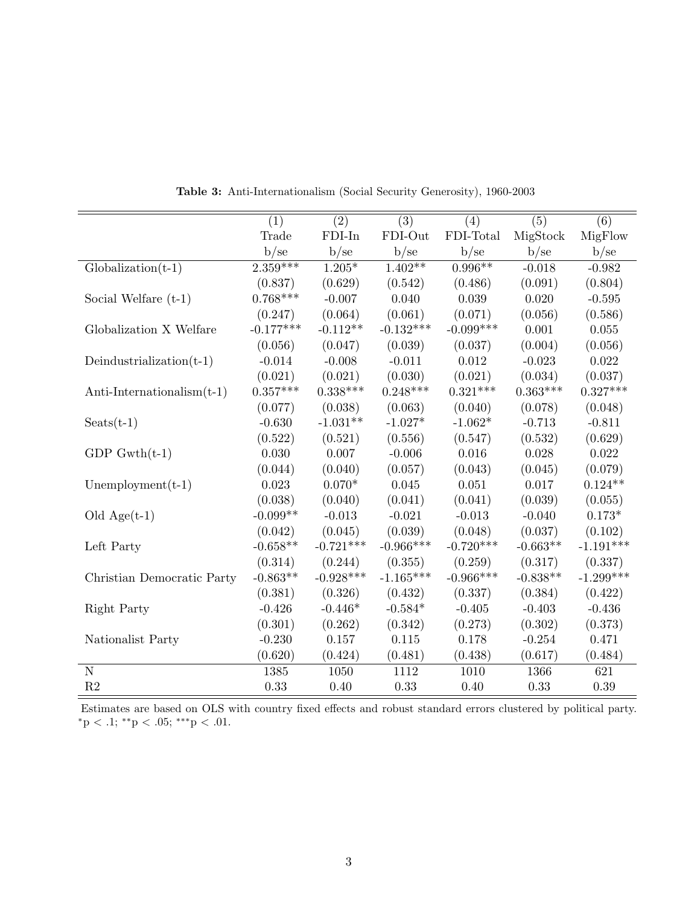**Table 3:** Anti-Internationalism (Social Security Generosity), 1960-2003

| | (1) | (2) | (3) | (4) | (5) | (6) |
|---|---|---|---|---|---|---|
| | Trade | FDI-In | FDI-Out | FDI-Total | MigStock | MigFlow |
| | b/se | b/se | b/se | b/se | b/se | b/se |
| Globalization(t-1) | 2.359*** | 1.205* | 1.402** | 0.996** | -0.018 | -0.982 |
| | (0.837) | (0.629) | (0.542) | (0.486) | (0.091) | (0.804) |
| Social Welfare (t-1) | 0.768*** | -0.007 | 0.040 | 0.039 | 0.020 | -0.595 |
| | (0.247) | (0.064) | (0.061) | (0.071) | (0.056) | (0.586) |
| Globalization X Welfare | -0.177*** | -0.112** | -0.132*** | -0.099*** | 0.001 | 0.055 |
| | (0.056) | (0.047) | (0.039) | (0.037) | (0.004) | (0.056) |
| Deindustrialization(t-1) | -0.014 | -0.008 | -0.011 | 0.012 | -0.023 | 0.022 |
| | (0.021) | (0.021) | (0.030) | (0.021) | (0.034) | (0.037) |
| Anti-Internationalism(t-1) | 0.357*** | 0.338*** | 0.248*** | 0.321*** | 0.363*** | 0.327*** |
| | (0.077) | (0.038) | (0.063) | (0.040) | (0.078) | (0.048) |
| Seats(t-1) | -0.630 | -1.031** | -1.027* | -1.062* | -0.713 | -0.811 |
| | (0.522) | (0.521) | (0.556) | (0.547) | (0.532) | (0.629) |
| GDP Gwth(t-1) | 0.030 | 0.007 | -0.006 | 0.016 | 0.028 | 0.022 |
| | (0.044) | (0.040) | (0.057) | (0.043) | (0.045) | (0.079) |
| Unemployment(t-1) | 0.023 | 0.070* | 0.045 | 0.051 | 0.017 | 0.124** |
| | (0.038) | (0.040) | (0.041) | (0.041) | (0.039) | (0.055) |
| Old Age(t-1) | -0.099** | -0.013 | -0.021 | -0.013 | -0.040 | 0.173* |
| | (0.042) | (0.045) | (0.039) | (0.048) | (0.037) | (0.102) |
| Left Party | -0.658** | -0.721*** | -0.966*** | -0.720*** | -0.663** | -1.191*** |
| | (0.314) | (0.244) | (0.355) | (0.259) | (0.317) | (0.337) |
| Christian Democratic Party | -0.863** | -0.928*** | -1.165*** | -0.966*** | -0.838** | -1.299*** |
| | (0.381) | (0.326) | (0.432) | (0.337) | (0.384) | (0.422) |
| Right Party | -0.426 | -0.446* | -0.584* | -0.405 | -0.403 | -0.436 |
| | (0.301) | (0.262) | (0.342) | (0.273) | (0.302) | (0.373) |
| Nationalist Party | -0.230 | 0.157 | 0.115 | 0.178 | -0.254 | 0.471 |
| | (0.620) | (0.424) | (0.481) | (0.438) | (0.617) | (0.484) |
| N | 1385 | 1050 | 1112 | 1010 | 1366 | 621 |
| R2 | 0.33 | 0.40 | 0.33 | 0.40 | 0.33 | 0.39 |

Estimates are based on OLS with country fixed effects and robust standard errors clustered by political party. *p < .1; **p < .05; ***p < .01.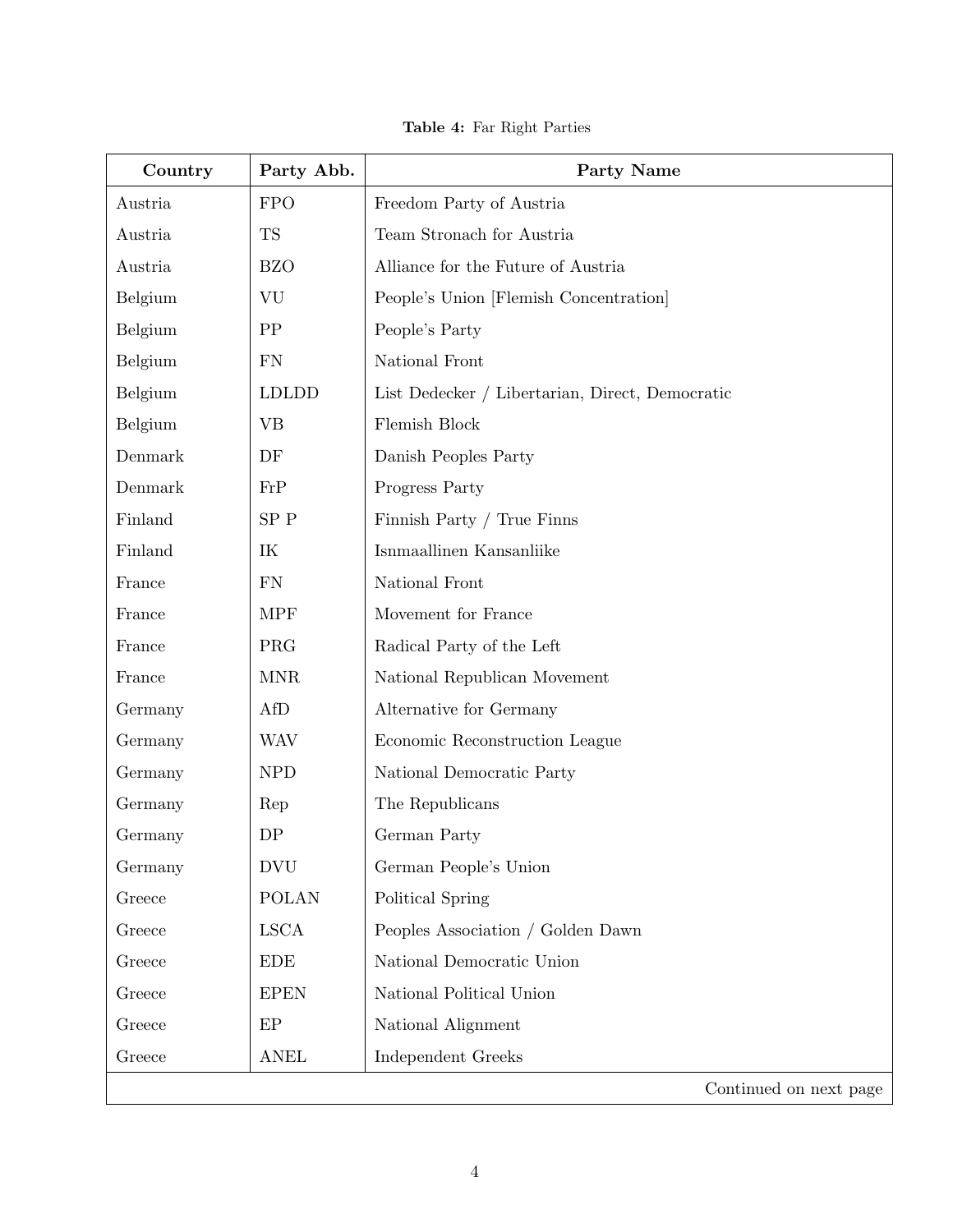**Table 4:** Far Right Parties

| Country | Party Abb. | Party Name |
|---|---|---|
| Austria | FPO | Freedom Party of Austria |
| Austria | TS | Team Stronach for Austria |
| Austria | BZO | Alliance for the Future of Austria |
| Belgium | VU | People's Union [Flemish Concentration] |
| Belgium | PP | People's Party |
| Belgium | FN | National Front |
| Belgium | LDLDD | List Dedecker / Libertarian, Direct, Democratic |
| Belgium | VB | Flemish Block |
| Denmark | DF | Danish Peoples Party |
| Denmark | FrP | Progress Party |
| Finland | SP P | Finnish Party / True Finns |
| Finland | IK | Isnmaallinen Kansanliike |
| France | FN | National Front |
| France | MPF | Movement for France |
| France | PRG | Radical Party of the Left |
| France | MNR | National Republican Movement |
| Germany | AfD | Alternative for Germany |
| Germany | WAV | Economic Reconstruction League |
| Germany | NPD | National Democratic Party |
| Germany | Rep | The Republicans |
| Germany | DP | German Party |
| Germany | DVU | German People's Union |
| Greece | POLAN | Political Spring |
| Greece | LSCA | Peoples Association / Golden Dawn |
| Greece | EDE | National Democratic Union |
| Greece | EPEN | National Political Union |
| Greece | EP | National Alignment |
| Greece | ANEL | Independent Greeks |

Continued on next page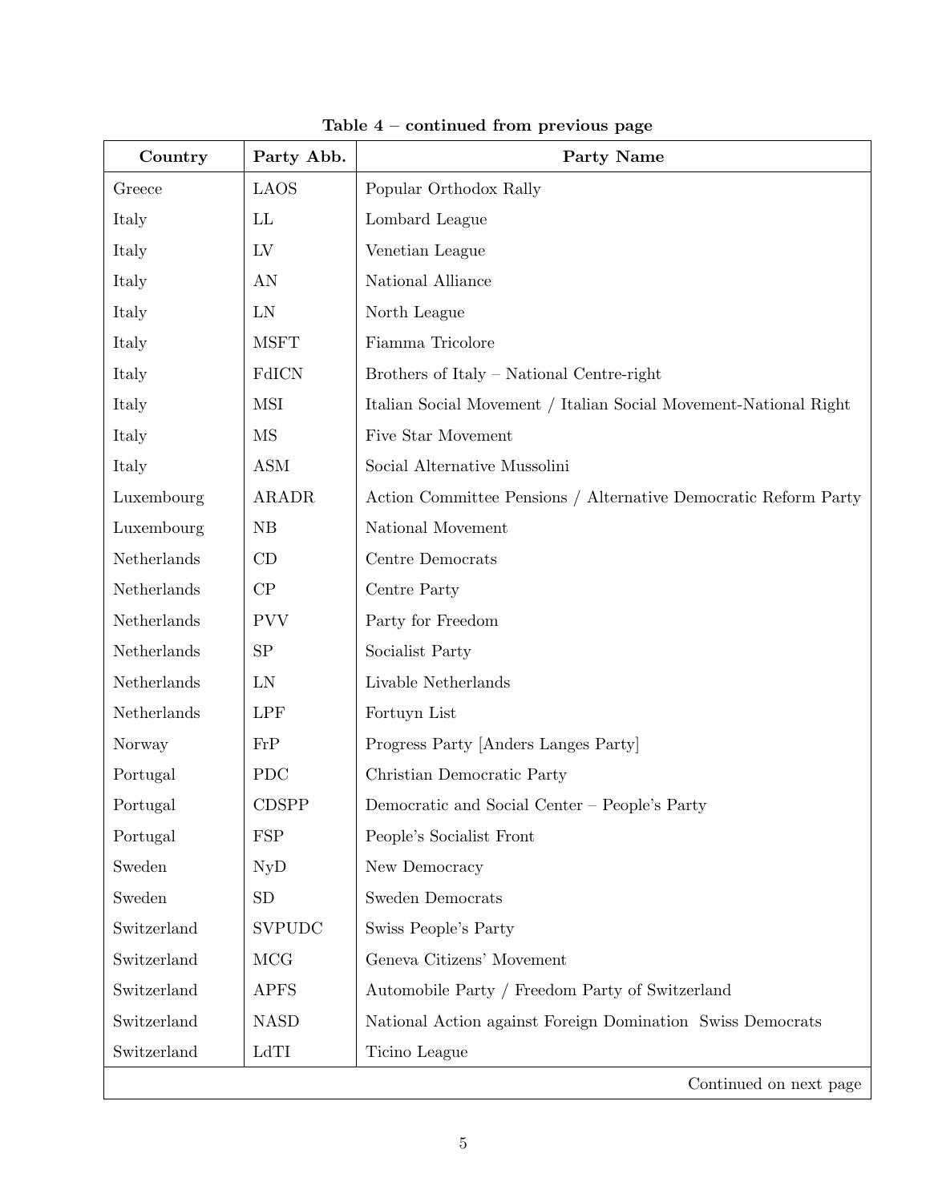**Table 4 – continued from previous page**

| Country | Party Abb. | Party Name |
|---|---|---|
| Greece | LAOS | Popular Orthodox Rally |
| Italy | LL | Lombard League |
| Italy | LV | Venetian League |
| Italy | AN | National Alliance |
| Italy | LN | North League |
| Italy | MSFT | Fiamma Tricolore |
| Italy | FdICN | Brothers of Italy – National Centre-right |
| Italy | MSI | Italian Social Movement / Italian Social Movement-National Right |
| Italy | MS | Five Star Movement |
| Italy | ASM | Social Alternative Mussolini |
| Luxembourg | ARADR | Action Committee Pensions / Alternative Democratic Reform Party |
| Luxembourg | NB | National Movement |
| Netherlands | CD | Centre Democrats |
| Netherlands | CP | Centre Party |
| Netherlands | PVV | Party for Freedom |
| Netherlands | SP | Socialist Party |
| Netherlands | LN | Livable Netherlands |
| Netherlands | LPF | Fortuyn List |
| Norway | FrP | Progress Party [Anders Langes Party] |
| Portugal | PDC | Christian Democratic Party |
| Portugal | CDSPP | Democratic and Social Center – People's Party |
| Portugal | FSP | People's Socialist Front |
| Sweden | NyD | New Democracy |
| Sweden | SD | Sweden Democrats |
| Switzerland | SVPUDC | Swiss People's Party |
| Switzerland | MCG | Geneva Citizens' Movement |
| Switzerland | APFS | Automobile Party / Freedom Party of Switzerland |
| Switzerland | NASD | National Action against Foreign Domination Swiss Democrats |
| Switzerland | LdTI | Ticino League |

Continued on next page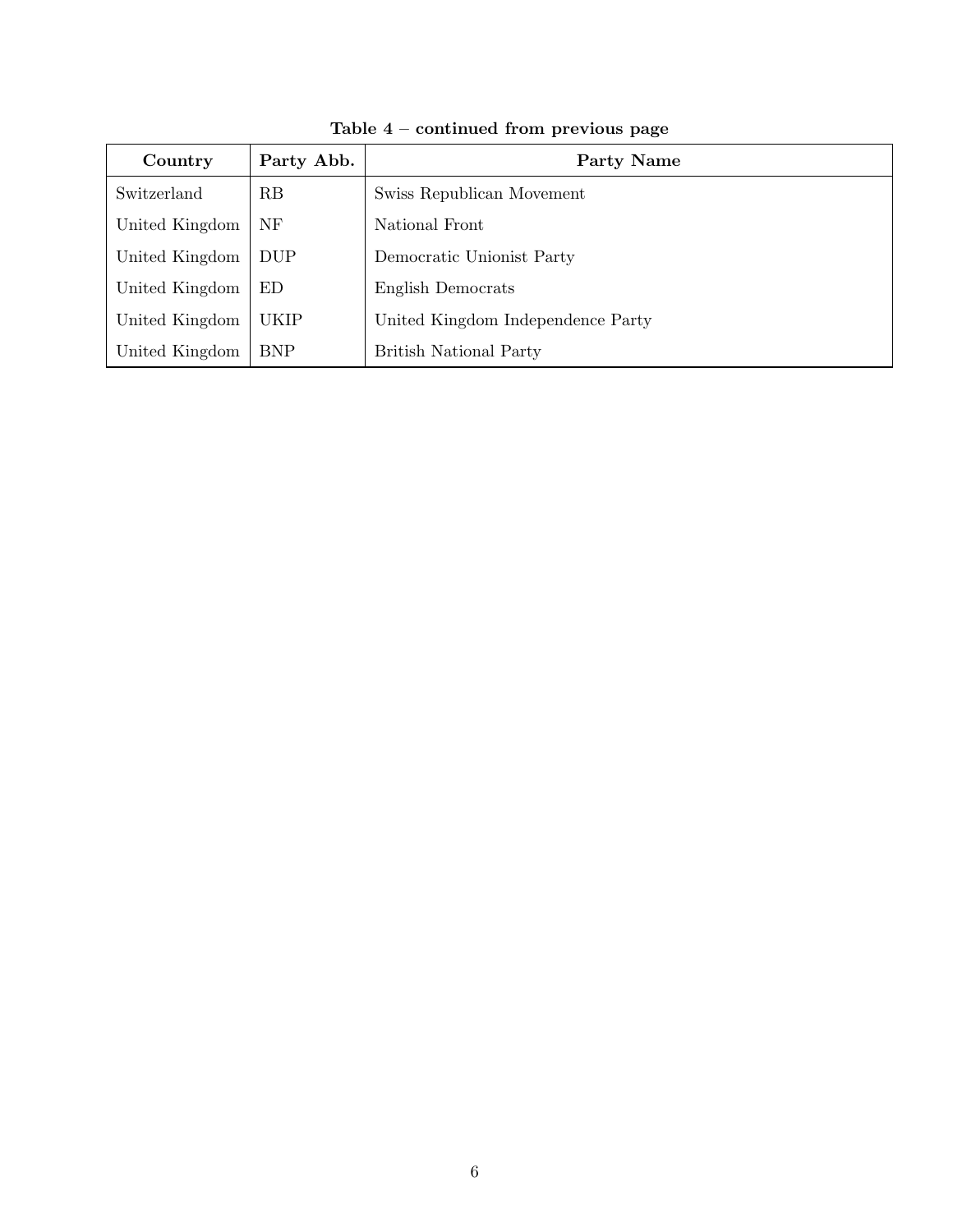**Table 4 – continued from previous page**

| Country | Party Abb. | Party Name |
|---|---|---|
| Switzerland | RB | Swiss Republican Movement |
| United Kingdom | NF | National Front |
| United Kingdom | DUP | Democratic Unionist Party |
| United Kingdom | ED | English Democrats |
| United Kingdom | UKIP | United Kingdom Independence Party |
| United Kingdom | BNP | British National Party |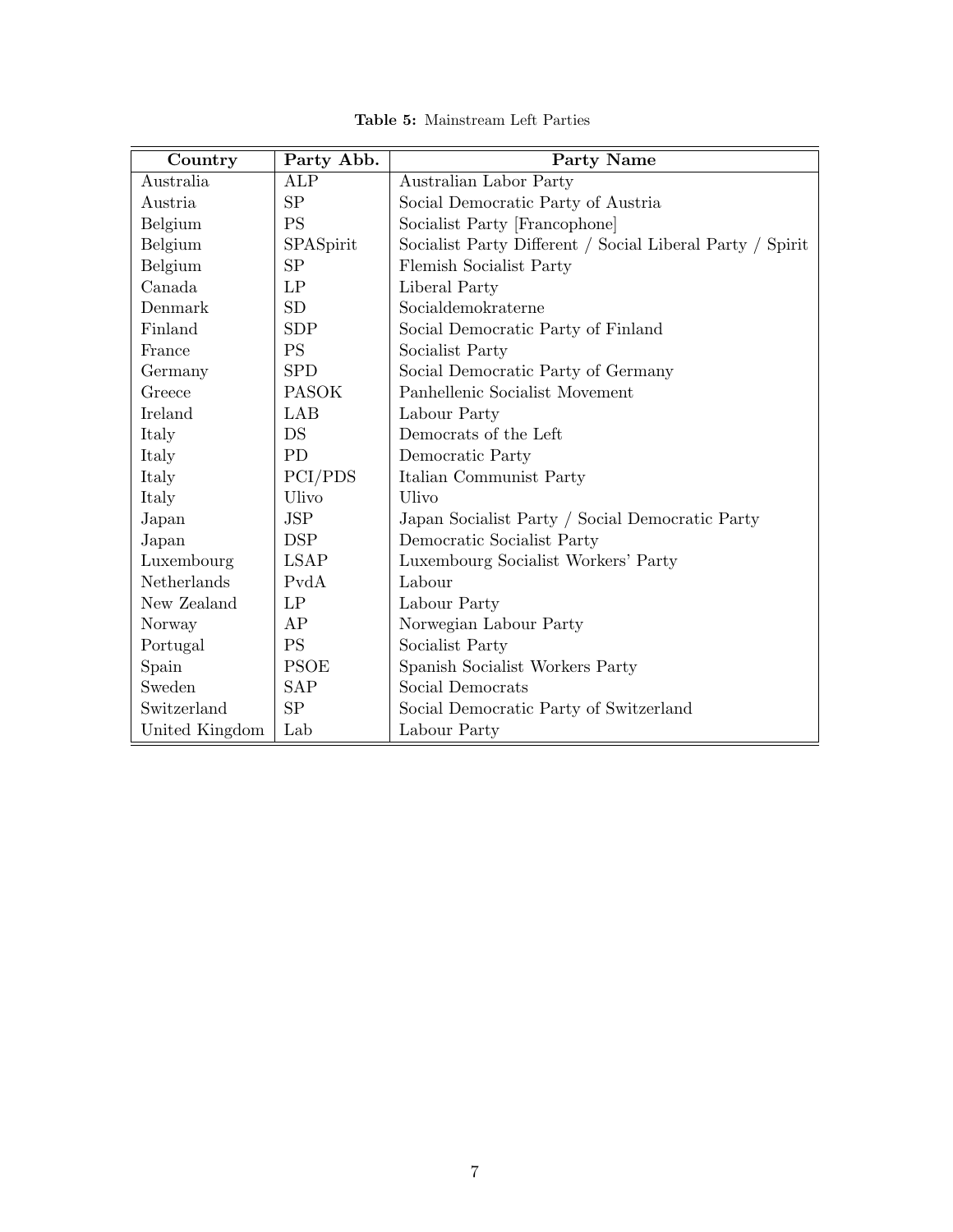**Table 5:** Mainstream Left Parties

| Country | Party Abb. | Party Name |
|---|---|---|
| Australia | ALP | Australian Labor Party |
| Austria | SP | Social Democratic Party of Austria |
| Belgium | PS | Socialist Party [Francophone] |
| Belgium | SPASpirit | Socialist Party Different / Social Liberal Party / Spirit |
| Belgium | SP | Flemish Socialist Party |
| Canada | LP | Liberal Party |
| Denmark | SD | Socialdemokraterne |
| Finland | SDP | Social Democratic Party of Finland |
| France | PS | Socialist Party |
| Germany | SPD | Social Democratic Party of Germany |
| Greece | PASOK | Panhellenic Socialist Movement |
| Ireland | LAB | Labour Party |
| Italy | DS | Democrats of the Left |
| Italy | PD | Democratic Party |
| Italy | PCI/PDS | Italian Communist Party |
| Italy | Ulivo | Ulivo |
| Japan | JSP | Japan Socialist Party / Social Democratic Party |
| Japan | DSP | Democratic Socialist Party |
| Luxembourg | LSAP | Luxembourg Socialist Workers' Party |
| Netherlands | PvdA | Labour |
| New Zealand | LP | Labour Party |
| Norway | AP | Norwegian Labour Party |
| Portugal | PS | Socialist Party |
| Spain | PSOE | Spanish Socialist Workers Party |
| Sweden | SAP | Social Democrats |
| Switzerland | SP | Social Democratic Party of Switzerland |
| United Kingdom | Lab | Labour Party |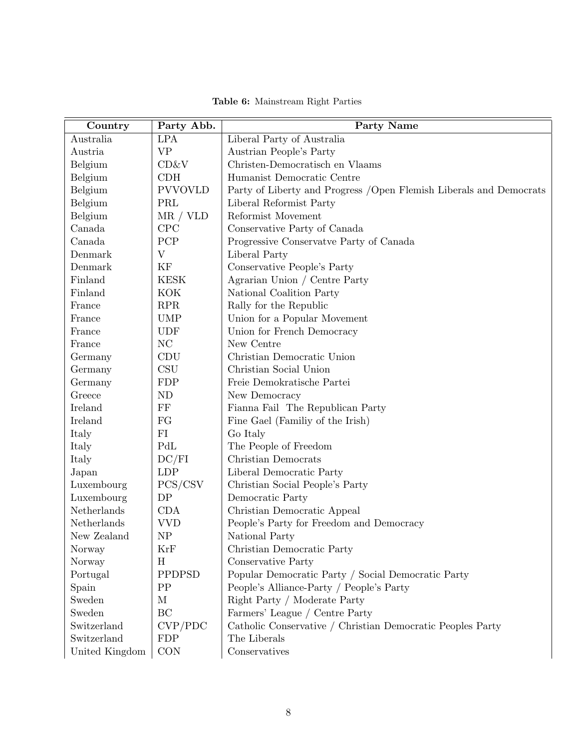**Table 6:** Mainstream Right Parties

| Country | Party Abb. | Party Name |
|---|---|---|
| Australia | LPA | Liberal Party of Australia |
| Austria | VP | Austrian People's Party |
| Belgium | CD&V | Christen-Democratisch en Vlaams |
| Belgium | CDH | Humanist Democratic Centre |
| Belgium | PVVOVLD | Party of Liberty and Progress /Open Flemish Liberals and Democrats |
| Belgium | PRL | Liberal Reformist Party |
| Belgium | MR / VLD | Reformist Movement |
| Canada | CPC | Conservative Party of Canada |
| Canada | PCP | Progressive Conservatve Party of Canada |
| Denmark | V | Liberal Party |
| Denmark | KF | Conservative People's Party |
| Finland | KESK | Agrarian Union / Centre Party |
| Finland | KOK | National Coalition Party |
| France | RPR | Rally for the Republic |
| France | UMP | Union for a Popular Movement |
| France | UDF | Union for French Democracy |
| France | NC | New Centre |
| Germany | CDU | Christian Democratic Union |
| Germany | CSU | Christian Social Union |
| Germany | FDP | Freie Demokratische Partei |
| Greece | ND | New Democracy |
| Ireland | FF | Fianna Fail The Republican Party |
| Ireland | FG | Fine Gael (Familiy of the Irish) |
| Italy | FI | Go Italy |
| Italy | PdL | The People of Freedom |
| Italy | DC/FI | Christian Democrats |
| Japan | LDP | Liberal Democratic Party |
| Luxembourg | PCS/CSV | Christian Social People's Party |
| Luxembourg | DP | Democratic Party |
| Netherlands | CDA | Christian Democratic Appeal |
| Netherlands | VVD | People's Party for Freedom and Democracy |
| New Zealand | NP | National Party |
| Norway | KrF | Christian Democratic Party |
| Norway | H | Conservative Party |
| Portugal | PPDPSD | Popular Democratic Party / Social Democratic Party |
| Spain | PP | People's Alliance-Party / People's Party |
| Sweden | M | Right Party / Moderate Party |
| Sweden | BC | Farmers' League / Centre Party |
| Switzerland | CVP/PDC | Catholic Conservative / Christian Democratic Peoples Party |
| Switzerland | FDP | The Liberals |
| United Kingdom | CON | Conservatives |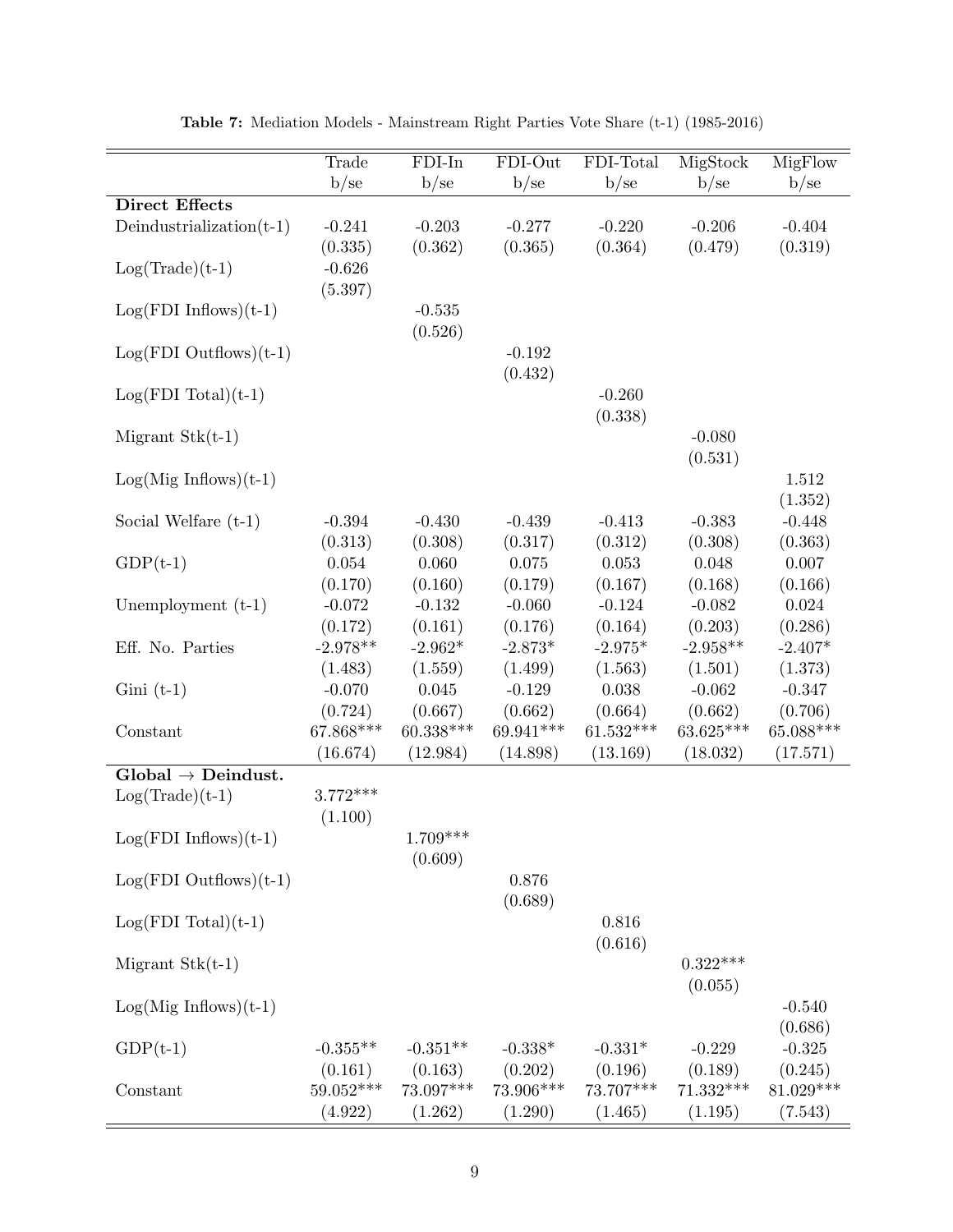**Table 7:** Mediation Models - Mainstream Right Parties Vote Share (t-1) (1985-2016)

| | Trade | FDI-In | FDI-Out | FDI-Total | MigStock | MigFlow |
|---|---|---|---|---|---|---|
| | b/se | b/se | b/se | b/se | b/se | b/se |
| **Direct Effects** | | | | | | |
| Deindustrialization(t-1) | -0.241 | -0.203 | -0.277 | -0.220 | -0.206 | -0.404 |
| | (0.335) | (0.362) | (0.365) | (0.364) | (0.479) | (0.319) |
| Log(Trade)(t-1) | -0.626 | | | | | |
| | (5.397) | | | | | |
| Log(FDI Inflows)(t-1) | | -0.535 | | | | |
| | | (0.526) | | | | |
| Log(FDI Outflows)(t-1) | | | -0.192 | | | |
| | | | (0.432) | | | |
| Log(FDI Total)(t-1) | | | | -0.260 | | |
| | | | | (0.338) | | |
| Migrant Stk(t-1) | | | | | -0.080 | |
| | | | | | (0.531) | |
| Log(Mig Inflows)(t-1) | | | | | | 1.512 |
| | | | | | | (1.352) |
| Social Welfare (t-1) | -0.394 | -0.430 | -0.439 | -0.413 | -0.383 | -0.448 |
| | (0.313) | (0.308) | (0.317) | (0.312) | (0.308) | (0.363) |
| GDP(t-1) | 0.054 | 0.060 | 0.075 | 0.053 | 0.048 | 0.007 |
| | (0.170) | (0.160) | (0.179) | (0.167) | (0.168) | (0.166) |
| Unemployment (t-1) | -0.072 | -0.132 | -0.060 | -0.124 | -0.082 | 0.024 |
| | (0.172) | (0.161) | (0.176) | (0.164) | (0.203) | (0.286) |
| Eff. No. Parties | -2.978** | -2.962* | -2.873* | -2.975* | -2.958** | -2.407* |
| | (1.483) | (1.559) | (1.499) | (1.563) | (1.501) | (1.373) |
| Gini (t-1) | -0.070 | 0.045 | -0.129 | 0.038 | -0.062 | -0.347 |
| | (0.724) | (0.667) | (0.662) | (0.664) | (0.662) | (0.706) |
| Constant | 67.868*** | 60.338*** | 69.941*** | 61.532*** | 63.625*** | 65.088*** |
| | (16.674) | (12.984) | (14.898) | (13.169) | (18.032) | (17.571) |
| **Global → Deindust.** | | | | | | |
| Log(Trade)(t-1) | 3.772*** | | | | | |
| | (1.100) | | | | | |
| Log(FDI Inflows)(t-1) | | 1.709*** | | | | |
| | | (0.609) | | | | |
| Log(FDI Outflows)(t-1) | | | 0.876 | | | |
| | | | (0.689) | | | |
| Log(FDI Total)(t-1) | | | | 0.816 | | |
| | | | | (0.616) | | |
| Migrant Stk(t-1) | | | | | 0.322*** | |
| | | | | | (0.055) | |
| Log(Mig Inflows)(t-1) | | | | | | -0.540 |
| | | | | | | (0.686) |
| GDP(t-1) | -0.355** | -0.351** | -0.338* | -0.331* | -0.229 | -0.325 |
| | (0.161) | (0.163) | (0.202) | (0.196) | (0.189) | (0.245) |
| Constant | 59.052*** | 73.097*** | 73.906*** | 73.707*** | 71.332*** | 81.029*** |
| | (4.922) | (1.262) | (1.290) | (1.465) | (1.195) | (7.543) |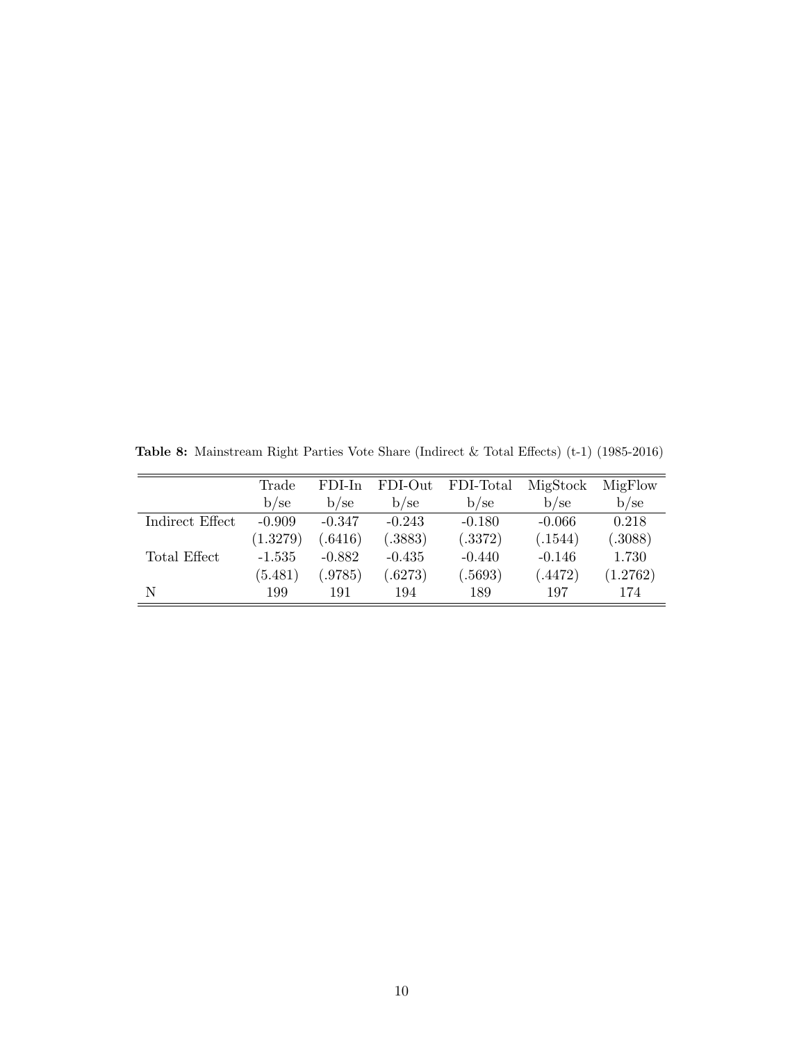**Table 8:** Mainstream Right Parties Vote Share (Indirect & Total Effects) (t-1) (1985-2016)

| | Trade | FDI-In | FDI-Out | FDI-Total | MigStock | MigFlow |
|---|---|---|---|---|---|---|
| | b/se | b/se | b/se | b/se | b/se | b/se |
| Indirect Effect | -0.909 | -0.347 | -0.243 | -0.180 | -0.066 | 0.218 |
| | (1.3279) | (.6416) | (.3883) | (.3372) | (.1544) | (.3088) |
| Total Effect | -1.535 | -0.882 | -0.435 | -0.440 | -0.146 | 1.730 |
| | (5.481) | (.9785) | (.6273) | (.5693) | (.4472) | (1.2762) |
| N | 199 | 191 | 194 | 189 | 197 | 174 |